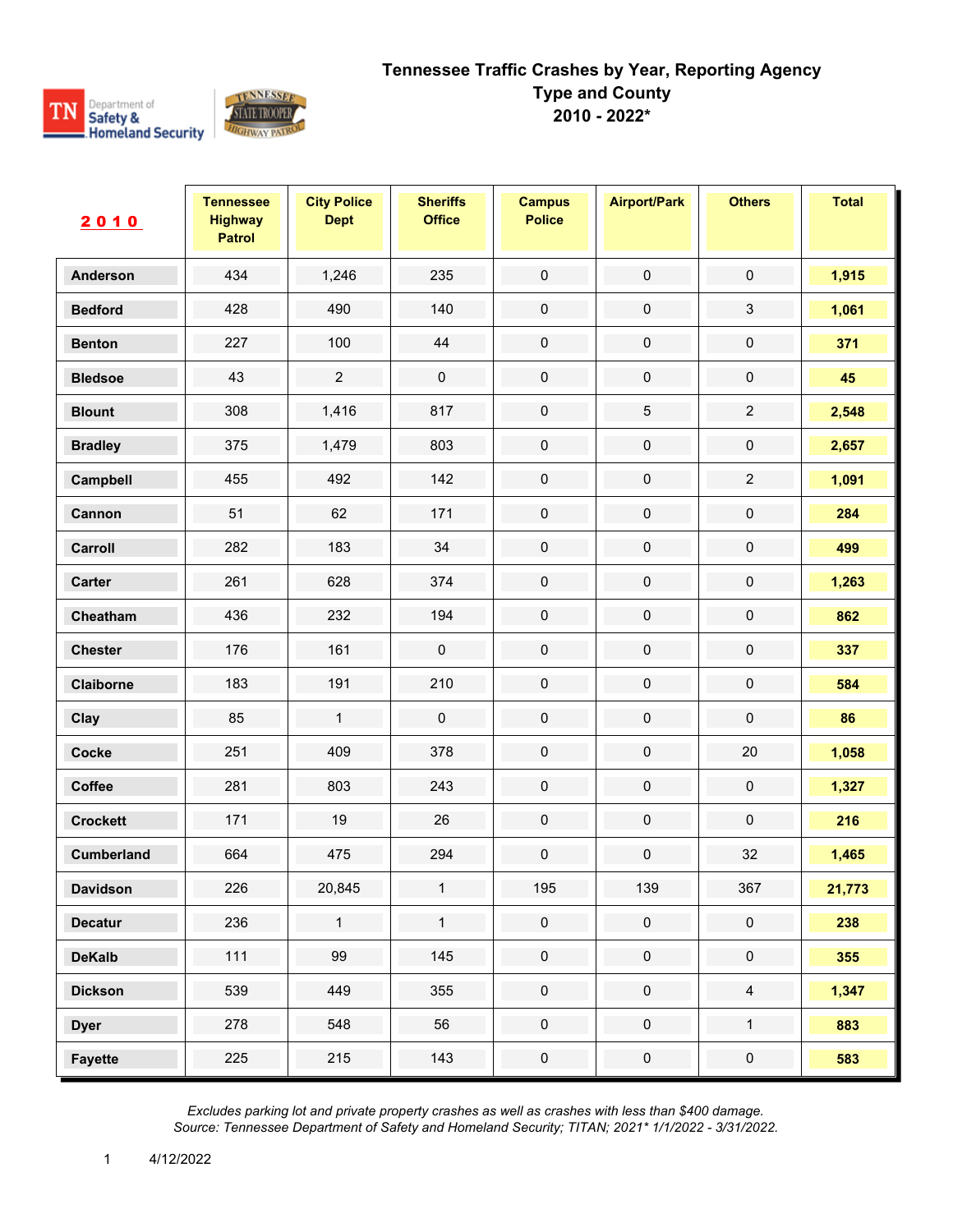# Tennessee Traffic Crashes by Year, Reporting Agency Type and County 2010 - 2022*

| 2010 | Tennessee Highway Patrol | City Police Dept | Sheriffs Office | Campus Police | Airport/Park | Others | Total |
|---|---|---|---|---|---|---|---|
| Anderson | 434 | 1,246 | 235 | 0 | 0 | 0 | 1,915 |
| Bedford | 428 | 490 | 140 | 0 | 0 | 3 | 1,061 |
| Benton | 227 | 100 | 44 | 0 | 0 | 0 | 371 |
| Bledsoe | 43 | 2 | 0 | 0 | 0 | 0 | 45 |
| Blount | 308 | 1,416 | 817 | 0 | 5 | 2 | 2,548 |
| Bradley | 375 | 1,479 | 803 | 0 | 0 | 0 | 2,657 |
| Campbell | 455 | 492 | 142 | 0 | 0 | 2 | 1,091 |
| Cannon | 51 | 62 | 171 | 0 | 0 | 0 | 284 |
| Carroll | 282 | 183 | 34 | 0 | 0 | 0 | 499 |
| Carter | 261 | 628 | 374 | 0 | 0 | 0 | 1,263 |
| Cheatham | 436 | 232 | 194 | 0 | 0 | 0 | 862 |
| Chester | 176 | 161 | 0 | 0 | 0 | 0 | 337 |
| Claiborne | 183 | 191 | 210 | 0 | 0 | 0 | 584 |
| Clay | 85 | 1 | 0 | 0 | 0 | 0 | 86 |
| Cocke | 251 | 409 | 378 | 0 | 0 | 20 | 1,058 |
| Coffee | 281 | 803 | 243 | 0 | 0 | 0 | 1,327 |
| Crockett | 171 | 19 | 26 | 0 | 0 | 0 | 216 |
| Cumberland | 664 | 475 | 294 | 0 | 0 | 32 | 1,465 |
| Davidson | 226 | 20,845 | 1 | 195 | 139 | 367 | 21,773 |
| Decatur | 236 | 1 | 1 | 0 | 0 | 0 | 238 |
| DeKalb | 111 | 99 | 145 | 0 | 0 | 0 | 355 |
| Dickson | 539 | 449 | 355 | 0 | 0 | 4 | 1,347 |
| Dyer | 278 | 548 | 56 | 0 | 0 | 1 | 883 |
| Fayette | 225 | 215 | 143 | 0 | 0 | 0 | 583 |

*Excludes parking lot and private property crashes as well as crashes with less than $400 damage.*
*Source: Tennessee Department of Safety and Homeland Security; TITAN; 2021* 1/1/2022 - 3/31/2022.*

4/12/2022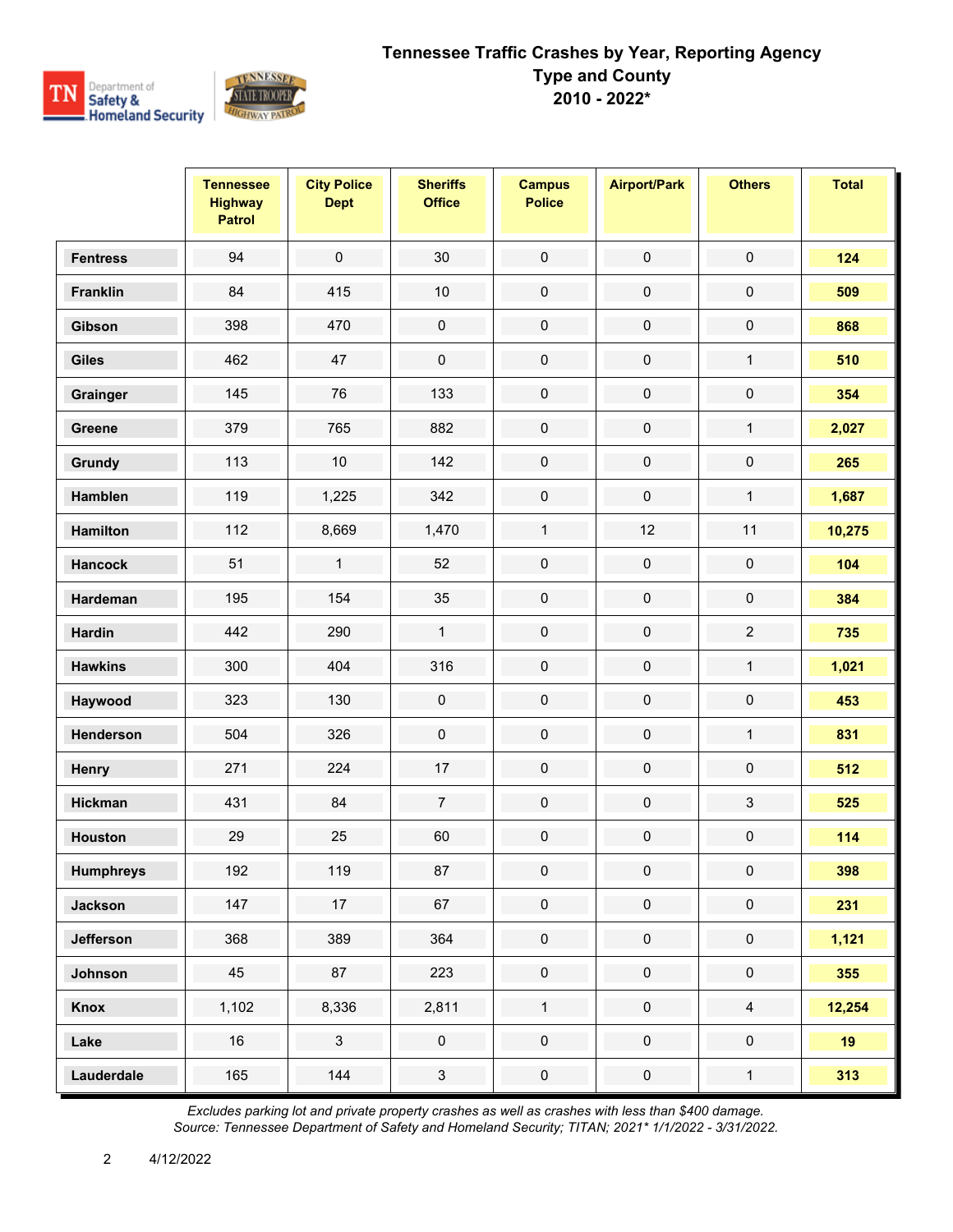# Tennessee Traffic Crashes by Year, Reporting Agency Type and County

## 2010 - 2022*

| | Tennessee Highway Patrol | City Police Dept | Sheriffs Office | Campus Police | Airport/Park | Others | Total |
|---|---|---|---|---|---|---|---|
| **Fentress** | 94 | 0 | 30 | 0 | 0 | 0 | **124** |
| **Franklin** | 84 | 415 | 10 | 0 | 0 | 0 | **509** |
| **Gibson** | 398 | 470 | 0 | 0 | 0 | 0 | **868** |
| **Giles** | 462 | 47 | 0 | 0 | 0 | 1 | **510** |
| **Grainger** | 145 | 76 | 133 | 0 | 0 | 0 | **354** |
| **Greene** | 379 | 765 | 882 | 0 | 0 | 1 | **2,027** |
| **Grundy** | 113 | 10 | 142 | 0 | 0 | 0 | **265** |
| **Hamblen** | 119 | 1,225 | 342 | 0 | 0 | 1 | **1,687** |
| **Hamilton** | 112 | 8,669 | 1,470 | 1 | 12 | 11 | **10,275** |
| **Hancock** | 51 | 1 | 52 | 0 | 0 | 0 | **104** |
| **Hardeman** | 195 | 154 | 35 | 0 | 0 | 0 | **384** |
| **Hardin** | 442 | 290 | 1 | 0 | 0 | 2 | **735** |
| **Hawkins** | 300 | 404 | 316 | 0 | 0 | 1 | **1,021** |
| **Haywood** | 323 | 130 | 0 | 0 | 0 | 0 | **453** |
| **Henderson** | 504 | 326 | 0 | 0 | 0 | 1 | **831** |
| **Henry** | 271 | 224 | 17 | 0 | 0 | 0 | **512** |
| **Hickman** | 431 | 84 | 7 | 0 | 0 | 3 | **525** |
| **Houston** | 29 | 25 | 60 | 0 | 0 | 0 | **114** |
| **Humphreys** | 192 | 119 | 87 | 0 | 0 | 0 | **398** |
| **Jackson** | 147 | 17 | 67 | 0 | 0 | 0 | **231** |
| **Jefferson** | 368 | 389 | 364 | 0 | 0 | 0 | **1,121** |
| **Johnson** | 45 | 87 | 223 | 0 | 0 | 0 | **355** |
| **Knox** | 1,102 | 8,336 | 2,811 | 1 | 0 | 4 | **12,254** |
| **Lake** | 16 | 3 | 0 | 0 | 0 | 0 | **19** |
| **Lauderdale** | 165 | 144 | 3 | 0 | 0 | 1 | **313** |

*Excludes parking lot and private property crashes as well as crashes with less than $400 damage.*
*Source: Tennessee Department of Safety and Homeland Security; TITAN; 2021* 1/1/2022 - 3/31/2022.*

4/12/2022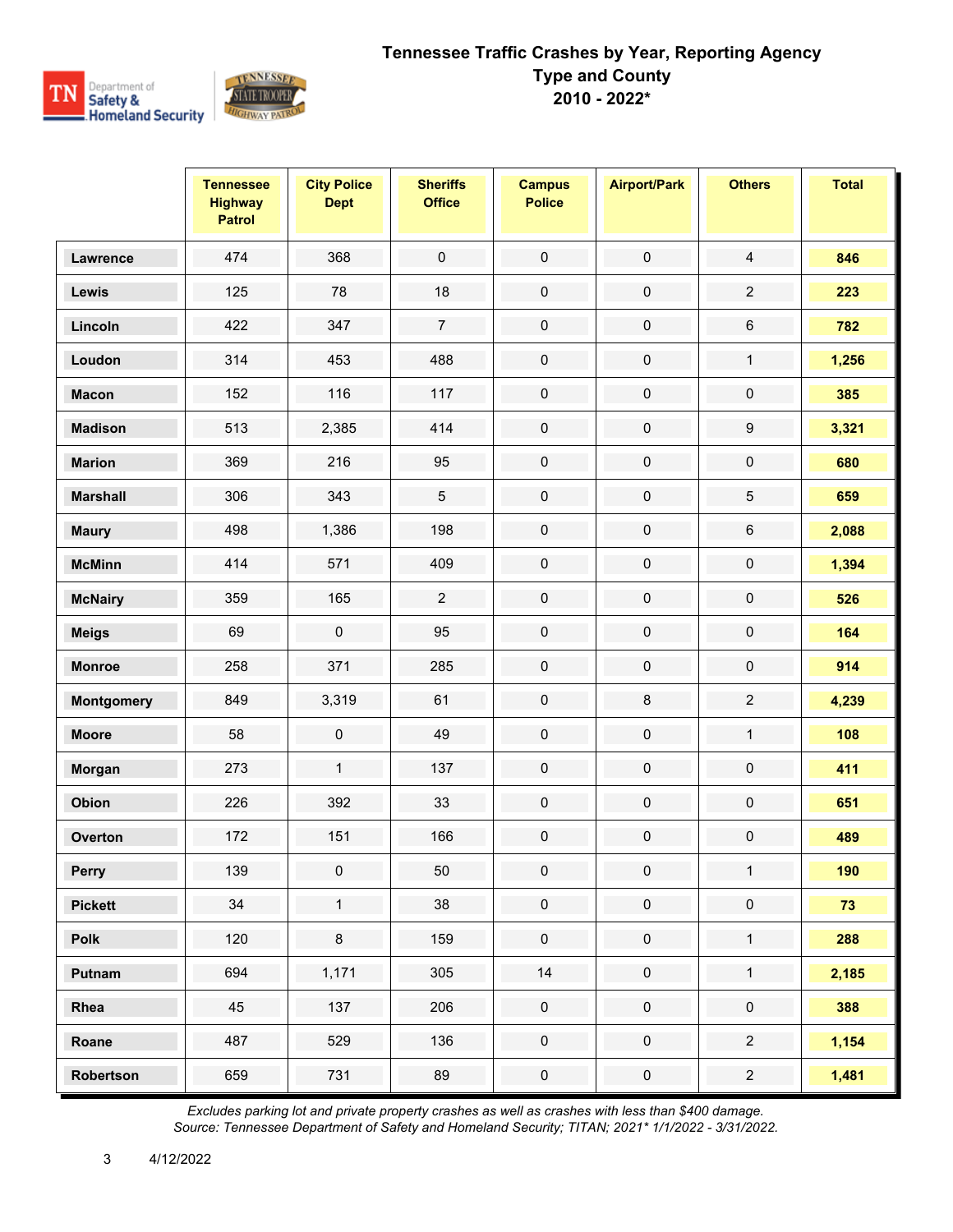# Tennessee Traffic Crashes by Year, Reporting Agency Type and County
## 2010 - 2022*

| | Tennessee Highway Patrol | City Police Dept | Sheriffs Office | Campus Police | Airport/Park | Others | Total |
|---|---|---|---|---|---|---|---|
| **Lawrence** | 474 | 368 | 0 | 0 | 0 | 4 | **846** |
| **Lewis** | 125 | 78 | 18 | 0 | 0 | 2 | **223** |
| **Lincoln** | 422 | 347 | 7 | 0 | 0 | 6 | **782** |
| **Loudon** | 314 | 453 | 488 | 0 | 0 | 1 | **1,256** |
| **Macon** | 152 | 116 | 117 | 0 | 0 | 0 | **385** |
| **Madison** | 513 | 2,385 | 414 | 0 | 0 | 9 | **3,321** |
| **Marion** | 369 | 216 | 95 | 0 | 0 | 0 | **680** |
| **Marshall** | 306 | 343 | 5 | 0 | 0 | 5 | **659** |
| **Maury** | 498 | 1,386 | 198 | 0 | 0 | 6 | **2,088** |
| **McMinn** | 414 | 571 | 409 | 0 | 0 | 0 | **1,394** |
| **McNairy** | 359 | 165 | 2 | 0 | 0 | 0 | **526** |
| **Meigs** | 69 | 0 | 95 | 0 | 0 | 0 | **164** |
| **Monroe** | 258 | 371 | 285 | 0 | 0 | 0 | **914** |
| **Montgomery** | 849 | 3,319 | 61 | 0 | 8 | 2 | **4,239** |
| **Moore** | 58 | 0 | 49 | 0 | 0 | 1 | **108** |
| **Morgan** | 273 | 1 | 137 | 0 | 0 | 0 | **411** |
| **Obion** | 226 | 392 | 33 | 0 | 0 | 0 | **651** |
| **Overton** | 172 | 151 | 166 | 0 | 0 | 0 | **489** |
| **Perry** | 139 | 0 | 50 | 0 | 0 | 1 | **190** |
| **Pickett** | 34 | 1 | 38 | 0 | 0 | 0 | **73** |
| **Polk** | 120 | 8 | 159 | 0 | 0 | 1 | **288** |
| **Putnam** | 694 | 1,171 | 305 | 14 | 0 | 1 | **2,185** |
| **Rhea** | 45 | 137 | 206 | 0 | 0 | 0 | **388** |
| **Roane** | 487 | 529 | 136 | 0 | 0 | 2 | **1,154** |
| **Robertson** | 659 | 731 | 89 | 0 | 0 | 2 | **1,481** |

*Excludes parking lot and private property crashes as well as crashes with less than $400 damage.*
*Source: Tennessee Department of Safety and Homeland Security; TITAN; 2021* 1/1/2022 - 3/31/2022.*

4/12/2022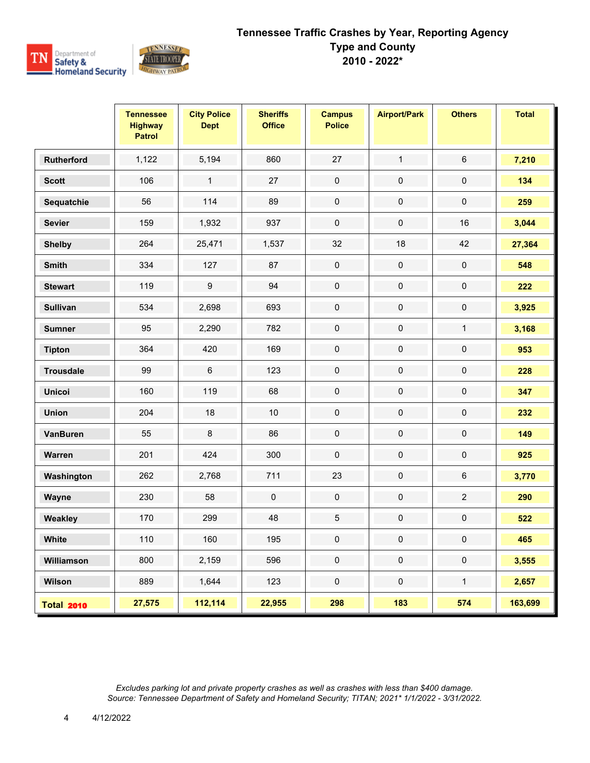# Tennessee Traffic Crashes by Year, Reporting Agency Type and County 2010 - 2022*

| | Tennessee Highway Patrol | City Police Dept | Sheriffs Office | Campus Police | Airport/Park | Others | Total |
|---|---|---|---|---|---|---|---|
| **Rutherford** | 1,122 | 5,194 | 860 | 27 | 1 | 6 | **7,210** |
| **Scott** | 106 | 1 | 27 | 0 | 0 | 0 | **134** |
| **Sequatchie** | 56 | 114 | 89 | 0 | 0 | 0 | **259** |
| **Sevier** | 159 | 1,932 | 937 | 0 | 0 | 16 | **3,044** |
| **Shelby** | 264 | 25,471 | 1,537 | 32 | 18 | 42 | **27,364** |
| **Smith** | 334 | 127 | 87 | 0 | 0 | 0 | **548** |
| **Stewart** | 119 | 9 | 94 | 0 | 0 | 0 | **222** |
| **Sullivan** | 534 | 2,698 | 693 | 0 | 0 | 0 | **3,925** |
| **Sumner** | 95 | 2,290 | 782 | 0 | 0 | 1 | **3,168** |
| **Tipton** | 364 | 420 | 169 | 0 | 0 | 0 | **953** |
| **Trousdale** | 99 | 6 | 123 | 0 | 0 | 0 | **228** |
| **Unicoi** | 160 | 119 | 68 | 0 | 0 | 0 | **347** |
| **Union** | 204 | 18 | 10 | 0 | 0 | 0 | **232** |
| **VanBuren** | 55 | 8 | 86 | 0 | 0 | 0 | **149** |
| **Warren** | 201 | 424 | 300 | 0 | 0 | 0 | **925** |
| **Washington** | 262 | 2,768 | 711 | 23 | 0 | 6 | **3,770** |
| **Wayne** | 230 | 58 | 0 | 0 | 0 | 2 | **290** |
| **Weakley** | 170 | 299 | 48 | 5 | 0 | 0 | **522** |
| **White** | 110 | 160 | 195 | 0 | 0 | 0 | **465** |
| **Williamson** | 800 | 2,159 | 596 | 0 | 0 | 0 | **3,555** |
| **Wilson** | 889 | 1,644 | 123 | 0 | 0 | 1 | **2,657** |
| **Total 2010** | **27,575** | **112,114** | **22,955** | **298** | **183** | **574** | **163,699** |

*Excludes parking lot and private property crashes as well as crashes with less than $400 damage.*
*Source: Tennessee Department of Safety and Homeland Security; TITAN; 2021* 1/1/2022 - 3/31/2022.*

4/12/2022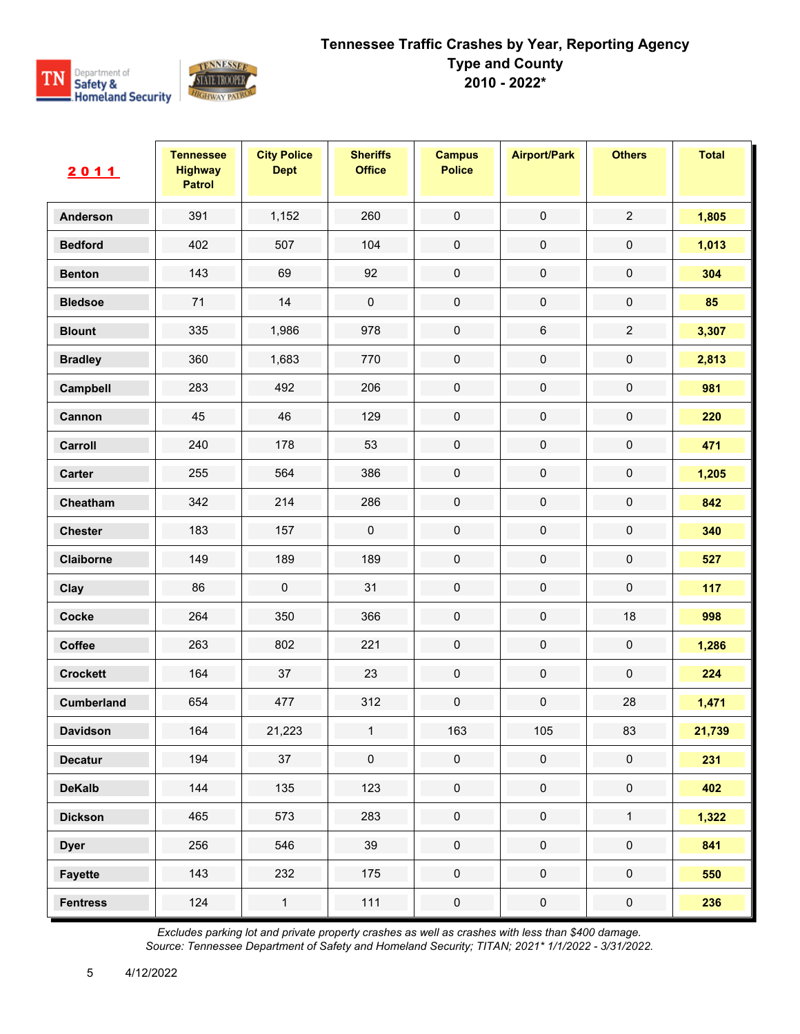# Tennessee Traffic Crashes by Year, Reporting Agency Type and County
## 2010 - 2022*

| 2011 | Tennessee Highway Patrol | City Police Dept | Sheriffs Office | Campus Police | Airport/Park | Others | Total |
|---|---|---|---|---|---|---|---|
| Anderson | 391 | 1,152 | 260 | 0 | 0 | 2 | 1,805 |
| Bedford | 402 | 507 | 104 | 0 | 0 | 0 | 1,013 |
| Benton | 143 | 69 | 92 | 0 | 0 | 0 | 304 |
| Bledsoe | 71 | 14 | 0 | 0 | 0 | 0 | 85 |
| Blount | 335 | 1,986 | 978 | 0 | 6 | 2 | 3,307 |
| Bradley | 360 | 1,683 | 770 | 0 | 0 | 0 | 2,813 |
| Campbell | 283 | 492 | 206 | 0 | 0 | 0 | 981 |
| Cannon | 45 | 46 | 129 | 0 | 0 | 0 | 220 |
| Carroll | 240 | 178 | 53 | 0 | 0 | 0 | 471 |
| Carter | 255 | 564 | 386 | 0 | 0 | 0 | 1,205 |
| Cheatham | 342 | 214 | 286 | 0 | 0 | 0 | 842 |
| Chester | 183 | 157 | 0 | 0 | 0 | 0 | 340 |
| Claiborne | 149 | 189 | 189 | 0 | 0 | 0 | 527 |
| Clay | 86 | 0 | 31 | 0 | 0 | 0 | 117 |
| Cocke | 264 | 350 | 366 | 0 | 0 | 18 | 998 |
| Coffee | 263 | 802 | 221 | 0 | 0 | 0 | 1,286 |
| Crockett | 164 | 37 | 23 | 0 | 0 | 0 | 224 |
| Cumberland | 654 | 477 | 312 | 0 | 0 | 28 | 1,471 |
| Davidson | 164 | 21,223 | 1 | 163 | 105 | 83 | 21,739 |
| Decatur | 194 | 37 | 0 | 0 | 0 | 0 | 231 |
| DeKalb | 144 | 135 | 123 | 0 | 0 | 0 | 402 |
| Dickson | 465 | 573 | 283 | 0 | 0 | 1 | 1,322 |
| Dyer | 256 | 546 | 39 | 0 | 0 | 0 | 841 |
| Fayette | 143 | 232 | 175 | 0 | 0 | 0 | 550 |
| Fentress | 124 | 1 | 111 | 0 | 0 | 0 | 236 |

*Excludes parking lot and private property crashes as well as crashes with less than $400 damage.*
*Source: Tennessee Department of Safety and Homeland Security; TITAN; 2021* 1/1/2022 - 3/31/2022.*

4/12/2022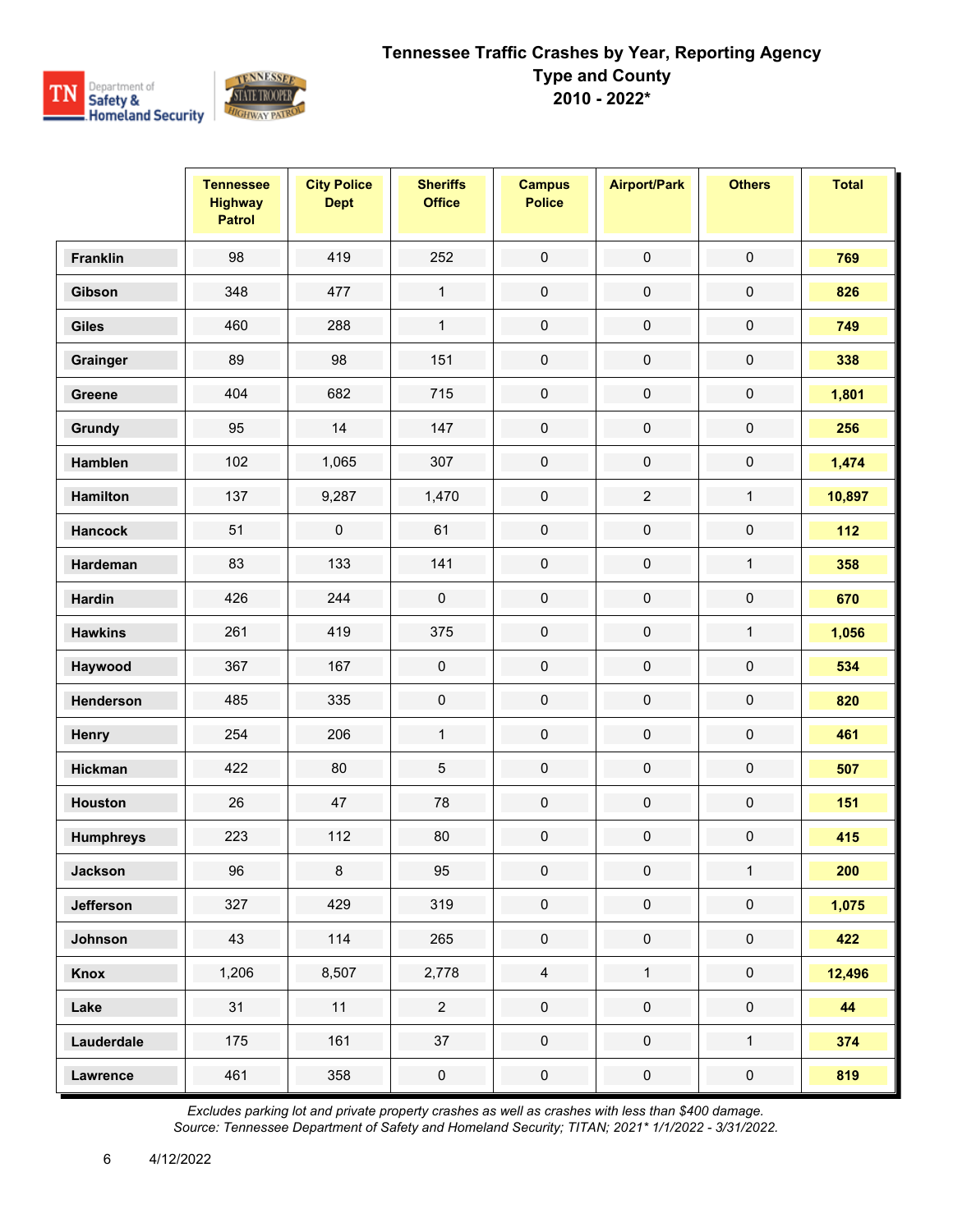# Tennessee Traffic Crashes by Year, Reporting Agency Type and County
## 2010 - 2022*

| | Tennessee Highway Patrol | City Police Dept | Sheriffs Office | Campus Police | Airport/Park | Others | Total |
|---|---|---|---|---|---|---|---|
| **Franklin** | 98 | 419 | 252 | 0 | 0 | 0 | **769** |
| **Gibson** | 348 | 477 | 1 | 0 | 0 | 0 | **826** |
| **Giles** | 460 | 288 | 1 | 0 | 0 | 0 | **749** |
| **Grainger** | 89 | 98 | 151 | 0 | 0 | 0 | **338** |
| **Greene** | 404 | 682 | 715 | 0 | 0 | 0 | **1,801** |
| **Grundy** | 95 | 14 | 147 | 0 | 0 | 0 | **256** |
| **Hamblen** | 102 | 1,065 | 307 | 0 | 0 | 0 | **1,474** |
| **Hamilton** | 137 | 9,287 | 1,470 | 0 | 2 | 1 | **10,897** |
| **Hancock** | 51 | 0 | 61 | 0 | 0 | 0 | **112** |
| **Hardeman** | 83 | 133 | 141 | 0 | 0 | 1 | **358** |
| **Hardin** | 426 | 244 | 0 | 0 | 0 | 0 | **670** |
| **Hawkins** | 261 | 419 | 375 | 0 | 0 | 1 | **1,056** |
| **Haywood** | 367 | 167 | 0 | 0 | 0 | 0 | **534** |
| **Henderson** | 485 | 335 | 0 | 0 | 0 | 0 | **820** |
| **Henry** | 254 | 206 | 1 | 0 | 0 | 0 | **461** |
| **Hickman** | 422 | 80 | 5 | 0 | 0 | 0 | **507** |
| **Houston** | 26 | 47 | 78 | 0 | 0 | 0 | **151** |
| **Humphreys** | 223 | 112 | 80 | 0 | 0 | 0 | **415** |
| **Jackson** | 96 | 8 | 95 | 0 | 0 | 1 | **200** |
| **Jefferson** | 327 | 429 | 319 | 0 | 0 | 0 | **1,075** |
| **Johnson** | 43 | 114 | 265 | 0 | 0 | 0 | **422** |
| **Knox** | 1,206 | 8,507 | 2,778 | 4 | 1 | 0 | **12,496** |
| **Lake** | 31 | 11 | 2 | 0 | 0 | 0 | **44** |
| **Lauderdale** | 175 | 161 | 37 | 0 | 0 | 1 | **374** |
| **Lawrence** | 461 | 358 | 0 | 0 | 0 | 0 | **819** |

*Excludes parking lot and private property crashes as well as crashes with less than $400 damage.*
*Source: Tennessee Department of Safety and Homeland Security; TITAN; 2021* 1/1/2022 - 3/31/2022.*

4/12/2022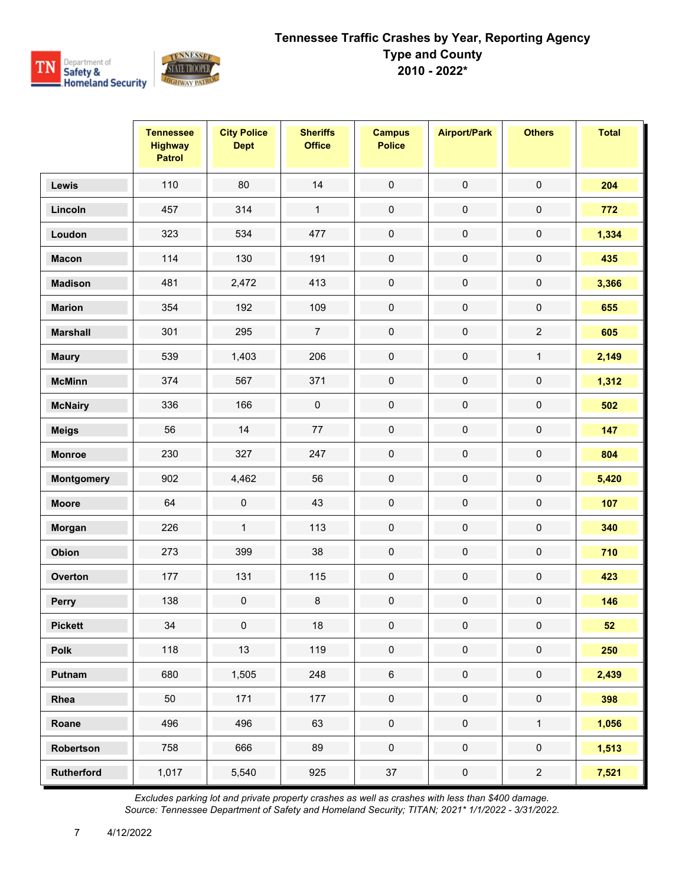# Tennessee Traffic Crashes by Year, Reporting Agency Type and County

## 2010 - 2022*

| | Tennessee Highway Patrol | City Police Dept | Sheriffs Office | Campus Police | Airport/Park | Others | Total |
|---|---|---|---|---|---|---|---|
| Lewis | 110 | 80 | 14 | 0 | 0 | 0 | **204** |
| Lincoln | 457 | 314 | 1 | 0 | 0 | 0 | **772** |
| Loudon | 323 | 534 | 477 | 0 | 0 | 0 | **1,334** |
| Macon | 114 | 130 | 191 | 0 | 0 | 0 | **435** |
| Madison | 481 | 2,472 | 413 | 0 | 0 | 0 | **3,366** |
| Marion | 354 | 192 | 109 | 0 | 0 | 0 | **655** |
| Marshall | 301 | 295 | 7 | 0 | 0 | 2 | **605** |
| Maury | 539 | 1,403 | 206 | 0 | 0 | 1 | **2,149** |
| McMinn | 374 | 567 | 371 | 0 | 0 | 0 | **1,312** |
| McNairy | 336 | 166 | 0 | 0 | 0 | 0 | **502** |
| Meigs | 56 | 14 | 77 | 0 | 0 | 0 | **147** |
| Monroe | 230 | 327 | 247 | 0 | 0 | 0 | **804** |
| Montgomery | 902 | 4,462 | 56 | 0 | 0 | 0 | **5,420** |
| Moore | 64 | 0 | 43 | 0 | 0 | 0 | **107** |
| Morgan | 226 | 1 | 113 | 0 | 0 | 0 | **340** |
| Obion | 273 | 399 | 38 | 0 | 0 | 0 | **710** |
| Overton | 177 | 131 | 115 | 0 | 0 | 0 | **423** |
| Perry | 138 | 0 | 8 | 0 | 0 | 0 | **146** |
| Pickett | 34 | 0 | 18 | 0 | 0 | 0 | **52** |
| Polk | 118 | 13 | 119 | 0 | 0 | 0 | **250** |
| Putnam | 680 | 1,505 | 248 | 6 | 0 | 0 | **2,439** |
| Rhea | 50 | 171 | 177 | 0 | 0 | 0 | **398** |
| Roane | 496 | 496 | 63 | 0 | 0 | 1 | **1,056** |
| Robertson | 758 | 666 | 89 | 0 | 0 | 0 | **1,513** |
| Rutherford | 1,017 | 5,540 | 925 | 37 | 0 | 2 | **7,521** |

*Excludes parking lot and private property crashes as well as crashes with less than $400 damage.*
*Source: Tennessee Department of Safety and Homeland Security; TITAN; 2021* 1/1/2022 - 3/31/2022.*

4/12/2022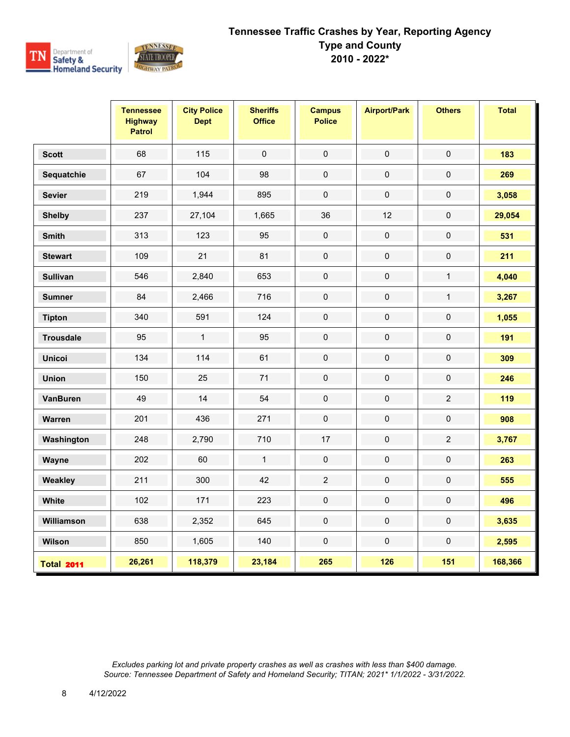# Tennessee Traffic Crashes by Year, Reporting Agency Type and County 2010 - 2022*

| | Tennessee Highway Patrol | City Police Dept | Sheriffs Office | Campus Police | Airport/Park | Others | Total |
|---|---|---|---|---|---|---|---|
| Scott | 68 | 115 | 0 | 0 | 0 | 0 | 183 |
| Sequatchie | 67 | 104 | 98 | 0 | 0 | 0 | 269 |
| Sevier | 219 | 1,944 | 895 | 0 | 0 | 0 | 3,058 |
| Shelby | 237 | 27,104 | 1,665 | 36 | 12 | 0 | 29,054 |
| Smith | 313 | 123 | 95 | 0 | 0 | 0 | 531 |
| Stewart | 109 | 21 | 81 | 0 | 0 | 0 | 211 |
| Sullivan | 546 | 2,840 | 653 | 0 | 0 | 1 | 4,040 |
| Sumner | 84 | 2,466 | 716 | 0 | 0 | 1 | 3,267 |
| Tipton | 340 | 591 | 124 | 0 | 0 | 0 | 1,055 |
| Trousdale | 95 | 1 | 95 | 0 | 0 | 0 | 191 |
| Unicoi | 134 | 114 | 61 | 0 | 0 | 0 | 309 |
| Union | 150 | 25 | 71 | 0 | 0 | 0 | 246 |
| VanBuren | 49 | 14 | 54 | 0 | 0 | 2 | 119 |
| Warren | 201 | 436 | 271 | 0 | 0 | 0 | 908 |
| Washington | 248 | 2,790 | 710 | 17 | 0 | 2 | 3,767 |
| Wayne | 202 | 60 | 1 | 0 | 0 | 0 | 263 |
| Weakley | 211 | 300 | 42 | 2 | 0 | 0 | 555 |
| White | 102 | 171 | 223 | 0 | 0 | 0 | 496 |
| Williamson | 638 | 2,352 | 645 | 0 | 0 | 0 | 3,635 |
| Wilson | 850 | 1,605 | 140 | 0 | 0 | 0 | 2,595 |
| **Total 2011** | **26,261** | **118,379** | **23,184** | **265** | **126** | **151** | **168,366** |

*Excludes parking lot and private property crashes as well as crashes with less than $400 damage.*
*Source: Tennessee Department of Safety and Homeland Security; TITAN; 2021* 1/1/2022 - 3/31/2022.*

4/12/2022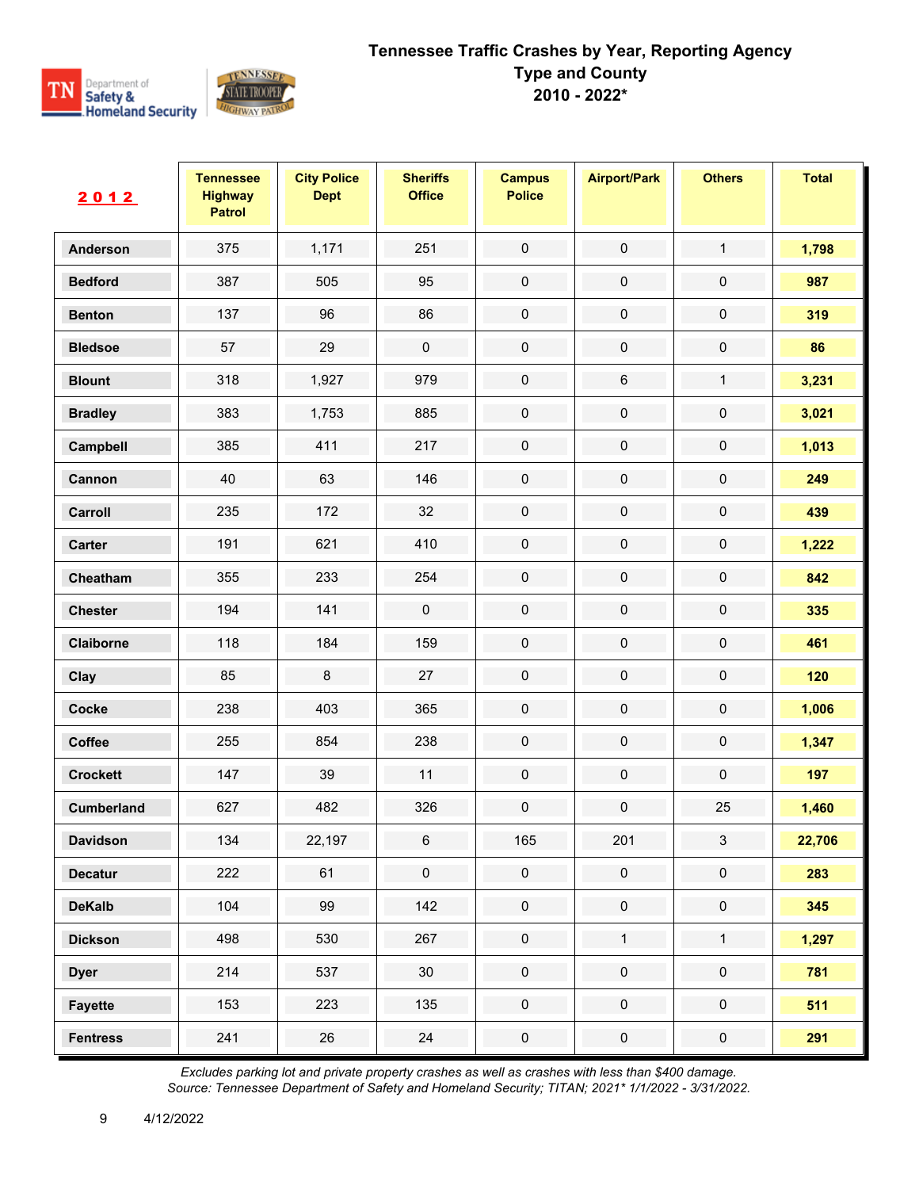# Tennessee Traffic Crashes by Year, Reporting Agency Type and County
## 2010 - 2022*

| 2012 | Tennessee Highway Patrol | City Police Dept | Sheriffs Office | Campus Police | Airport/Park | Others | Total |
|---|---|---|---|---|---|---|---|
| Anderson | 375 | 1,171 | 251 | 0 | 0 | 1 | **1,798** |
| Bedford | 387 | 505 | 95 | 0 | 0 | 0 | **987** |
| Benton | 137 | 96 | 86 | 0 | 0 | 0 | **319** |
| Bledsoe | 57 | 29 | 0 | 0 | 0 | 0 | **86** |
| Blount | 318 | 1,927 | 979 | 0 | 6 | 1 | **3,231** |
| Bradley | 383 | 1,753 | 885 | 0 | 0 | 0 | **3,021** |
| Campbell | 385 | 411 | 217 | 0 | 0 | 0 | **1,013** |
| Cannon | 40 | 63 | 146 | 0 | 0 | 0 | **249** |
| Carroll | 235 | 172 | 32 | 0 | 0 | 0 | **439** |
| Carter | 191 | 621 | 410 | 0 | 0 | 0 | **1,222** |
| Cheatham | 355 | 233 | 254 | 0 | 0 | 0 | **842** |
| Chester | 194 | 141 | 0 | 0 | 0 | 0 | **335** |
| Claiborne | 118 | 184 | 159 | 0 | 0 | 0 | **461** |
| Clay | 85 | 8 | 27 | 0 | 0 | 0 | **120** |
| Cocke | 238 | 403 | 365 | 0 | 0 | 0 | **1,006** |
| Coffee | 255 | 854 | 238 | 0 | 0 | 0 | **1,347** |
| Crockett | 147 | 39 | 11 | 0 | 0 | 0 | **197** |
| Cumberland | 627 | 482 | 326 | 0 | 0 | 25 | **1,460** |
| Davidson | 134 | 22,197 | 6 | 165 | 201 | 3 | **22,706** |
| Decatur | 222 | 61 | 0 | 0 | 0 | 0 | **283** |
| DeKalb | 104 | 99 | 142 | 0 | 0 | 0 | **345** |
| Dickson | 498 | 530 | 267 | 0 | 1 | 1 | **1,297** |
| Dyer | 214 | 537 | 30 | 0 | 0 | 0 | **781** |
| Fayette | 153 | 223 | 135 | 0 | 0 | 0 | **511** |
| Fentress | 241 | 26 | 24 | 0 | 0 | 0 | **291** |

*Excludes parking lot and private property crashes as well as crashes with less than $400 damage.*
*Source: Tennessee Department of Safety and Homeland Security; TITAN; 2021* 1/1/2022 - 3/31/2022.*

4/12/2022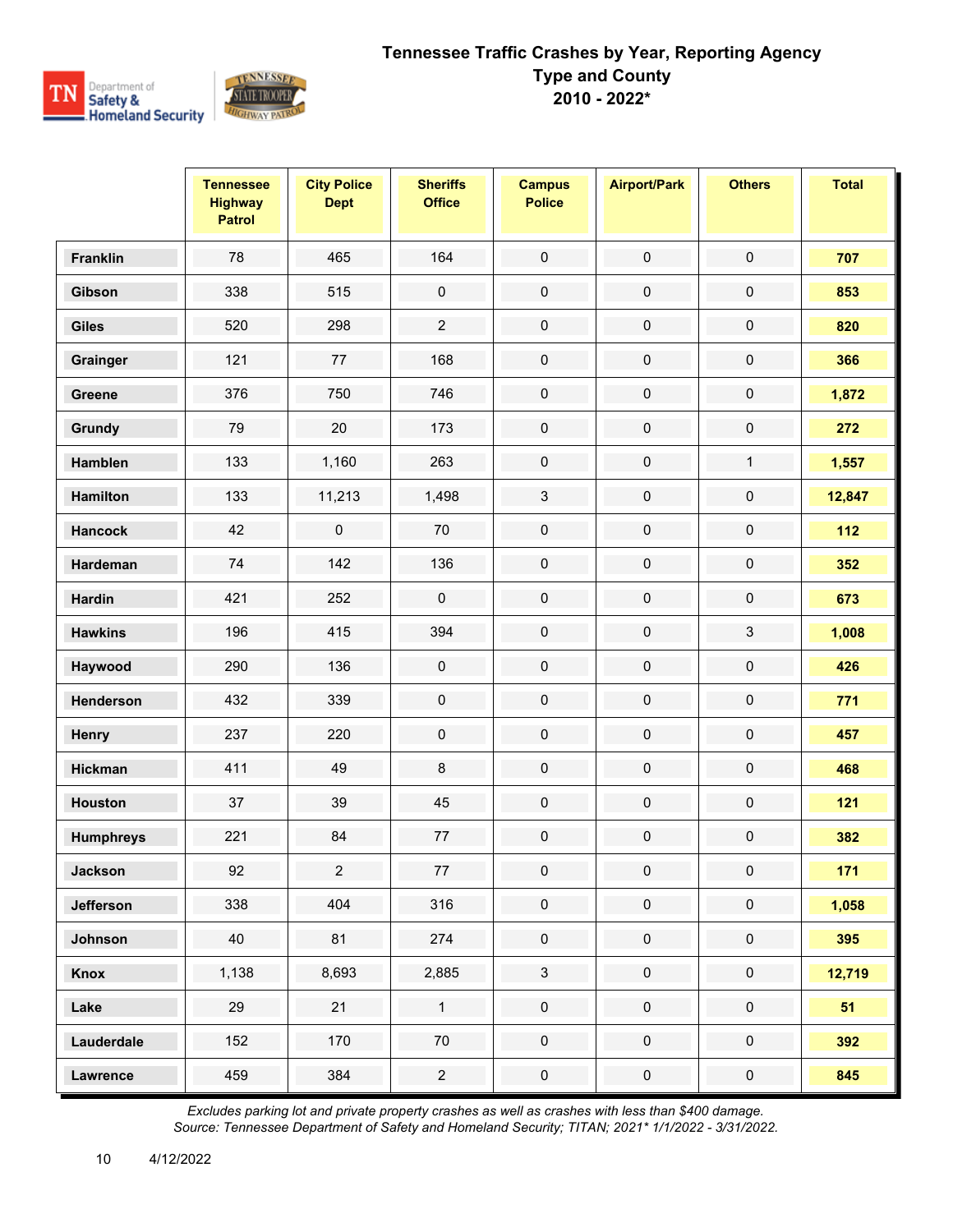# Tennessee Traffic Crashes by Year, Reporting Agency Type and County 2010 - 2022*

| | Tennessee Highway Patrol | City Police Dept | Sheriffs Office | Campus Police | Airport/Park | Others | Total |
|---|---|---|---|---|---|---|---|
| **Franklin** | 78 | 465 | 164 | 0 | 0 | 0 | **707** |
| **Gibson** | 338 | 515 | 0 | 0 | 0 | 0 | **853** |
| **Giles** | 520 | 298 | 2 | 0 | 0 | 0 | **820** |
| **Grainger** | 121 | 77 | 168 | 0 | 0 | 0 | **366** |
| **Greene** | 376 | 750 | 746 | 0 | 0 | 0 | **1,872** |
| **Grundy** | 79 | 20 | 173 | 0 | 0 | 0 | **272** |
| **Hamblen** | 133 | 1,160 | 263 | 0 | 0 | 1 | **1,557** |
| **Hamilton** | 133 | 11,213 | 1,498 | 3 | 0 | 0 | **12,847** |
| **Hancock** | 42 | 0 | 70 | 0 | 0 | 0 | **112** |
| **Hardeman** | 74 | 142 | 136 | 0 | 0 | 0 | **352** |
| **Hardin** | 421 | 252 | 0 | 0 | 0 | 0 | **673** |
| **Hawkins** | 196 | 415 | 394 | 0 | 0 | 3 | **1,008** |
| **Haywood** | 290 | 136 | 0 | 0 | 0 | 0 | **426** |
| **Henderson** | 432 | 339 | 0 | 0 | 0 | 0 | **771** |
| **Henry** | 237 | 220 | 0 | 0 | 0 | 0 | **457** |
| **Hickman** | 411 | 49 | 8 | 0 | 0 | 0 | **468** |
| **Houston** | 37 | 39 | 45 | 0 | 0 | 0 | **121** |
| **Humphreys** | 221 | 84 | 77 | 0 | 0 | 0 | **382** |
| **Jackson** | 92 | 2 | 77 | 0 | 0 | 0 | **171** |
| **Jefferson** | 338 | 404 | 316 | 0 | 0 | 0 | **1,058** |
| **Johnson** | 40 | 81 | 274 | 0 | 0 | 0 | **395** |
| **Knox** | 1,138 | 8,693 | 2,885 | 3 | 0 | 0 | **12,719** |
| **Lake** | 29 | 21 | 1 | 0 | 0 | 0 | **51** |
| **Lauderdale** | 152 | 170 | 70 | 0 | 0 | 0 | **392** |
| **Lawrence** | 459 | 384 | 2 | 0 | 0 | 0 | **845** |

*Excludes parking lot and private property crashes as well as crashes with less than $400 damage.*
*Source: Tennessee Department of Safety and Homeland Security; TITAN; 2021* 1/1/2022 - 3/31/2022.*

4/12/2022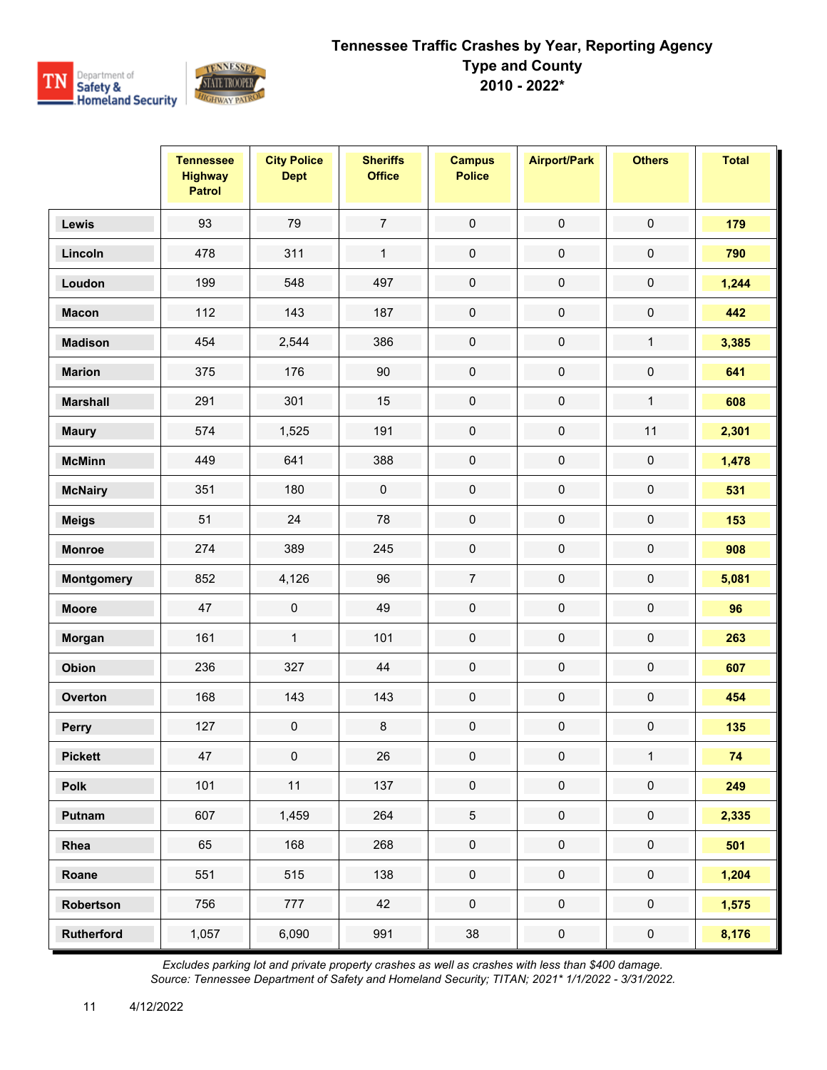# Tennessee Traffic Crashes by Year, Reporting Agency Type and County
## 2010 - 2022*

| | Tennessee Highway Patrol | City Police Dept | Sheriffs Office | Campus Police | Airport/Park | Others | Total |
|---|---|---|---|---|---|---|---|
| **Lewis** | 93 | 79 | 7 | 0 | 0 | 0 | **179** |
| **Lincoln** | 478 | 311 | 1 | 0 | 0 | 0 | **790** |
| **Loudon** | 199 | 548 | 497 | 0 | 0 | 0 | **1,244** |
| **Macon** | 112 | 143 | 187 | 0 | 0 | 0 | **442** |
| **Madison** | 454 | 2,544 | 386 | 0 | 0 | 1 | **3,385** |
| **Marion** | 375 | 176 | 90 | 0 | 0 | 0 | **641** |
| **Marshall** | 291 | 301 | 15 | 0 | 0 | 1 | **608** |
| **Maury** | 574 | 1,525 | 191 | 0 | 0 | 11 | **2,301** |
| **McMinn** | 449 | 641 | 388 | 0 | 0 | 0 | **1,478** |
| **McNairy** | 351 | 180 | 0 | 0 | 0 | 0 | **531** |
| **Meigs** | 51 | 24 | 78 | 0 | 0 | 0 | **153** |
| **Monroe** | 274 | 389 | 245 | 0 | 0 | 0 | **908** |
| **Montgomery** | 852 | 4,126 | 96 | 7 | 0 | 0 | **5,081** |
| **Moore** | 47 | 0 | 49 | 0 | 0 | 0 | **96** |
| **Morgan** | 161 | 1 | 101 | 0 | 0 | 0 | **263** |
| **Obion** | 236 | 327 | 44 | 0 | 0 | 0 | **607** |
| **Overton** | 168 | 143 | 143 | 0 | 0 | 0 | **454** |
| **Perry** | 127 | 0 | 8 | 0 | 0 | 0 | **135** |
| **Pickett** | 47 | 0 | 26 | 0 | 0 | 1 | **74** |
| **Polk** | 101 | 11 | 137 | 0 | 0 | 0 | **249** |
| **Putnam** | 607 | 1,459 | 264 | 5 | 0 | 0 | **2,335** |
| **Rhea** | 65 | 168 | 268 | 0 | 0 | 0 | **501** |
| **Roane** | 551 | 515 | 138 | 0 | 0 | 0 | **1,204** |
| **Robertson** | 756 | 777 | 42 | 0 | 0 | 0 | **1,575** |
| **Rutherford** | 1,057 | 6,090 | 991 | 38 | 0 | 0 | **8,176** |

*Excludes parking lot and private property crashes as well as crashes with less than $400 damage.*
*Source: Tennessee Department of Safety and Homeland Security; TITAN; 2021* 1/1/2022 - 3/31/2022.*

4/12/2022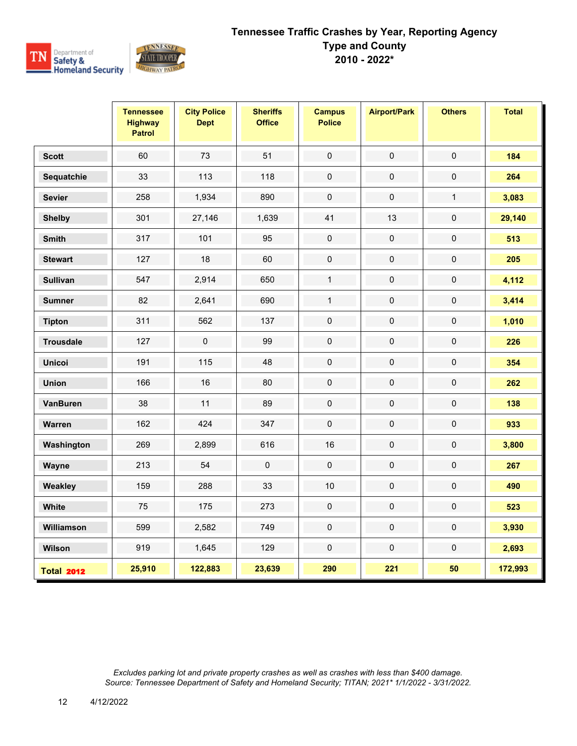# Tennessee Traffic Crashes by Year, Reporting Agency Type and County
## 2010 - 2022*

| | Tennessee Highway Patrol | City Police Dept | Sheriffs Office | Campus Police | Airport/Park | Others | Total |
|---|---|---|---|---|---|---|---|
| Scott | 60 | 73 | 51 | 0 | 0 | 0 | **184** |
| Sequatchie | 33 | 113 | 118 | 0 | 0 | 0 | **264** |
| Sevier | 258 | 1,934 | 890 | 0 | 0 | 1 | **3,083** |
| Shelby | 301 | 27,146 | 1,639 | 41 | 13 | 0 | **29,140** |
| Smith | 317 | 101 | 95 | 0 | 0 | 0 | **513** |
| Stewart | 127 | 18 | 60 | 0 | 0 | 0 | **205** |
| Sullivan | 547 | 2,914 | 650 | 1 | 0 | 0 | **4,112** |
| Sumner | 82 | 2,641 | 690 | 1 | 0 | 0 | **3,414** |
| Tipton | 311 | 562 | 137 | 0 | 0 | 0 | **1,010** |
| Trousdale | 127 | 0 | 99 | 0 | 0 | 0 | **226** |
| Unicoi | 191 | 115 | 48 | 0 | 0 | 0 | **354** |
| Union | 166 | 16 | 80 | 0 | 0 | 0 | **262** |
| VanBuren | 38 | 11 | 89 | 0 | 0 | 0 | **138** |
| Warren | 162 | 424 | 347 | 0 | 0 | 0 | **933** |
| Washington | 269 | 2,899 | 616 | 16 | 0 | 0 | **3,800** |
| Wayne | 213 | 54 | 0 | 0 | 0 | 0 | **267** |
| Weakley | 159 | 288 | 33 | 10 | 0 | 0 | **490** |
| White | 75 | 175 | 273 | 0 | 0 | 0 | **523** |
| Williamson | 599 | 2,582 | 749 | 0 | 0 | 0 | **3,930** |
| Wilson | 919 | 1,645 | 129 | 0 | 0 | 0 | **2,693** |
| **Total 2012** | **25,910** | **122,883** | **23,639** | **290** | **221** | **50** | **172,993** |

*Excludes parking lot and private property crashes as well as crashes with less than $400 damage.*
*Source: Tennessee Department of Safety and Homeland Security; TITAN; 2021* 1/1/2022 - 3/31/2022.*

4/12/2022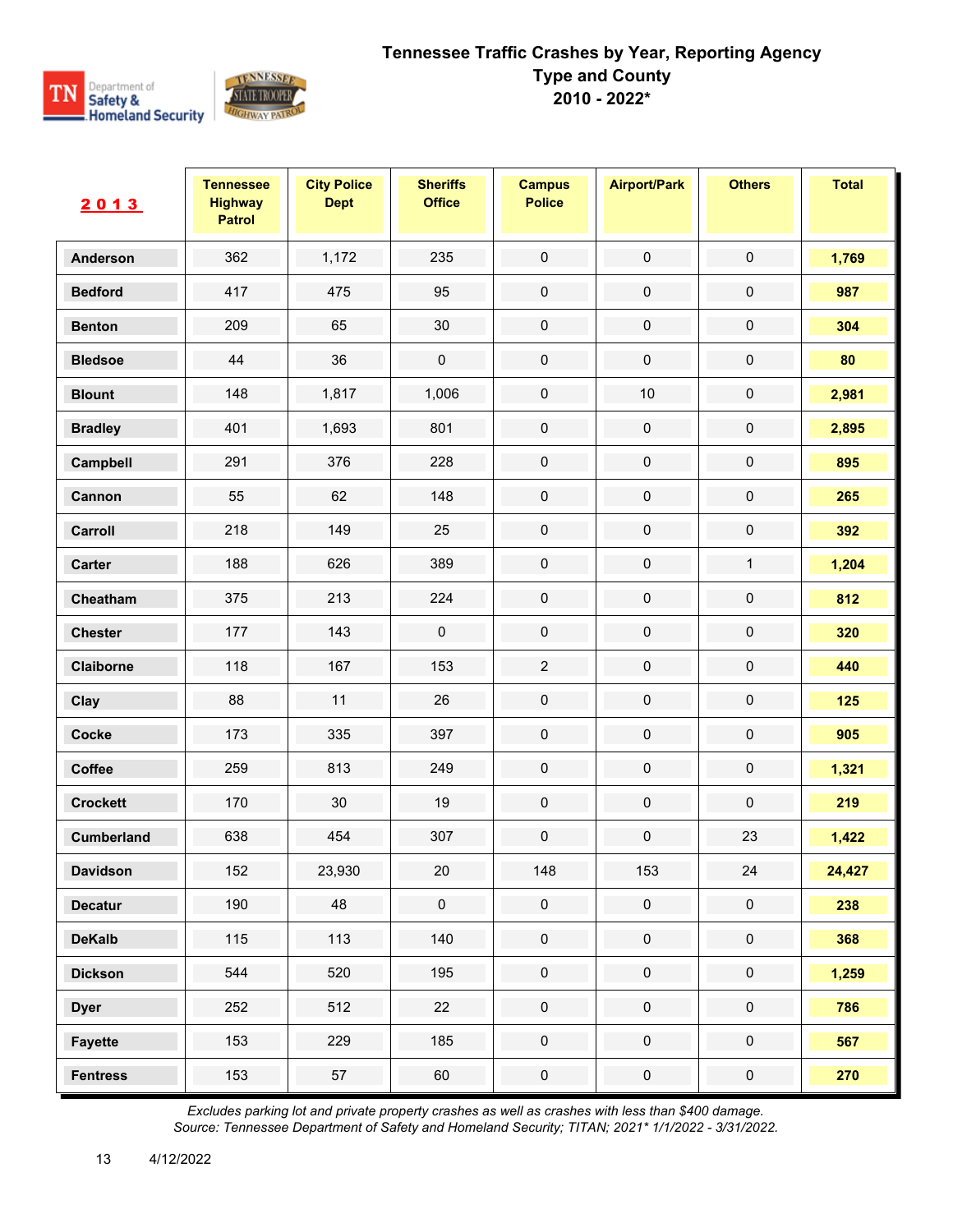# Tennessee Traffic Crashes by Year, Reporting Agency Type and County
## 2010 - 2022*

| **2013** | Tennessee Highway Patrol | City Police Dept | Sheriffs Office | Campus Police | Airport/Park | Others | Total |
|---|---|---|---|---|---|---|---|
| **Anderson** | 362 | 1,172 | 235 | 0 | 0 | 0 | **1,769** |
| **Bedford** | 417 | 475 | 95 | 0 | 0 | 0 | **987** |
| **Benton** | 209 | 65 | 30 | 0 | 0 | 0 | **304** |
| **Bledsoe** | 44 | 36 | 0 | 0 | 0 | 0 | **80** |
| **Blount** | 148 | 1,817 | 1,006 | 0 | 10 | 0 | **2,981** |
| **Bradley** | 401 | 1,693 | 801 | 0 | 0 | 0 | **2,895** |
| **Campbell** | 291 | 376 | 228 | 0 | 0 | 0 | **895** |
| **Cannon** | 55 | 62 | 148 | 0 | 0 | 0 | **265** |
| **Carroll** | 218 | 149 | 25 | 0 | 0 | 0 | **392** |
| **Carter** | 188 | 626 | 389 | 0 | 0 | 1 | **1,204** |
| **Cheatham** | 375 | 213 | 224 | 0 | 0 | 0 | **812** |
| **Chester** | 177 | 143 | 0 | 0 | 0 | 0 | **320** |
| **Claiborne** | 118 | 167 | 153 | 2 | 0 | 0 | **440** |
| **Clay** | 88 | 11 | 26 | 0 | 0 | 0 | **125** |
| **Cocke** | 173 | 335 | 397 | 0 | 0 | 0 | **905** |
| **Coffee** | 259 | 813 | 249 | 0 | 0 | 0 | **1,321** |
| **Crockett** | 170 | 30 | 19 | 0 | 0 | 0 | **219** |
| **Cumberland** | 638 | 454 | 307 | 0 | 0 | 23 | **1,422** |
| **Davidson** | 152 | 23,930 | 20 | 148 | 153 | 24 | **24,427** |
| **Decatur** | 190 | 48 | 0 | 0 | 0 | 0 | **238** |
| **DeKalb** | 115 | 113 | 140 | 0 | 0 | 0 | **368** |
| **Dickson** | 544 | 520 | 195 | 0 | 0 | 0 | **1,259** |
| **Dyer** | 252 | 512 | 22 | 0 | 0 | 0 | **786** |
| **Fayette** | 153 | 229 | 185 | 0 | 0 | 0 | **567** |
| **Fentress** | 153 | 57 | 60 | 0 | 0 | 0 | **270** |

*Excludes parking lot and private property crashes as well as crashes with less than $400 damage.*
*Source: Tennessee Department of Safety and Homeland Security; TITAN; 2021* 1/1/2022 - 3/31/2022.*

4/12/2022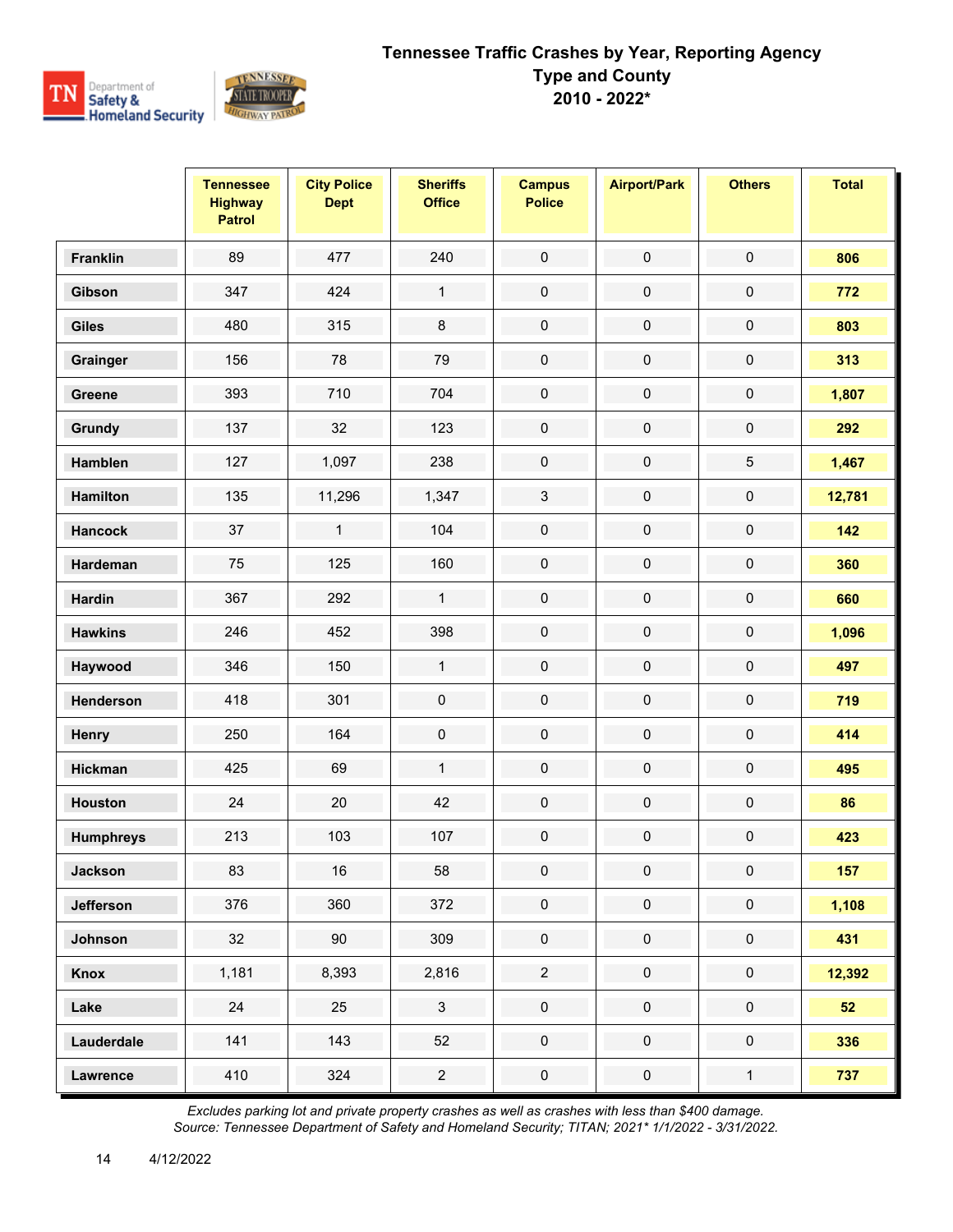# Tennessee Traffic Crashes by Year, Reporting Agency Type and County 2010 - 2022*

| | Tennessee Highway Patrol | City Police Dept | Sheriffs Office | Campus Police | Airport/Park | Others | Total |
|---|---|---|---|---|---|---|---|
| **Franklin** | 89 | 477 | 240 | 0 | 0 | 0 | **806** |
| **Gibson** | 347 | 424 | 1 | 0 | 0 | 0 | **772** |
| **Giles** | 480 | 315 | 8 | 0 | 0 | 0 | **803** |
| **Grainger** | 156 | 78 | 79 | 0 | 0 | 0 | **313** |
| **Greene** | 393 | 710 | 704 | 0 | 0 | 0 | **1,807** |
| **Grundy** | 137 | 32 | 123 | 0 | 0 | 0 | **292** |
| **Hamblen** | 127 | 1,097 | 238 | 0 | 0 | 5 | **1,467** |
| **Hamilton** | 135 | 11,296 | 1,347 | 3 | 0 | 0 | **12,781** |
| **Hancock** | 37 | 1 | 104 | 0 | 0 | 0 | **142** |
| **Hardeman** | 75 | 125 | 160 | 0 | 0 | 0 | **360** |
| **Hardin** | 367 | 292 | 1 | 0 | 0 | 0 | **660** |
| **Hawkins** | 246 | 452 | 398 | 0 | 0 | 0 | **1,096** |
| **Haywood** | 346 | 150 | 1 | 0 | 0 | 0 | **497** |
| **Henderson** | 418 | 301 | 0 | 0 | 0 | 0 | **719** |
| **Henry** | 250 | 164 | 0 | 0 | 0 | 0 | **414** |
| **Hickman** | 425 | 69 | 1 | 0 | 0 | 0 | **495** |
| **Houston** | 24 | 20 | 42 | 0 | 0 | 0 | **86** |
| **Humphreys** | 213 | 103 | 107 | 0 | 0 | 0 | **423** |
| **Jackson** | 83 | 16 | 58 | 0 | 0 | 0 | **157** |
| **Jefferson** | 376 | 360 | 372 | 0 | 0 | 0 | **1,108** |
| **Johnson** | 32 | 90 | 309 | 0 | 0 | 0 | **431** |
| **Knox** | 1,181 | 8,393 | 2,816 | 2 | 0 | 0 | **12,392** |
| **Lake** | 24 | 25 | 3 | 0 | 0 | 0 | **52** |
| **Lauderdale** | 141 | 143 | 52 | 0 | 0 | 0 | **336** |
| **Lawrence** | 410 | 324 | 2 | 0 | 0 | 1 | **737** |

*Excludes parking lot and private property crashes as well as crashes with less than $400 damage.*
*Source: Tennessee Department of Safety and Homeland Security; TITAN; 2021* 1/1/2022 - 3/31/2022.*

4/12/2022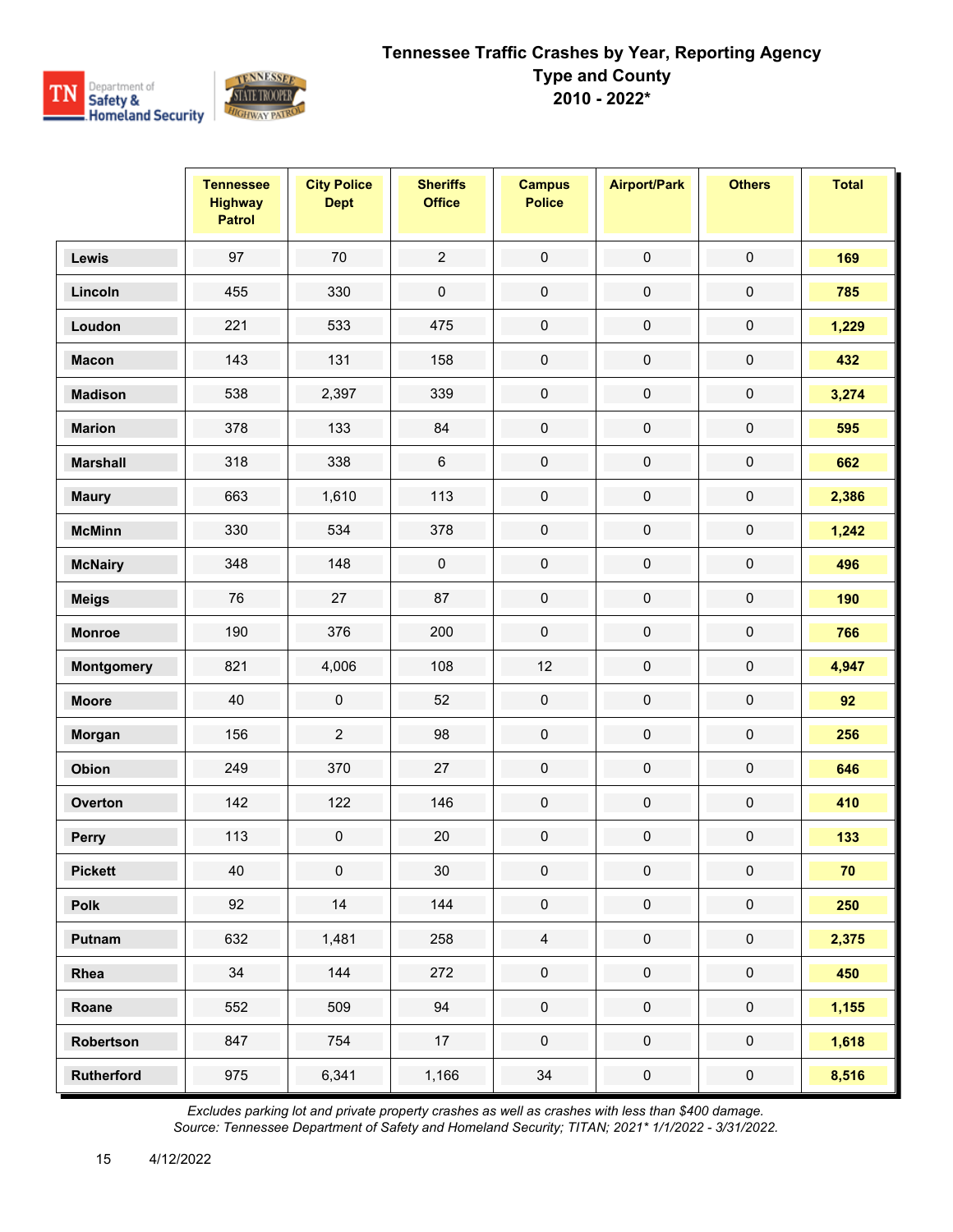# Tennessee Traffic Crashes by Year, Reporting Agency Type and County
## 2010 - 2022*

| | Tennessee Highway Patrol | City Police Dept | Sheriffs Office | Campus Police | Airport/Park | Others | Total |
|---|---|---|---|---|---|---|---|
| Lewis | 97 | 70 | 2 | 0 | 0 | 0 | **169** |
| Lincoln | 455 | 330 | 0 | 0 | 0 | 0 | **785** |
| Loudon | 221 | 533 | 475 | 0 | 0 | 0 | **1,229** |
| Macon | 143 | 131 | 158 | 0 | 0 | 0 | **432** |
| Madison | 538 | 2,397 | 339 | 0 | 0 | 0 | **3,274** |
| Marion | 378 | 133 | 84 | 0 | 0 | 0 | **595** |
| Marshall | 318 | 338 | 6 | 0 | 0 | 0 | **662** |
| Maury | 663 | 1,610 | 113 | 0 | 0 | 0 | **2,386** |
| McMinn | 330 | 534 | 378 | 0 | 0 | 0 | **1,242** |
| McNairy | 348 | 148 | 0 | 0 | 0 | 0 | **496** |
| Meigs | 76 | 27 | 87 | 0 | 0 | 0 | **190** |
| Monroe | 190 | 376 | 200 | 0 | 0 | 0 | **766** |
| Montgomery | 821 | 4,006 | 108 | 12 | 0 | 0 | **4,947** |
| Moore | 40 | 0 | 52 | 0 | 0 | 0 | **92** |
| Morgan | 156 | 2 | 98 | 0 | 0 | 0 | **256** |
| Obion | 249 | 370 | 27 | 0 | 0 | 0 | **646** |
| Overton | 142 | 122 | 146 | 0 | 0 | 0 | **410** |
| Perry | 113 | 0 | 20 | 0 | 0 | 0 | **133** |
| Pickett | 40 | 0 | 30 | 0 | 0 | 0 | **70** |
| Polk | 92 | 14 | 144 | 0 | 0 | 0 | **250** |
| Putnam | 632 | 1,481 | 258 | 4 | 0 | 0 | **2,375** |
| Rhea | 34 | 144 | 272 | 0 | 0 | 0 | **450** |
| Roane | 552 | 509 | 94 | 0 | 0 | 0 | **1,155** |
| Robertson | 847 | 754 | 17 | 0 | 0 | 0 | **1,618** |
| Rutherford | 975 | 6,341 | 1,166 | 34 | 0 | 0 | **8,516** |

*Excludes parking lot and private property crashes as well as crashes with less than $400 damage.*
*Source: Tennessee Department of Safety and Homeland Security; TITAN; 2021* 1/1/2022 - 3/31/2022.*

4/12/2022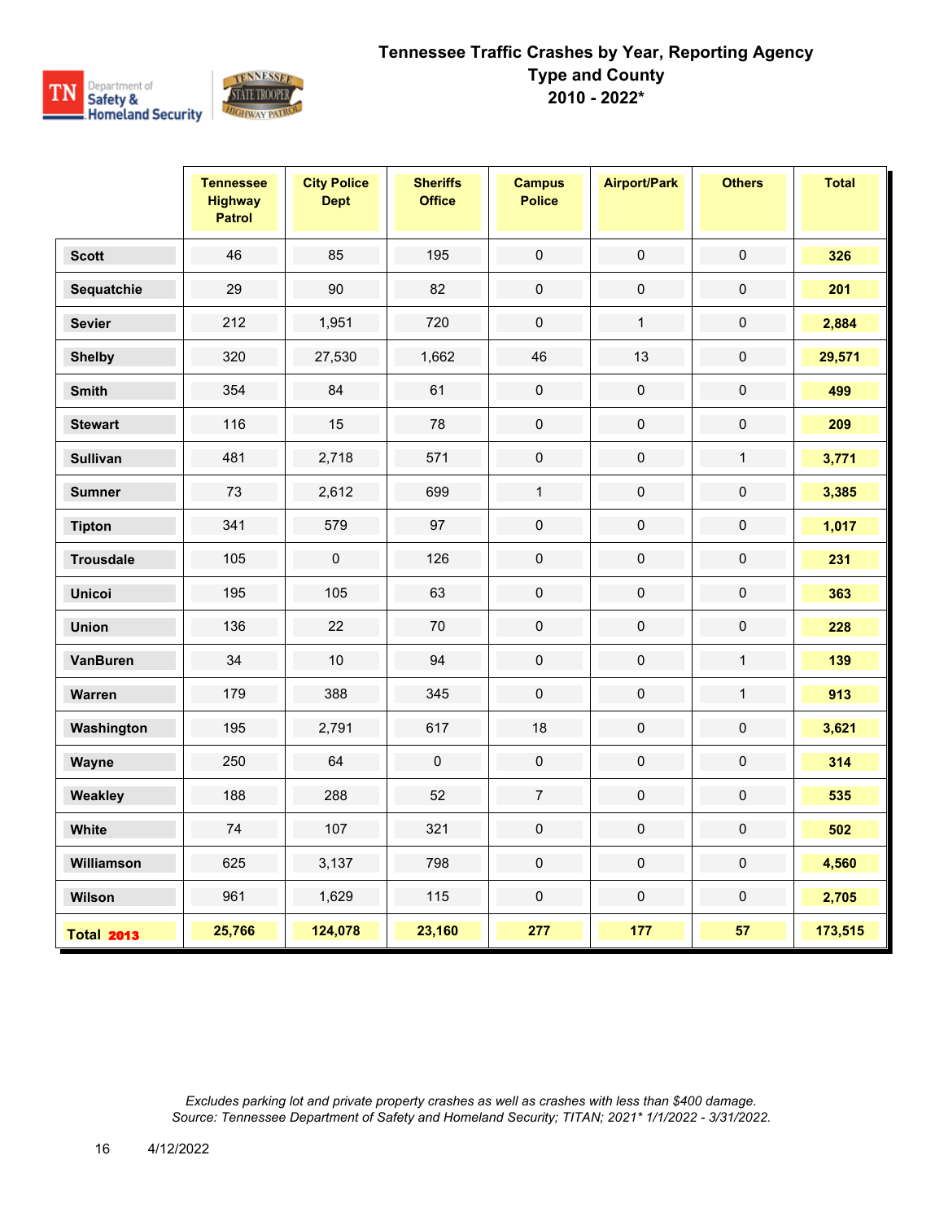# Tennessee Traffic Crashes by Year, Reporting Agency Type and County
## 2010 - 2022*

| | Tennessee Highway Patrol | City Police Dept | Sheriffs Office | Campus Police | Airport/Park | Others | Total |
|---|---|---|---|---|---|---|---|
| Scott | 46 | 85 | 195 | 0 | 0 | 0 | 326 |
| Sequatchie | 29 | 90 | 82 | 0 | 0 | 0 | 201 |
| Sevier | 212 | 1,951 | 720 | 0 | 1 | 0 | 2,884 |
| Shelby | 320 | 27,530 | 1,662 | 46 | 13 | 0 | 29,571 |
| Smith | 354 | 84 | 61 | 0 | 0 | 0 | 499 |
| Stewart | 116 | 15 | 78 | 0 | 0 | 0 | 209 |
| Sullivan | 481 | 2,718 | 571 | 0 | 0 | 1 | 3,771 |
| Sumner | 73 | 2,612 | 699 | 1 | 0 | 0 | 3,385 |
| Tipton | 341 | 579 | 97 | 0 | 0 | 0 | 1,017 |
| Trousdale | 105 | 0 | 126 | 0 | 0 | 0 | 231 |
| Unicoi | 195 | 105 | 63 | 0 | 0 | 0 | 363 |
| Union | 136 | 22 | 70 | 0 | 0 | 0 | 228 |
| VanBuren | 34 | 10 | 94 | 0 | 0 | 1 | 139 |
| Warren | 179 | 388 | 345 | 0 | 0 | 1 | 913 |
| Washington | 195 | 2,791 | 617 | 18 | 0 | 0 | 3,621 |
| Wayne | 250 | 64 | 0 | 0 | 0 | 0 | 314 |
| Weakley | 188 | 288 | 52 | 7 | 0 | 0 | 535 |
| White | 74 | 107 | 321 | 0 | 0 | 0 | 502 |
| Williamson | 625 | 3,137 | 798 | 0 | 0 | 0 | 4,560 |
| Wilson | 961 | 1,629 | 115 | 0 | 0 | 0 | 2,705 |
| **Total 2013** | **25,766** | **124,078** | **23,160** | **277** | **177** | **57** | **173,515** |

*Excludes parking lot and private property crashes as well as crashes with less than $400 damage.*
*Source: Tennessee Department of Safety and Homeland Security; TITAN; 2021* 1/1/2022 - 3/31/2022.*

4/12/2022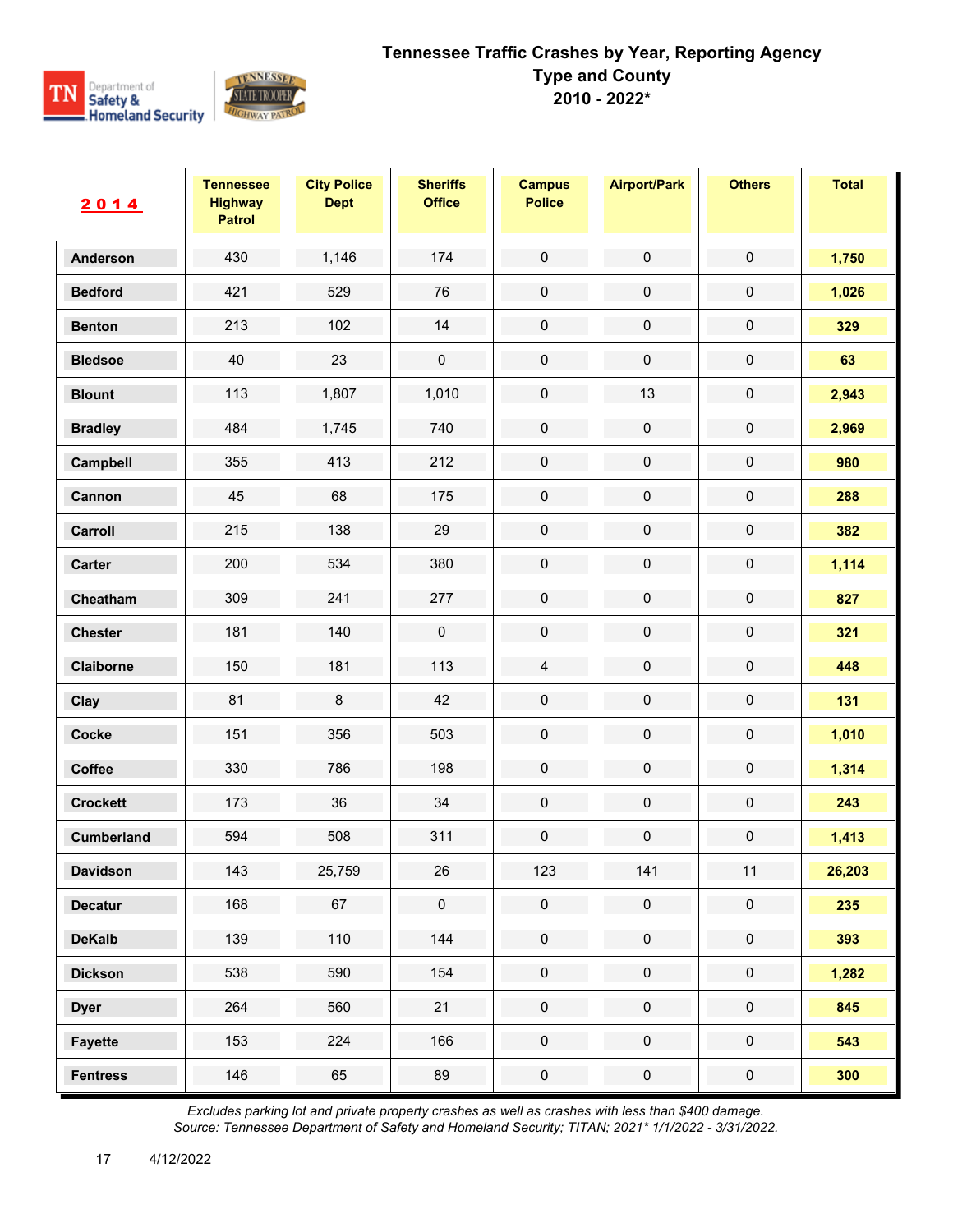# Tennessee Traffic Crashes by Year, Reporting Agency Type and County
## 2010 - 2022*

| 2014 | Tennessee Highway Patrol | City Police Dept | Sheriffs Office | Campus Police | Airport/Park | Others | Total |
|---|---|---|---|---|---|---|---|
| Anderson | 430 | 1,146 | 174 | 0 | 0 | 0 | 1,750 |
| Bedford | 421 | 529 | 76 | 0 | 0 | 0 | 1,026 |
| Benton | 213 | 102 | 14 | 0 | 0 | 0 | 329 |
| Bledsoe | 40 | 23 | 0 | 0 | 0 | 0 | 63 |
| Blount | 113 | 1,807 | 1,010 | 0 | 13 | 0 | 2,943 |
| Bradley | 484 | 1,745 | 740 | 0 | 0 | 0 | 2,969 |
| Campbell | 355 | 413 | 212 | 0 | 0 | 0 | 980 |
| Cannon | 45 | 68 | 175 | 0 | 0 | 0 | 288 |
| Carroll | 215 | 138 | 29 | 0 | 0 | 0 | 382 |
| Carter | 200 | 534 | 380 | 0 | 0 | 0 | 1,114 |
| Cheatham | 309 | 241 | 277 | 0 | 0 | 0 | 827 |
| Chester | 181 | 140 | 0 | 0 | 0 | 0 | 321 |
| Claiborne | 150 | 181 | 113 | 4 | 0 | 0 | 448 |
| Clay | 81 | 8 | 42 | 0 | 0 | 0 | 131 |
| Cocke | 151 | 356 | 503 | 0 | 0 | 0 | 1,010 |
| Coffee | 330 | 786 | 198 | 0 | 0 | 0 | 1,314 |
| Crockett | 173 | 36 | 34 | 0 | 0 | 0 | 243 |
| Cumberland | 594 | 508 | 311 | 0 | 0 | 0 | 1,413 |
| Davidson | 143 | 25,759 | 26 | 123 | 141 | 11 | 26,203 |
| Decatur | 168 | 67 | 0 | 0 | 0 | 0 | 235 |
| DeKalb | 139 | 110 | 144 | 0 | 0 | 0 | 393 |
| Dickson | 538 | 590 | 154 | 0 | 0 | 0 | 1,282 |
| Dyer | 264 | 560 | 21 | 0 | 0 | 0 | 845 |
| Fayette | 153 | 224 | 166 | 0 | 0 | 0 | 543 |
| Fentress | 146 | 65 | 89 | 0 | 0 | 0 | 300 |

*Excludes parking lot and private property crashes as well as crashes with less than $400 damage.*
*Source: Tennessee Department of Safety and Homeland Security; TITAN; 2021* 1/1/2022 - 3/31/2022.*

4/12/2022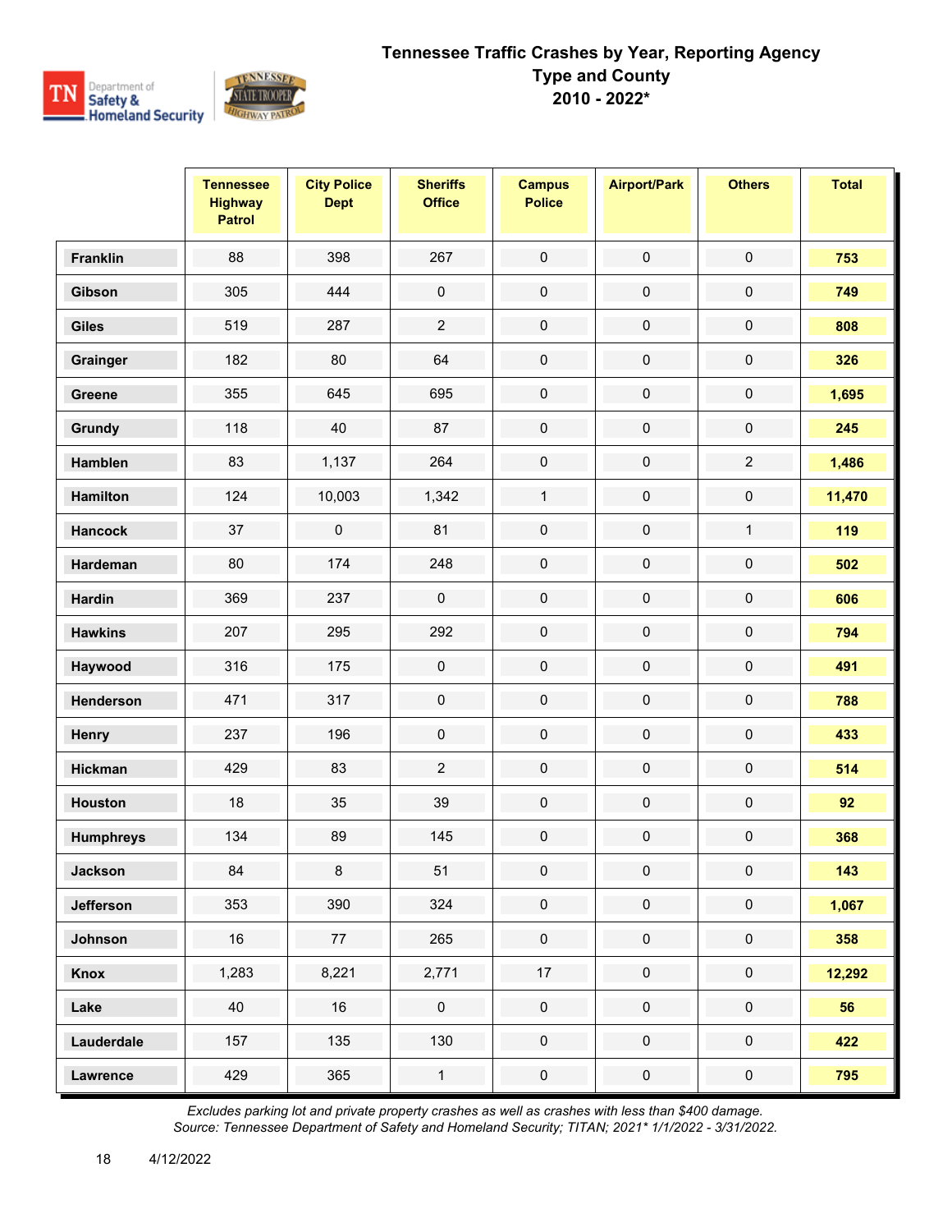# Tennessee Traffic Crashes by Year, Reporting Agency Type and County
## 2010 - 2022*

| | Tennessee Highway Patrol | City Police Dept | Sheriffs Office | Campus Police | Airport/Park | Others | Total |
|---|---|---|---|---|---|---|---|
| Franklin | 88 | 398 | 267 | 0 | 0 | 0 | 753 |
| Gibson | 305 | 444 | 0 | 0 | 0 | 0 | 749 |
| Giles | 519 | 287 | 2 | 0 | 0 | 0 | 808 |
| Grainger | 182 | 80 | 64 | 0 | 0 | 0 | 326 |
| Greene | 355 | 645 | 695 | 0 | 0 | 0 | 1,695 |
| Grundy | 118 | 40 | 87 | 0 | 0 | 0 | 245 |
| Hamblen | 83 | 1,137 | 264 | 0 | 0 | 2 | 1,486 |
| Hamilton | 124 | 10,003 | 1,342 | 1 | 0 | 0 | 11,470 |
| Hancock | 37 | 0 | 81 | 0 | 0 | 1 | 119 |
| Hardeman | 80 | 174 | 248 | 0 | 0 | 0 | 502 |
| Hardin | 369 | 237 | 0 | 0 | 0 | 0 | 606 |
| Hawkins | 207 | 295 | 292 | 0 | 0 | 0 | 794 |
| Haywood | 316 | 175 | 0 | 0 | 0 | 0 | 491 |
| Henderson | 471 | 317 | 0 | 0 | 0 | 0 | 788 |
| Henry | 237 | 196 | 0 | 0 | 0 | 0 | 433 |
| Hickman | 429 | 83 | 2 | 0 | 0 | 0 | 514 |
| Houston | 18 | 35 | 39 | 0 | 0 | 0 | 92 |
| Humphreys | 134 | 89 | 145 | 0 | 0 | 0 | 368 |
| Jackson | 84 | 8 | 51 | 0 | 0 | 0 | 143 |
| Jefferson | 353 | 390 | 324 | 0 | 0 | 0 | 1,067 |
| Johnson | 16 | 77 | 265 | 0 | 0 | 0 | 358 |
| Knox | 1,283 | 8,221 | 2,771 | 17 | 0 | 0 | 12,292 |
| Lake | 40 | 16 | 0 | 0 | 0 | 0 | 56 |
| Lauderdale | 157 | 135 | 130 | 0 | 0 | 0 | 422 |
| Lawrence | 429 | 365 | 1 | 0 | 0 | 0 | 795 |

*Excludes parking lot and private property crashes as well as crashes with less than $400 damage.*
*Source: Tennessee Department of Safety and Homeland Security; TITAN; 2021* 1/1/2022 - 3/31/2022.*

4/12/2022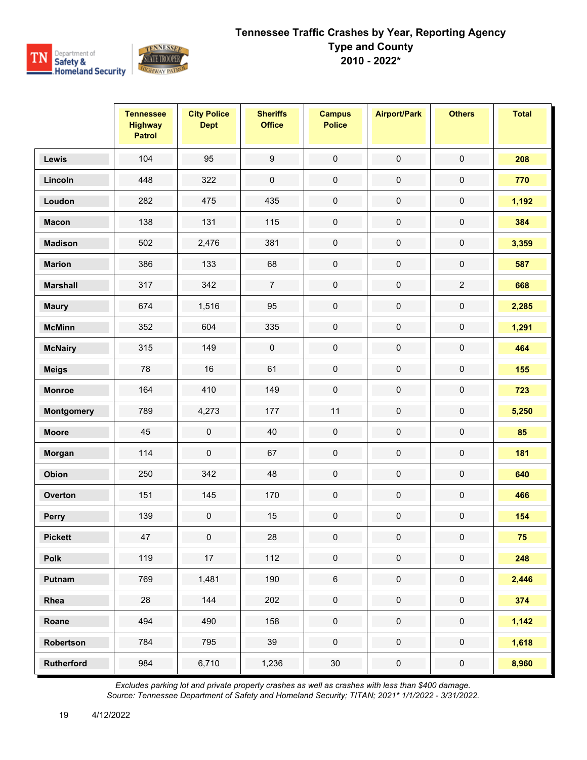# Tennessee Traffic Crashes by Year, Reporting Agency Type and County
## 2010 - 2022*

| | Tennessee Highway Patrol | City Police Dept | Sheriffs Office | Campus Police | Airport/Park | Others | Total |
|---|---|---|---|---|---|---|---|
| **Lewis** | 104 | 95 | 9 | 0 | 0 | 0 | **208** |
| **Lincoln** | 448 | 322 | 0 | 0 | 0 | 0 | **770** |
| **Loudon** | 282 | 475 | 435 | 0 | 0 | 0 | **1,192** |
| **Macon** | 138 | 131 | 115 | 0 | 0 | 0 | **384** |
| **Madison** | 502 | 2,476 | 381 | 0 | 0 | 0 | **3,359** |
| **Marion** | 386 | 133 | 68 | 0 | 0 | 0 | **587** |
| **Marshall** | 317 | 342 | 7 | 0 | 0 | 2 | **668** |
| **Maury** | 674 | 1,516 | 95 | 0 | 0 | 0 | **2,285** |
| **McMinn** | 352 | 604 | 335 | 0 | 0 | 0 | **1,291** |
| **McNairy** | 315 | 149 | 0 | 0 | 0 | 0 | **464** |
| **Meigs** | 78 | 16 | 61 | 0 | 0 | 0 | **155** |
| **Monroe** | 164 | 410 | 149 | 0 | 0 | 0 | **723** |
| **Montgomery** | 789 | 4,273 | 177 | 11 | 0 | 0 | **5,250** |
| **Moore** | 45 | 0 | 40 | 0 | 0 | 0 | **85** |
| **Morgan** | 114 | 0 | 67 | 0 | 0 | 0 | **181** |
| **Obion** | 250 | 342 | 48 | 0 | 0 | 0 | **640** |
| **Overton** | 151 | 145 | 170 | 0 | 0 | 0 | **466** |
| **Perry** | 139 | 0 | 15 | 0 | 0 | 0 | **154** |
| **Pickett** | 47 | 0 | 28 | 0 | 0 | 0 | **75** |
| **Polk** | 119 | 17 | 112 | 0 | 0 | 0 | **248** |
| **Putnam** | 769 | 1,481 | 190 | 6 | 0 | 0 | **2,446** |
| **Rhea** | 28 | 144 | 202 | 0 | 0 | 0 | **374** |
| **Roane** | 494 | 490 | 158 | 0 | 0 | 0 | **1,142** |
| **Robertson** | 784 | 795 | 39 | 0 | 0 | 0 | **1,618** |
| **Rutherford** | 984 | 6,710 | 1,236 | 30 | 0 | 0 | **8,960** |

*Excludes parking lot and private property crashes as well as crashes with less than $400 damage.*
*Source: Tennessee Department of Safety and Homeland Security; TITAN; 2021* 1/1/2022 - 3/31/2022.*

4/12/2022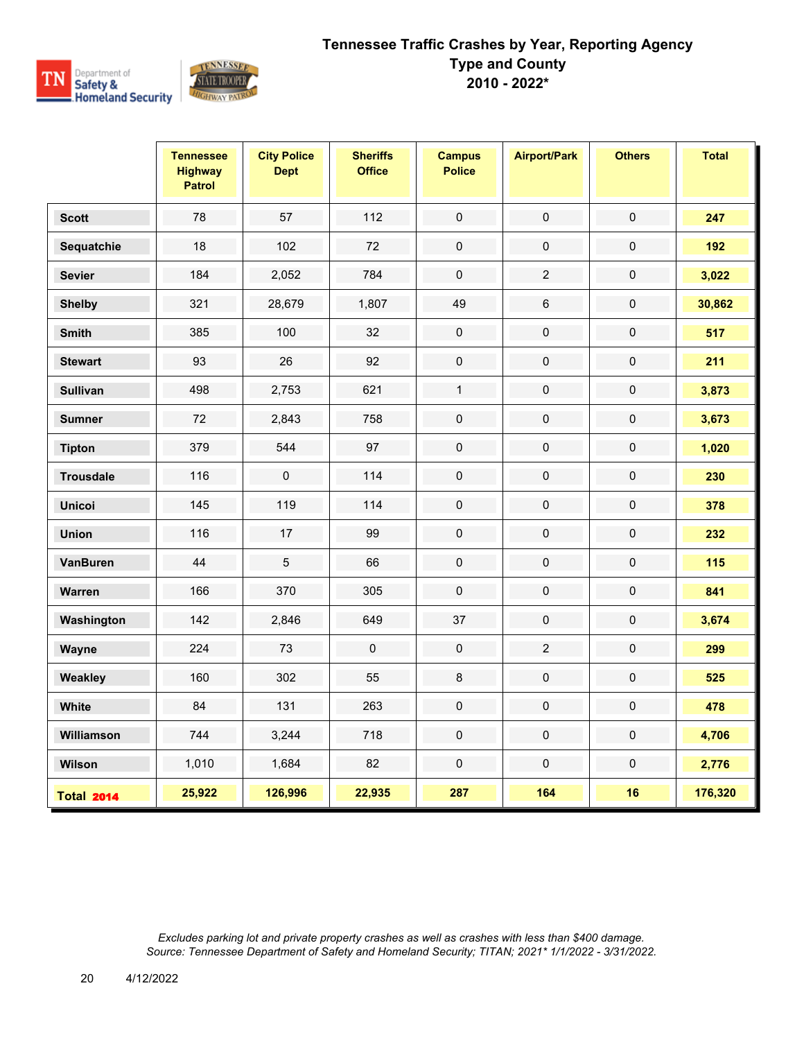# Tennessee Traffic Crashes by Year, Reporting Agency Type and County
# 2010 - 2022*

| | Tennessee Highway Patrol | City Police Dept | Sheriffs Office | Campus Police | Airport/Park | Others | Total |
|---|---|---|---|---|---|---|---|
| Scott | 78 | 57 | 112 | 0 | 0 | 0 | 247 |
| Sequatchie | 18 | 102 | 72 | 0 | 0 | 0 | 192 |
| Sevier | 184 | 2,052 | 784 | 0 | 2 | 0 | 3,022 |
| Shelby | 321 | 28,679 | 1,807 | 49 | 6 | 0 | 30,862 |
| Smith | 385 | 100 | 32 | 0 | 0 | 0 | 517 |
| Stewart | 93 | 26 | 92 | 0 | 0 | 0 | 211 |
| Sullivan | 498 | 2,753 | 621 | 1 | 0 | 0 | 3,873 |
| Sumner | 72 | 2,843 | 758 | 0 | 0 | 0 | 3,673 |
| Tipton | 379 | 544 | 97 | 0 | 0 | 0 | 1,020 |
| Trousdale | 116 | 0 | 114 | 0 | 0 | 0 | 230 |
| Unicoi | 145 | 119 | 114 | 0 | 0 | 0 | 378 |
| Union | 116 | 17 | 99 | 0 | 0 | 0 | 232 |
| VanBuren | 44 | 5 | 66 | 0 | 0 | 0 | 115 |
| Warren | 166 | 370 | 305 | 0 | 0 | 0 | 841 |
| Washington | 142 | 2,846 | 649 | 37 | 0 | 0 | 3,674 |
| Wayne | 224 | 73 | 0 | 0 | 2 | 0 | 299 |
| Weakley | 160 | 302 | 55 | 8 | 0 | 0 | 525 |
| White | 84 | 131 | 263 | 0 | 0 | 0 | 478 |
| Williamson | 744 | 3,244 | 718 | 0 | 0 | 0 | 4,706 |
| Wilson | 1,010 | 1,684 | 82 | 0 | 0 | 0 | 2,776 |
| **Total 2014** | **25,922** | **126,996** | **22,935** | **287** | **164** | **16** | **176,320** |

*Excludes parking lot and private property crashes as well as crashes with less than $400 damage.*
*Source: Tennessee Department of Safety and Homeland Security; TITAN; 2021* 1/1/2022 - 3/31/2022.*

4/12/2022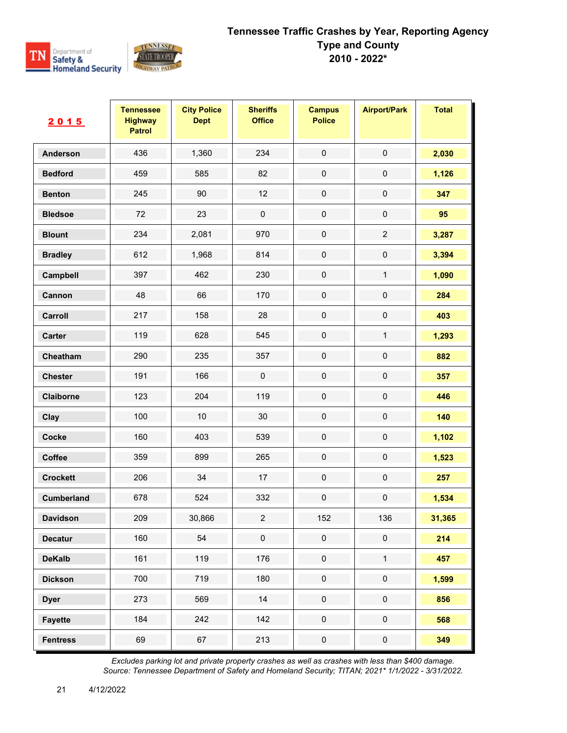# Tennessee Traffic Crashes by Year, Reporting Agency Type and County
## 2010 - 2022*

| 2015 | Tennessee Highway Patrol | City Police Dept | Sheriffs Office | Campus Police | Airport/Park | Total |
|---|---|---|---|---|---|---|
| Anderson | 436 | 1,360 | 234 | 0 | 0 | **2,030** |
| Bedford | 459 | 585 | 82 | 0 | 0 | **1,126** |
| Benton | 245 | 90 | 12 | 0 | 0 | **347** |
| Bledsoe | 72 | 23 | 0 | 0 | 0 | **95** |
| Blount | 234 | 2,081 | 970 | 0 | 2 | **3,287** |
| Bradley | 612 | 1,968 | 814 | 0 | 0 | **3,394** |
| Campbell | 397 | 462 | 230 | 0 | 1 | **1,090** |
| Cannon | 48 | 66 | 170 | 0 | 0 | **284** |
| Carroll | 217 | 158 | 28 | 0 | 0 | **403** |
| Carter | 119 | 628 | 545 | 0 | 1 | **1,293** |
| Cheatham | 290 | 235 | 357 | 0 | 0 | **882** |
| Chester | 191 | 166 | 0 | 0 | 0 | **357** |
| Claiborne | 123 | 204 | 119 | 0 | 0 | **446** |
| Clay | 100 | 10 | 30 | 0 | 0 | **140** |
| Cocke | 160 | 403 | 539 | 0 | 0 | **1,102** |
| Coffee | 359 | 899 | 265 | 0 | 0 | **1,523** |
| Crockett | 206 | 34 | 17 | 0 | 0 | **257** |
| Cumberland | 678 | 524 | 332 | 0 | 0 | **1,534** |
| Davidson | 209 | 30,866 | 2 | 152 | 136 | **31,365** |
| Decatur | 160 | 54 | 0 | 0 | 0 | **214** |
| DeKalb | 161 | 119 | 176 | 0 | 1 | **457** |
| Dickson | 700 | 719 | 180 | 0 | 0 | **1,599** |
| Dyer | 273 | 569 | 14 | 0 | 0 | **856** |
| Fayette | 184 | 242 | 142 | 0 | 0 | **568** |
| Fentress | 69 | 67 | 213 | 0 | 0 | **349** |

*Excludes parking lot and private property crashes as well as crashes with less than $400 damage.*
*Source: Tennessee Department of Safety and Homeland Security; TITAN; 2021* 1/1/2022 - 3/31/2022.*

4/12/2022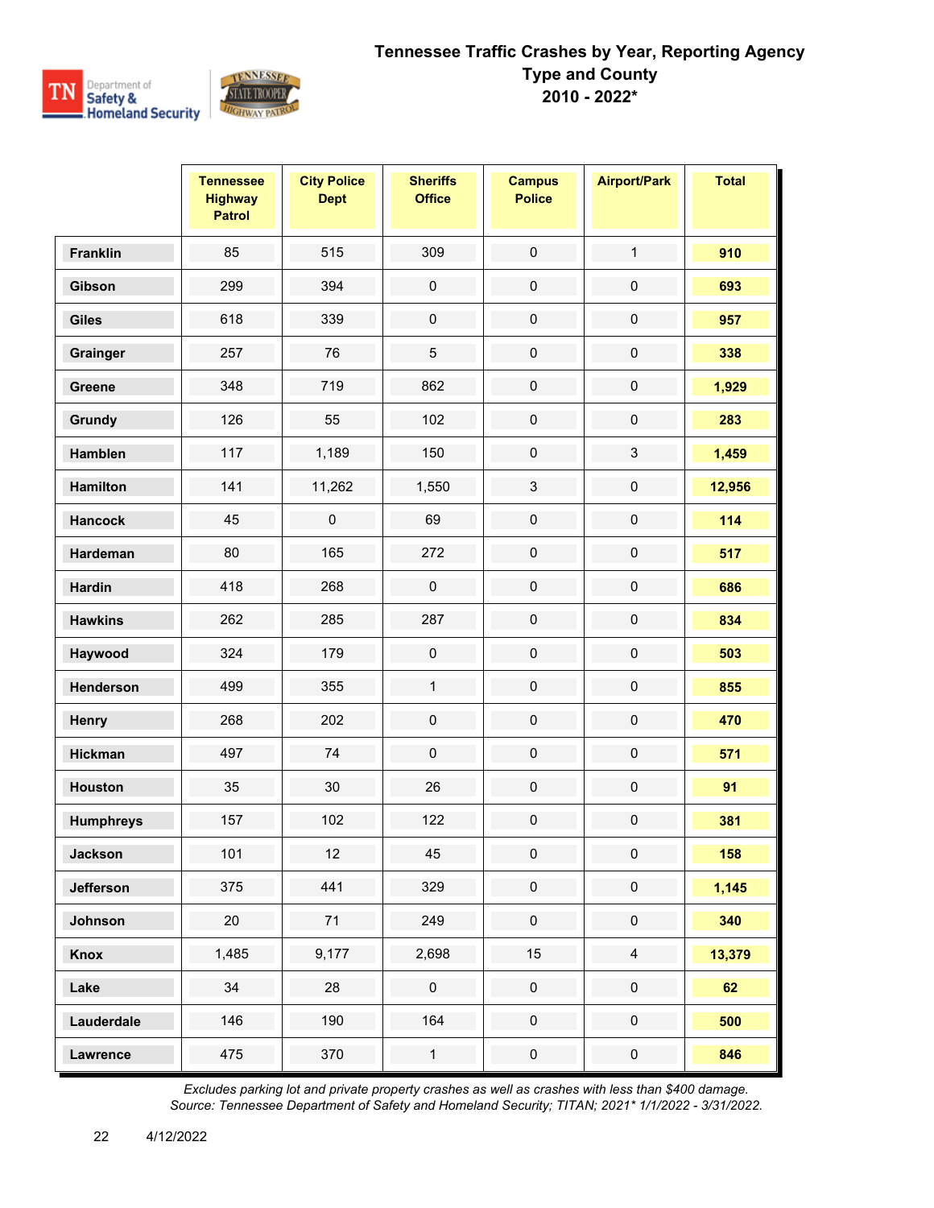# Tennessee Traffic Crashes by Year, Reporting Agency Type and County
## 2010 - 2022*

| | Tennessee Highway Patrol | City Police Dept | Sheriffs Office | Campus Police | Airport/Park | Total |
|---|---|---|---|---|---|---|
| Franklin | 85 | 515 | 309 | 0 | 1 | 910 |
| Gibson | 299 | 394 | 0 | 0 | 0 | 693 |
| Giles | 618 | 339 | 0 | 0 | 0 | 957 |
| Grainger | 257 | 76 | 5 | 0 | 0 | 338 |
| Greene | 348 | 719 | 862 | 0 | 0 | 1,929 |
| Grundy | 126 | 55 | 102 | 0 | 0 | 283 |
| Hamblen | 117 | 1,189 | 150 | 0 | 3 | 1,459 |
| Hamilton | 141 | 11,262 | 1,550 | 3 | 0 | 12,956 |
| Hancock | 45 | 0 | 69 | 0 | 0 | 114 |
| Hardeman | 80 | 165 | 272 | 0 | 0 | 517 |
| Hardin | 418 | 268 | 0 | 0 | 0 | 686 |
| Hawkins | 262 | 285 | 287 | 0 | 0 | 834 |
| Haywood | 324 | 179 | 0 | 0 | 0 | 503 |
| Henderson | 499 | 355 | 1 | 0 | 0 | 855 |
| Henry | 268 | 202 | 0 | 0 | 0 | 470 |
| Hickman | 497 | 74 | 0 | 0 | 0 | 571 |
| Houston | 35 | 30 | 26 | 0 | 0 | 91 |
| Humphreys | 157 | 102 | 122 | 0 | 0 | 381 |
| Jackson | 101 | 12 | 45 | 0 | 0 | 158 |
| Jefferson | 375 | 441 | 329 | 0 | 0 | 1,145 |
| Johnson | 20 | 71 | 249 | 0 | 0 | 340 |
| Knox | 1,485 | 9,177 | 2,698 | 15 | 4 | 13,379 |
| Lake | 34 | 28 | 0 | 0 | 0 | 62 |
| Lauderdale | 146 | 190 | 164 | 0 | 0 | 500 |
| Lawrence | 475 | 370 | 1 | 0 | 0 | 846 |

*Excludes parking lot and private property crashes as well as crashes with less than $400 damage.*
*Source: Tennessee Department of Safety and Homeland Security; TITAN; 2021* 1/1/2022 - 3/31/2022.*

4/12/2022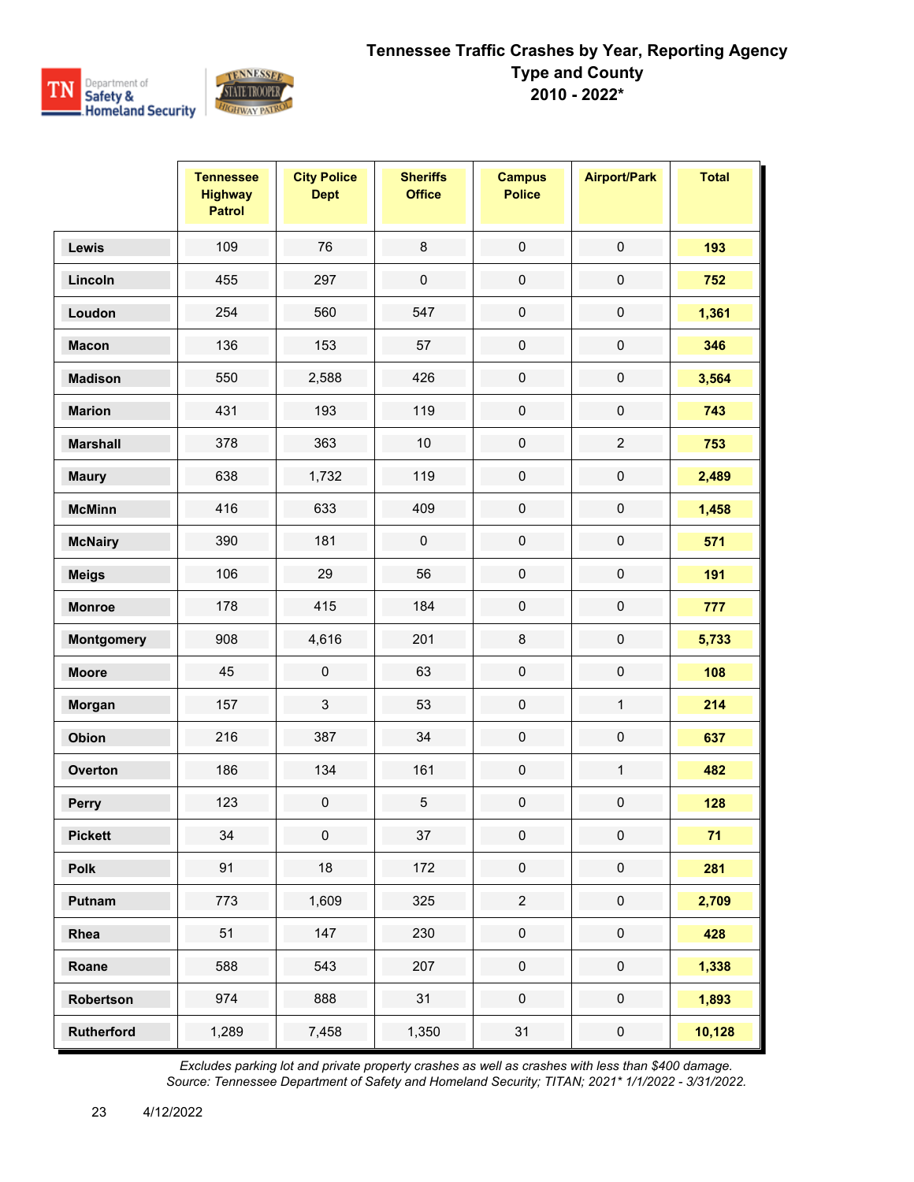# Tennessee Traffic Crashes by Year, Reporting Agency Type and County
## 2010 - 2022*

| | Tennessee Highway Patrol | City Police Dept | Sheriffs Office | Campus Police | Airport/Park | Total |
|---|---|---|---|---|---|---|
| **Lewis** | 109 | 76 | 8 | 0 | 0 | **193** |
| **Lincoln** | 455 | 297 | 0 | 0 | 0 | **752** |
| **Loudon** | 254 | 560 | 547 | 0 | 0 | **1,361** |
| **Macon** | 136 | 153 | 57 | 0 | 0 | **346** |
| **Madison** | 550 | 2,588 | 426 | 0 | 0 | **3,564** |
| **Marion** | 431 | 193 | 119 | 0 | 0 | **743** |
| **Marshall** | 378 | 363 | 10 | 0 | 2 | **753** |
| **Maury** | 638 | 1,732 | 119 | 0 | 0 | **2,489** |
| **McMinn** | 416 | 633 | 409 | 0 | 0 | **1,458** |
| **McNairy** | 390 | 181 | 0 | 0 | 0 | **571** |
| **Meigs** | 106 | 29 | 56 | 0 | 0 | **191** |
| **Monroe** | 178 | 415 | 184 | 0 | 0 | **777** |
| **Montgomery** | 908 | 4,616 | 201 | 8 | 0 | **5,733** |
| **Moore** | 45 | 0 | 63 | 0 | 0 | **108** |
| **Morgan** | 157 | 3 | 53 | 0 | 1 | **214** |
| **Obion** | 216 | 387 | 34 | 0 | 0 | **637** |
| **Overton** | 186 | 134 | 161 | 0 | 1 | **482** |
| **Perry** | 123 | 0 | 5 | 0 | 0 | **128** |
| **Pickett** | 34 | 0 | 37 | 0 | 0 | **71** |
| **Polk** | 91 | 18 | 172 | 0 | 0 | **281** |
| **Putnam** | 773 | 1,609 | 325 | 2 | 0 | **2,709** |
| **Rhea** | 51 | 147 | 230 | 0 | 0 | **428** |
| **Roane** | 588 | 543 | 207 | 0 | 0 | **1,338** |
| **Robertson** | 974 | 888 | 31 | 0 | 0 | **1,893** |
| **Rutherford** | 1,289 | 7,458 | 1,350 | 31 | 0 | **10,128** |

*Excludes parking lot and private property crashes as well as crashes with less than $400 damage.*
*Source: Tennessee Department of Safety and Homeland Security; TITAN; 2021* 1/1/2022 - 3/31/2022.*

4/12/2022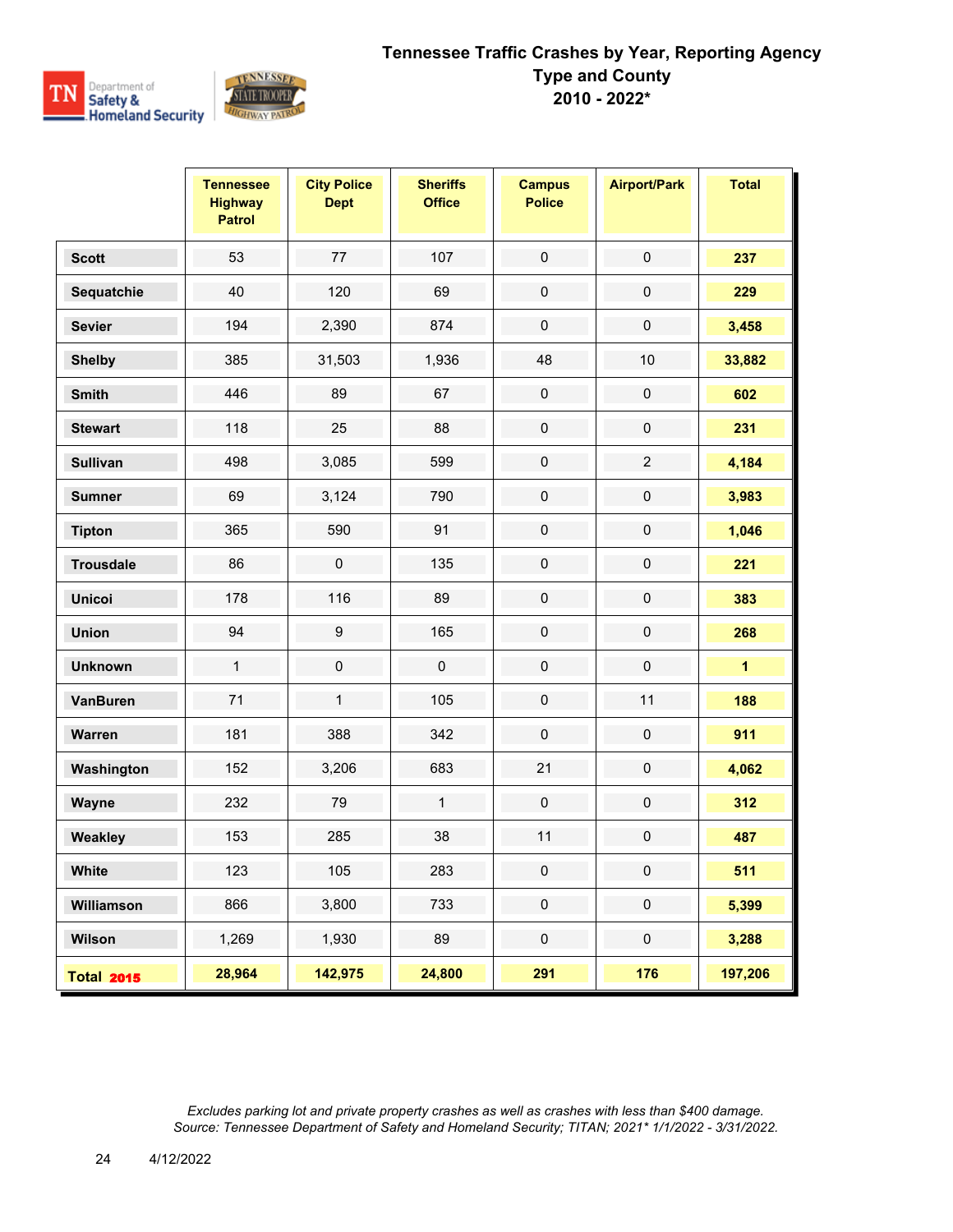# Tennessee Traffic Crashes by Year, Reporting Agency Type and County
## 2010 - 2022*

| | Tennessee Highway Patrol | City Police Dept | Sheriffs Office | Campus Police | Airport/Park | Total |
|---|---|---|---|---|---|---|
| **Scott** | 53 | 77 | 107 | 0 | 0 | **237** |
| **Sequatchie** | 40 | 120 | 69 | 0 | 0 | **229** |
| **Sevier** | 194 | 2,390 | 874 | 0 | 0 | **3,458** |
| **Shelby** | 385 | 31,503 | 1,936 | 48 | 10 | **33,882** |
| **Smith** | 446 | 89 | 67 | 0 | 0 | **602** |
| **Stewart** | 118 | 25 | 88 | 0 | 0 | **231** |
| **Sullivan** | 498 | 3,085 | 599 | 0 | 2 | **4,184** |
| **Sumner** | 69 | 3,124 | 790 | 0 | 0 | **3,983** |
| **Tipton** | 365 | 590 | 91 | 0 | 0 | **1,046** |
| **Trousdale** | 86 | 0 | 135 | 0 | 0 | **221** |
| **Unicoi** | 178 | 116 | 89 | 0 | 0 | **383** |
| **Union** | 94 | 9 | 165 | 0 | 0 | **268** |
| **Unknown** | 1 | 0 | 0 | 0 | 0 | **1** |
| **VanBuren** | 71 | 1 | 105 | 0 | 11 | **188** |
| **Warren** | 181 | 388 | 342 | 0 | 0 | **911** |
| **Washington** | 152 | 3,206 | 683 | 21 | 0 | **4,062** |
| **Wayne** | 232 | 79 | 1 | 0 | 0 | **312** |
| **Weakley** | 153 | 285 | 38 | 11 | 0 | **487** |
| **White** | 123 | 105 | 283 | 0 | 0 | **511** |
| **Williamson** | 866 | 3,800 | 733 | 0 | 0 | **5,399** |
| **Wilson** | 1,269 | 1,930 | 89 | 0 | 0 | **3,288** |
| **Total 2015** | **28,964** | **142,975** | **24,800** | **291** | **176** | **197,206** |

*Excludes parking lot and private property crashes as well as crashes with less than $400 damage.*
*Source: Tennessee Department of Safety and Homeland Security; TITAN; 2021* 1/1/2022 - 3/31/2022.*

4/12/2022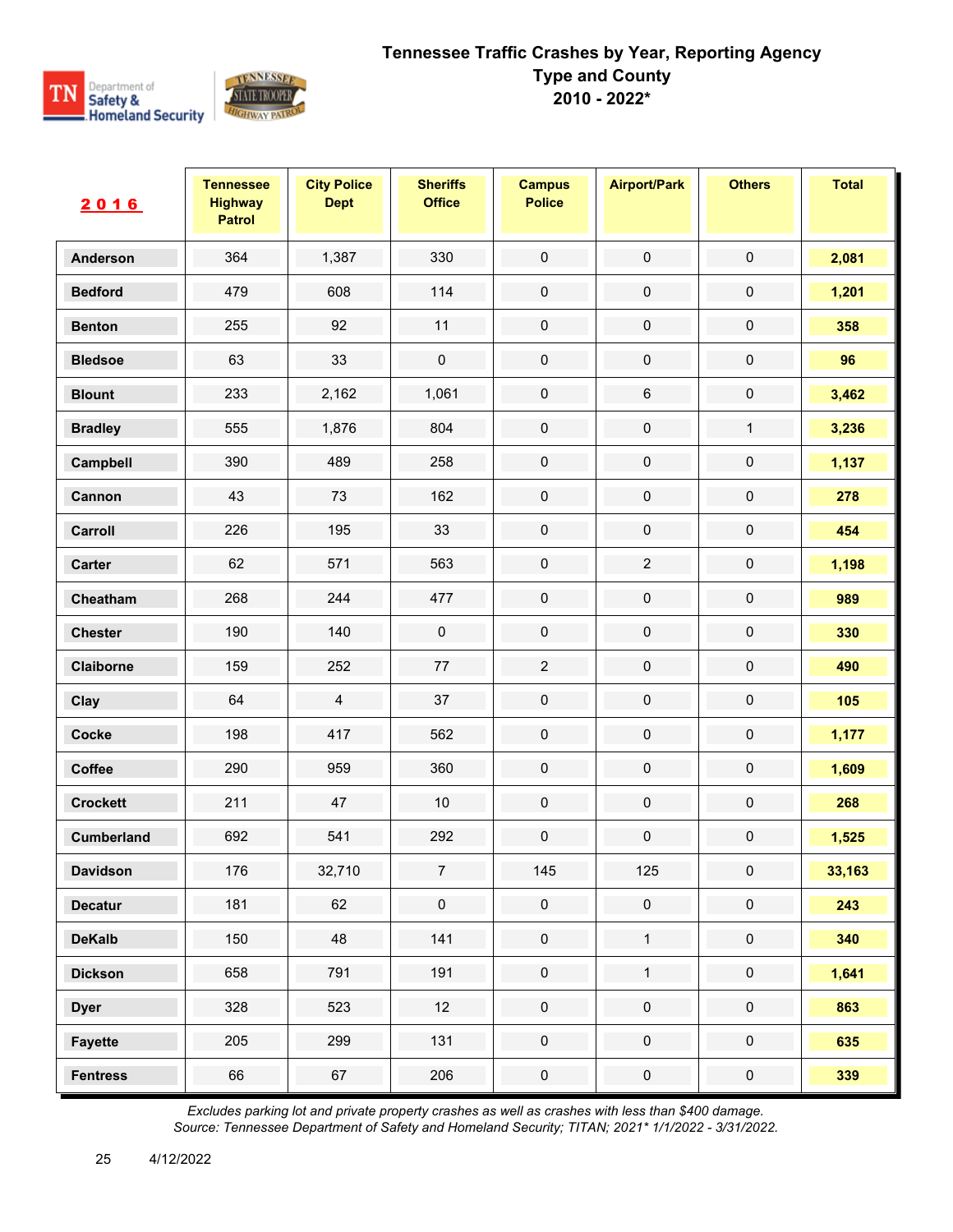# Tennessee Traffic Crashes by Year, Reporting Agency Type and County
## 2010 - 2022*

| 2016 | Tennessee Highway Patrol | City Police Dept | Sheriffs Office | Campus Police | Airport/Park | Others | Total |
|---|---|---|---|---|---|---|---|
| Anderson | 364 | 1,387 | 330 | 0 | 0 | 0 | **2,081** |
| Bedford | 479 | 608 | 114 | 0 | 0 | 0 | **1,201** |
| Benton | 255 | 92 | 11 | 0 | 0 | 0 | **358** |
| Bledsoe | 63 | 33 | 0 | 0 | 0 | 0 | **96** |
| Blount | 233 | 2,162 | 1,061 | 0 | 6 | 0 | **3,462** |
| Bradley | 555 | 1,876 | 804 | 0 | 0 | 1 | **3,236** |
| Campbell | 390 | 489 | 258 | 0 | 0 | 0 | **1,137** |
| Cannon | 43 | 73 | 162 | 0 | 0 | 0 | **278** |
| Carroll | 226 | 195 | 33 | 0 | 0 | 0 | **454** |
| Carter | 62 | 571 | 563 | 0 | 2 | 0 | **1,198** |
| Cheatham | 268 | 244 | 477 | 0 | 0 | 0 | **989** |
| Chester | 190 | 140 | 0 | 0 | 0 | 0 | **330** |
| Claiborne | 159 | 252 | 77 | 2 | 0 | 0 | **490** |
| Clay | 64 | 4 | 37 | 0 | 0 | 0 | **105** |
| Cocke | 198 | 417 | 562 | 0 | 0 | 0 | **1,177** |
| Coffee | 290 | 959 | 360 | 0 | 0 | 0 | **1,609** |
| Crockett | 211 | 47 | 10 | 0 | 0 | 0 | **268** |
| Cumberland | 692 | 541 | 292 | 0 | 0 | 0 | **1,525** |
| Davidson | 176 | 32,710 | 7 | 145 | 125 | 0 | **33,163** |
| Decatur | 181 | 62 | 0 | 0 | 0 | 0 | **243** |
| DeKalb | 150 | 48 | 141 | 0 | 1 | 0 | **340** |
| Dickson | 658 | 791 | 191 | 0 | 1 | 0 | **1,641** |
| Dyer | 328 | 523 | 12 | 0 | 0 | 0 | **863** |
| Fayette | 205 | 299 | 131 | 0 | 0 | 0 | **635** |
| Fentress | 66 | 67 | 206 | 0 | 0 | 0 | **339** |

*Excludes parking lot and private property crashes as well as crashes with less than $400 damage.*
*Source: Tennessee Department of Safety and Homeland Security; TITAN; 2021* 1/1/2022 - 3/31/2022.*

4/12/2022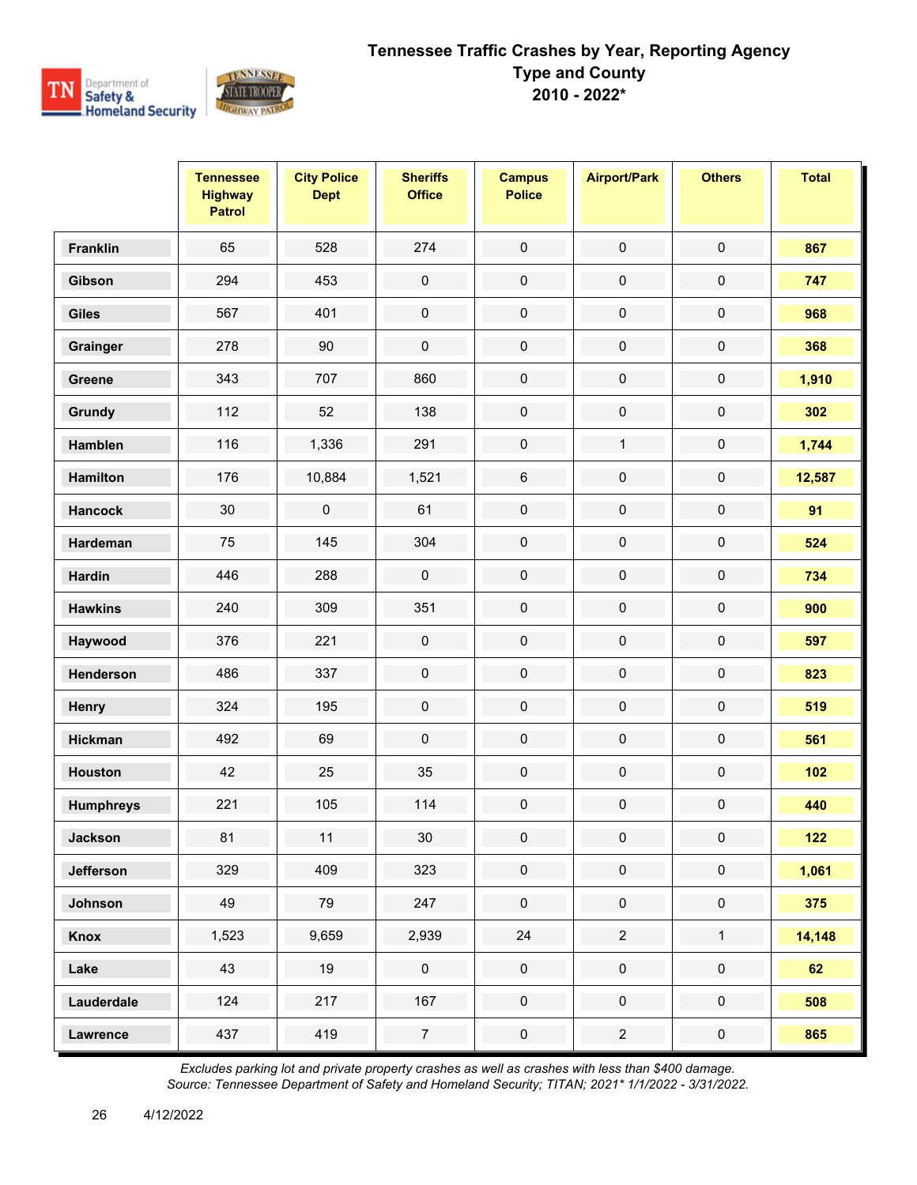# Tennessee Traffic Crashes by Year, Reporting Agency Type and County 2010 - 2022*

| | Tennessee Highway Patrol | City Police Dept | Sheriffs Office | Campus Police | Airport/Park | Others | Total |
|---|---|---|---|---|---|---|---|
| **Franklin** | 65 | 528 | 274 | 0 | 0 | 0 | **867** |
| **Gibson** | 294 | 453 | 0 | 0 | 0 | 0 | **747** |
| **Giles** | 567 | 401 | 0 | 0 | 0 | 0 | **968** |
| **Grainger** | 278 | 90 | 0 | 0 | 0 | 0 | **368** |
| **Greene** | 343 | 707 | 860 | 0 | 0 | 0 | **1,910** |
| **Grundy** | 112 | 52 | 138 | 0 | 0 | 0 | **302** |
| **Hamblen** | 116 | 1,336 | 291 | 0 | 1 | 0 | **1,744** |
| **Hamilton** | 176 | 10,884 | 1,521 | 6 | 0 | 0 | **12,587** |
| **Hancock** | 30 | 0 | 61 | 0 | 0 | 0 | **91** |
| **Hardeman** | 75 | 145 | 304 | 0 | 0 | 0 | **524** |
| **Hardin** | 446 | 288 | 0 | 0 | 0 | 0 | **734** |
| **Hawkins** | 240 | 309 | 351 | 0 | 0 | 0 | **900** |
| **Haywood** | 376 | 221 | 0 | 0 | 0 | 0 | **597** |
| **Henderson** | 486 | 337 | 0 | 0 | 0 | 0 | **823** |
| **Henry** | 324 | 195 | 0 | 0 | 0 | 0 | **519** |
| **Hickman** | 492 | 69 | 0 | 0 | 0 | 0 | **561** |
| **Houston** | 42 | 25 | 35 | 0 | 0 | 0 | **102** |
| **Humphreys** | 221 | 105 | 114 | 0 | 0 | 0 | **440** |
| **Jackson** | 81 | 11 | 30 | 0 | 0 | 0 | **122** |
| **Jefferson** | 329 | 409 | 323 | 0 | 0 | 0 | **1,061** |
| **Johnson** | 49 | 79 | 247 | 0 | 0 | 0 | **375** |
| **Knox** | 1,523 | 9,659 | 2,939 | 24 | 2 | 1 | **14,148** |
| **Lake** | 43 | 19 | 0 | 0 | 0 | 0 | **62** |
| **Lauderdale** | 124 | 217 | 167 | 0 | 0 | 0 | **508** |
| **Lawrence** | 437 | 419 | 7 | 0 | 2 | 0 | **865** |

*Excludes parking lot and private property crashes as well as crashes with less than $400 damage.*
*Source: Tennessee Department of Safety and Homeland Security; TITAN; 2021* 1/1/2022 - 3/31/2022.*

4/12/2022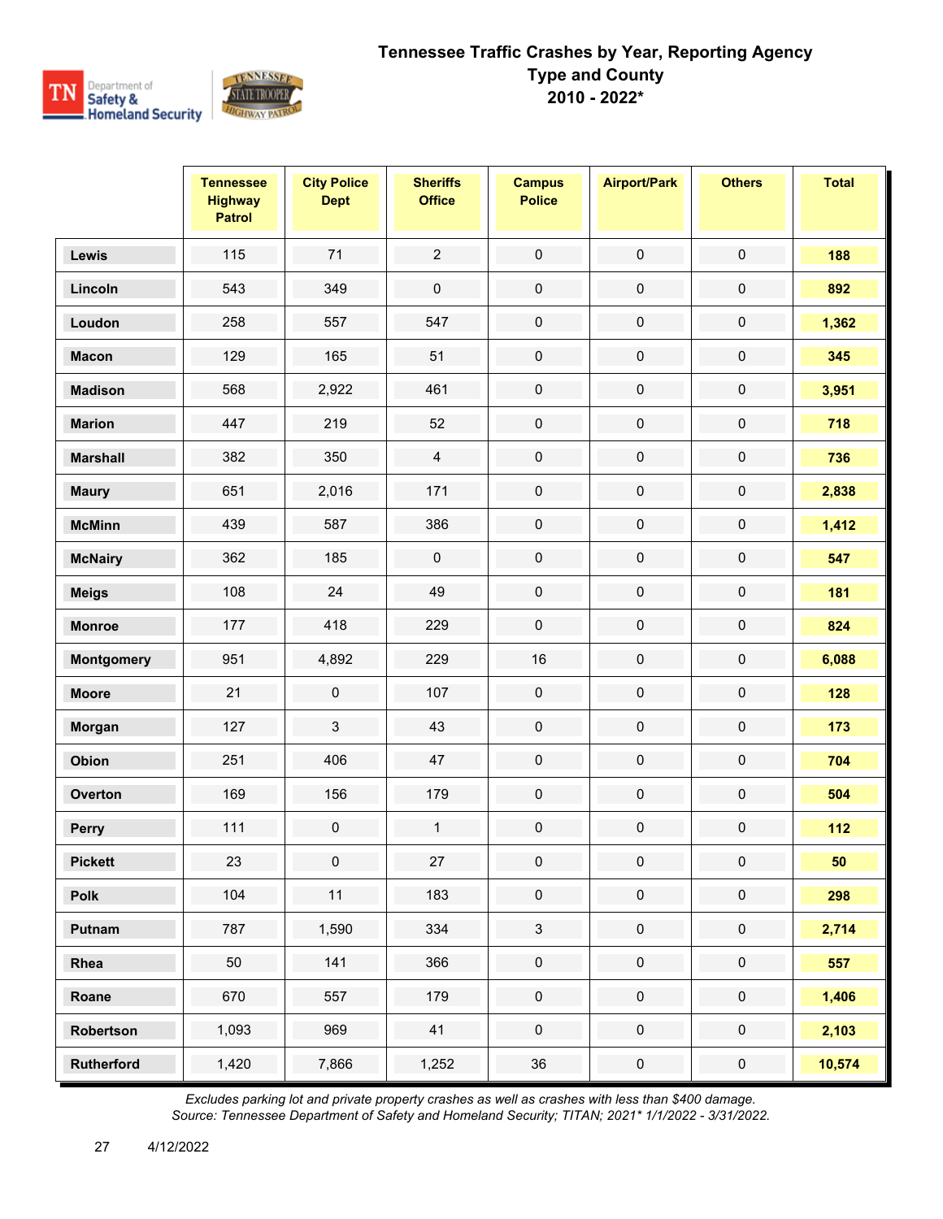# Tennessee Traffic Crashes by Year, Reporting Agency Type and County
## 2010 - 2022*

| | Tennessee Highway Patrol | City Police Dept | Sheriffs Office | Campus Police | Airport/Park | Others | Total |
|---|---|---|---|---|---|---|---|
| **Lewis** | 115 | 71 | 2 | 0 | 0 | 0 | **188** |
| **Lincoln** | 543 | 349 | 0 | 0 | 0 | 0 | **892** |
| **Loudon** | 258 | 557 | 547 | 0 | 0 | 0 | **1,362** |
| **Macon** | 129 | 165 | 51 | 0 | 0 | 0 | **345** |
| **Madison** | 568 | 2,922 | 461 | 0 | 0 | 0 | **3,951** |
| **Marion** | 447 | 219 | 52 | 0 | 0 | 0 | **718** |
| **Marshall** | 382 | 350 | 4 | 0 | 0 | 0 | **736** |
| **Maury** | 651 | 2,016 | 171 | 0 | 0 | 0 | **2,838** |
| **McMinn** | 439 | 587 | 386 | 0 | 0 | 0 | **1,412** |
| **McNairy** | 362 | 185 | 0 | 0 | 0 | 0 | **547** |
| **Meigs** | 108 | 24 | 49 | 0 | 0 | 0 | **181** |
| **Monroe** | 177 | 418 | 229 | 0 | 0 | 0 | **824** |
| **Montgomery** | 951 | 4,892 | 229 | 16 | 0 | 0 | **6,088** |
| **Moore** | 21 | 0 | 107 | 0 | 0 | 0 | **128** |
| **Morgan** | 127 | 3 | 43 | 0 | 0 | 0 | **173** |
| **Obion** | 251 | 406 | 47 | 0 | 0 | 0 | **704** |
| **Overton** | 169 | 156 | 179 | 0 | 0 | 0 | **504** |
| **Perry** | 111 | 0 | 1 | 0 | 0 | 0 | **112** |
| **Pickett** | 23 | 0 | 27 | 0 | 0 | 0 | **50** |
| **Polk** | 104 | 11 | 183 | 0 | 0 | 0 | **298** |
| **Putnam** | 787 | 1,590 | 334 | 3 | 0 | 0 | **2,714** |
| **Rhea** | 50 | 141 | 366 | 0 | 0 | 0 | **557** |
| **Roane** | 670 | 557 | 179 | 0 | 0 | 0 | **1,406** |
| **Robertson** | 1,093 | 969 | 41 | 0 | 0 | 0 | **2,103** |
| **Rutherford** | 1,420 | 7,866 | 1,252 | 36 | 0 | 0 | **10,574** |

*Excludes parking lot and private property crashes as well as crashes with less than $400 damage.*
*Source: Tennessee Department of Safety and Homeland Security; TITAN; 2021* 1/1/2022 - 3/31/2022.*

4/12/2022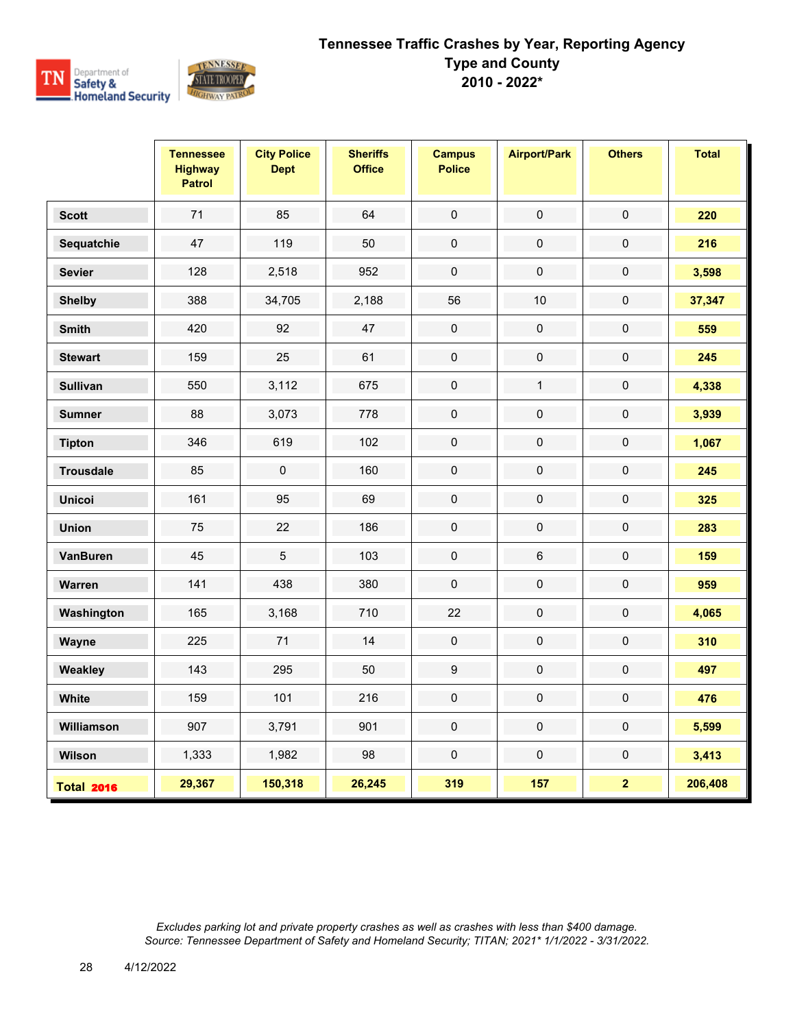# Tennessee Traffic Crashes by Year, Reporting Agency Type and County
## 2010 - 2022*

| | Tennessee Highway Patrol | City Police Dept | Sheriffs Office | Campus Police | Airport/Park | Others | Total |
|---|---|---|---|---|---|---|---|
| **Scott** | 71 | 85 | 64 | 0 | 0 | 0 | **220** |
| **Sequatchie** | 47 | 119 | 50 | 0 | 0 | 0 | **216** |
| **Sevier** | 128 | 2,518 | 952 | 0 | 0 | 0 | **3,598** |
| **Shelby** | 388 | 34,705 | 2,188 | 56 | 10 | 0 | **37,347** |
| **Smith** | 420 | 92 | 47 | 0 | 0 | 0 | **559** |
| **Stewart** | 159 | 25 | 61 | 0 | 0 | 0 | **245** |
| **Sullivan** | 550 | 3,112 | 675 | 0 | 1 | 0 | **4,338** |
| **Sumner** | 88 | 3,073 | 778 | 0 | 0 | 0 | **3,939** |
| **Tipton** | 346 | 619 | 102 | 0 | 0 | 0 | **1,067** |
| **Trousdale** | 85 | 0 | 160 | 0 | 0 | 0 | **245** |
| **Unicoi** | 161 | 95 | 69 | 0 | 0 | 0 | **325** |
| **Union** | 75 | 22 | 186 | 0 | 0 | 0 | **283** |
| **VanBuren** | 45 | 5 | 103 | 0 | 6 | 0 | **159** |
| **Warren** | 141 | 438 | 380 | 0 | 0 | 0 | **959** |
| **Washington** | 165 | 3,168 | 710 | 22 | 0 | 0 | **4,065** |
| **Wayne** | 225 | 71 | 14 | 0 | 0 | 0 | **310** |
| **Weakley** | 143 | 295 | 50 | 9 | 0 | 0 | **497** |
| **White** | 159 | 101 | 216 | 0 | 0 | 0 | **476** |
| **Williamson** | 907 | 3,791 | 901 | 0 | 0 | 0 | **5,599** |
| **Wilson** | 1,333 | 1,982 | 98 | 0 | 0 | 0 | **3,413** |
| **Total 2016** | **29,367** | **150,318** | **26,245** | **319** | **157** | **2** | **206,408** |

*Excludes parking lot and private property crashes as well as crashes with less than $400 damage.*
*Source: Tennessee Department of Safety and Homeland Security; TITAN; 2021* 1/1/2022 - 3/31/2022.*

4/12/2022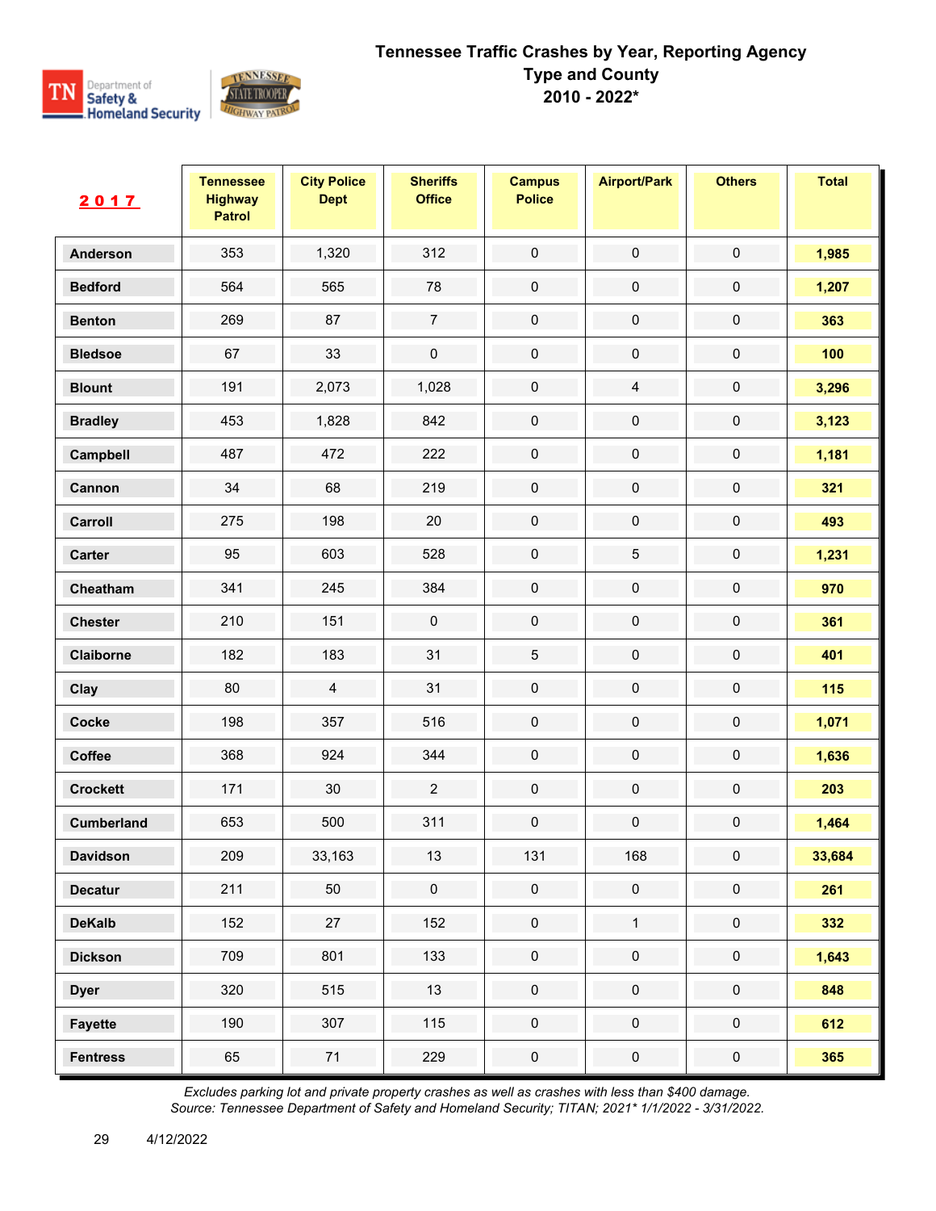# Tennessee Traffic Crashes by Year, Reporting Agency Type and County 2010 - 2022*

| 2017 | Tennessee Highway Patrol | City Police Dept | Sheriffs Office | Campus Police | Airport/Park | Others | Total |
|---|---|---|---|---|---|---|---|
| Anderson | 353 | 1,320 | 312 | 0 | 0 | 0 | 1,985 |
| Bedford | 564 | 565 | 78 | 0 | 0 | 0 | 1,207 |
| Benton | 269 | 87 | 7 | 0 | 0 | 0 | 363 |
| Bledsoe | 67 | 33 | 0 | 0 | 0 | 0 | 100 |
| Blount | 191 | 2,073 | 1,028 | 0 | 4 | 0 | 3,296 |
| Bradley | 453 | 1,828 | 842 | 0 | 0 | 0 | 3,123 |
| Campbell | 487 | 472 | 222 | 0 | 0 | 0 | 1,181 |
| Cannon | 34 | 68 | 219 | 0 | 0 | 0 | 321 |
| Carroll | 275 | 198 | 20 | 0 | 0 | 0 | 493 |
| Carter | 95 | 603 | 528 | 0 | 5 | 0 | 1,231 |
| Cheatham | 341 | 245 | 384 | 0 | 0 | 0 | 970 |
| Chester | 210 | 151 | 0 | 0 | 0 | 0 | 361 |
| Claiborne | 182 | 183 | 31 | 5 | 0 | 0 | 401 |
| Clay | 80 | 4 | 31 | 0 | 0 | 0 | 115 |
| Cocke | 198 | 357 | 516 | 0 | 0 | 0 | 1,071 |
| Coffee | 368 | 924 | 344 | 0 | 0 | 0 | 1,636 |
| Crockett | 171 | 30 | 2 | 0 | 0 | 0 | 203 |
| Cumberland | 653 | 500 | 311 | 0 | 0 | 0 | 1,464 |
| Davidson | 209 | 33,163 | 13 | 131 | 168 | 0 | 33,684 |
| Decatur | 211 | 50 | 0 | 0 | 0 | 0 | 261 |
| DeKalb | 152 | 27 | 152 | 0 | 1 | 0 | 332 |
| Dickson | 709 | 801 | 133 | 0 | 0 | 0 | 1,643 |
| Dyer | 320 | 515 | 13 | 0 | 0 | 0 | 848 |
| Fayette | 190 | 307 | 115 | 0 | 0 | 0 | 612 |
| Fentress | 65 | 71 | 229 | 0 | 0 | 0 | 365 |

*Excludes parking lot and private property crashes as well as crashes with less than $400 damage.*
*Source: Tennessee Department of Safety and Homeland Security; TITAN; 2021* 1/1/2022 - 3/31/2022.*

4/12/2022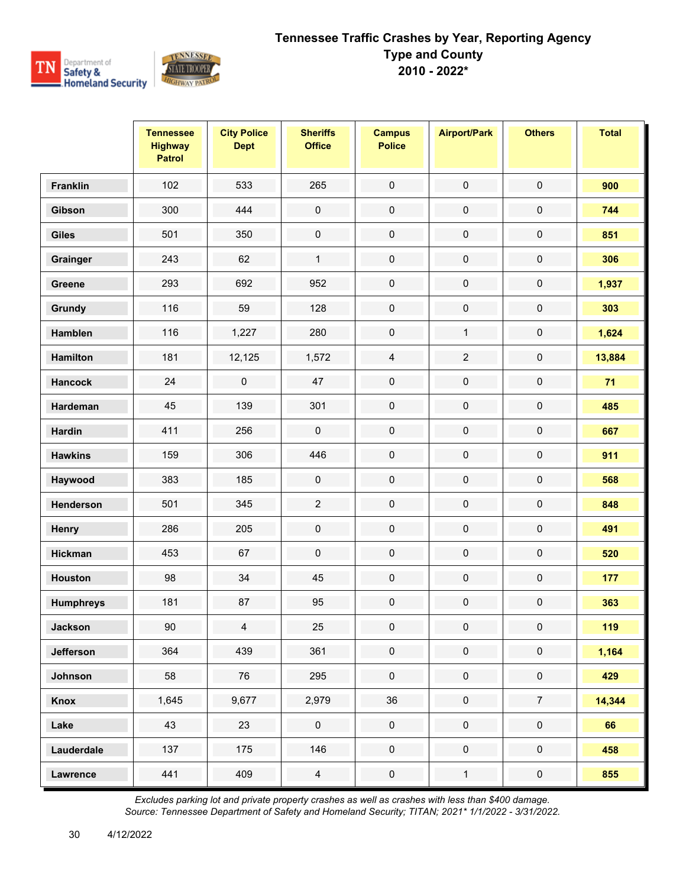# Tennessee Traffic Crashes by Year, Reporting Agency Type and County
## 2010 - 2022*

| | Tennessee Highway Patrol | City Police Dept | Sheriffs Office | Campus Police | Airport/Park | Others | Total |
|---|---|---|---|---|---|---|---|
| **Franklin** | 102 | 533 | 265 | 0 | 0 | 0 | **900** |
| **Gibson** | 300 | 444 | 0 | 0 | 0 | 0 | **744** |
| **Giles** | 501 | 350 | 0 | 0 | 0 | 0 | **851** |
| **Grainger** | 243 | 62 | 1 | 0 | 0 | 0 | **306** |
| **Greene** | 293 | 692 | 952 | 0 | 0 | 0 | **1,937** |
| **Grundy** | 116 | 59 | 128 | 0 | 0 | 0 | **303** |
| **Hamblen** | 116 | 1,227 | 280 | 0 | 1 | 0 | **1,624** |
| **Hamilton** | 181 | 12,125 | 1,572 | 4 | 2 | 0 | **13,884** |
| **Hancock** | 24 | 0 | 47 | 0 | 0 | 0 | **71** |
| **Hardeman** | 45 | 139 | 301 | 0 | 0 | 0 | **485** |
| **Hardin** | 411 | 256 | 0 | 0 | 0 | 0 | **667** |
| **Hawkins** | 159 | 306 | 446 | 0 | 0 | 0 | **911** |
| **Haywood** | 383 | 185 | 0 | 0 | 0 | 0 | **568** |
| **Henderson** | 501 | 345 | 2 | 0 | 0 | 0 | **848** |
| **Henry** | 286 | 205 | 0 | 0 | 0 | 0 | **491** |
| **Hickman** | 453 | 67 | 0 | 0 | 0 | 0 | **520** |
| **Houston** | 98 | 34 | 45 | 0 | 0 | 0 | **177** |
| **Humphreys** | 181 | 87 | 95 | 0 | 0 | 0 | **363** |
| **Jackson** | 90 | 4 | 25 | 0 | 0 | 0 | **119** |
| **Jefferson** | 364 | 439 | 361 | 0 | 0 | 0 | **1,164** |
| **Johnson** | 58 | 76 | 295 | 0 | 0 | 0 | **429** |
| **Knox** | 1,645 | 9,677 | 2,979 | 36 | 0 | 7 | **14,344** |
| **Lake** | 43 | 23 | 0 | 0 | 0 | 0 | **66** |
| **Lauderdale** | 137 | 175 | 146 | 0 | 0 | 0 | **458** |
| **Lawrence** | 441 | 409 | 4 | 0 | 1 | 0 | **855** |

*Excludes parking lot and private property crashes as well as crashes with less than $400 damage.*
*Source: Tennessee Department of Safety and Homeland Security; TITAN; 2021* 1/1/2022 - 3/31/2022.*

4/12/2022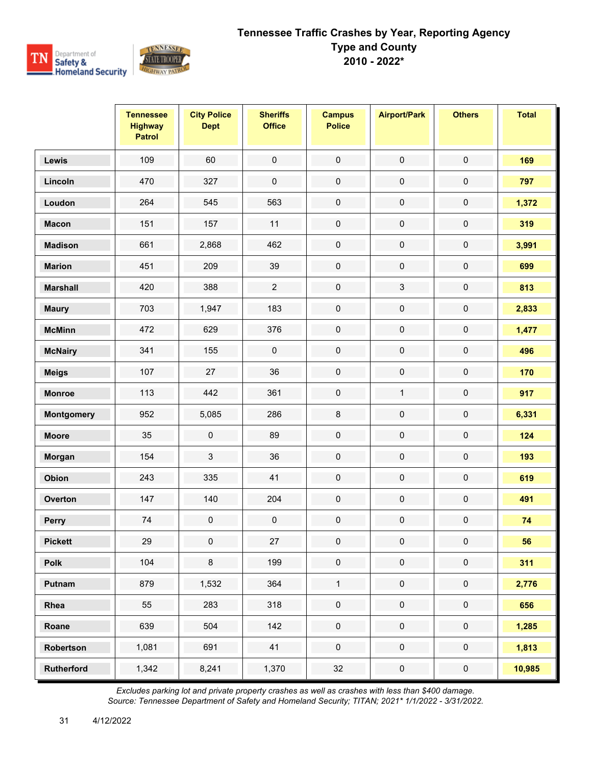# Tennessee Traffic Crashes by Year, Reporting Agency Type and County
## 2010 - 2022*

| | Tennessee Highway Patrol | City Police Dept | Sheriffs Office | Campus Police | Airport/Park | Others | Total |
|---|---|---|---|---|---|---|---|
| **Lewis** | 109 | 60 | 0 | 0 | 0 | 0 | **169** |
| **Lincoln** | 470 | 327 | 0 | 0 | 0 | 0 | **797** |
| **Loudon** | 264 | 545 | 563 | 0 | 0 | 0 | **1,372** |
| **Macon** | 151 | 157 | 11 | 0 | 0 | 0 | **319** |
| **Madison** | 661 | 2,868 | 462 | 0 | 0 | 0 | **3,991** |
| **Marion** | 451 | 209 | 39 | 0 | 0 | 0 | **699** |
| **Marshall** | 420 | 388 | 2 | 0 | 3 | 0 | **813** |
| **Maury** | 703 | 1,947 | 183 | 0 | 0 | 0 | **2,833** |
| **McMinn** | 472 | 629 | 376 | 0 | 0 | 0 | **1,477** |
| **McNairy** | 341 | 155 | 0 | 0 | 0 | 0 | **496** |
| **Meigs** | 107 | 27 | 36 | 0 | 0 | 0 | **170** |
| **Monroe** | 113 | 442 | 361 | 0 | 1 | 0 | **917** |
| **Montgomery** | 952 | 5,085 | 286 | 8 | 0 | 0 | **6,331** |
| **Moore** | 35 | 0 | 89 | 0 | 0 | 0 | **124** |
| **Morgan** | 154 | 3 | 36 | 0 | 0 | 0 | **193** |
| **Obion** | 243 | 335 | 41 | 0 | 0 | 0 | **619** |
| **Overton** | 147 | 140 | 204 | 0 | 0 | 0 | **491** |
| **Perry** | 74 | 0 | 0 | 0 | 0 | 0 | **74** |
| **Pickett** | 29 | 0 | 27 | 0 | 0 | 0 | **56** |
| **Polk** | 104 | 8 | 199 | 0 | 0 | 0 | **311** |
| **Putnam** | 879 | 1,532 | 364 | 1 | 0 | 0 | **2,776** |
| **Rhea** | 55 | 283 | 318 | 0 | 0 | 0 | **656** |
| **Roane** | 639 | 504 | 142 | 0 | 0 | 0 | **1,285** |
| **Robertson** | 1,081 | 691 | 41 | 0 | 0 | 0 | **1,813** |
| **Rutherford** | 1,342 | 8,241 | 1,370 | 32 | 0 | 0 | **10,985** |

*Excludes parking lot and private property crashes as well as crashes with less than $400 damage.*
*Source: Tennessee Department of Safety and Homeland Security; TITAN; 2021* 1/1/2022 - 3/31/2022.*

4/12/2022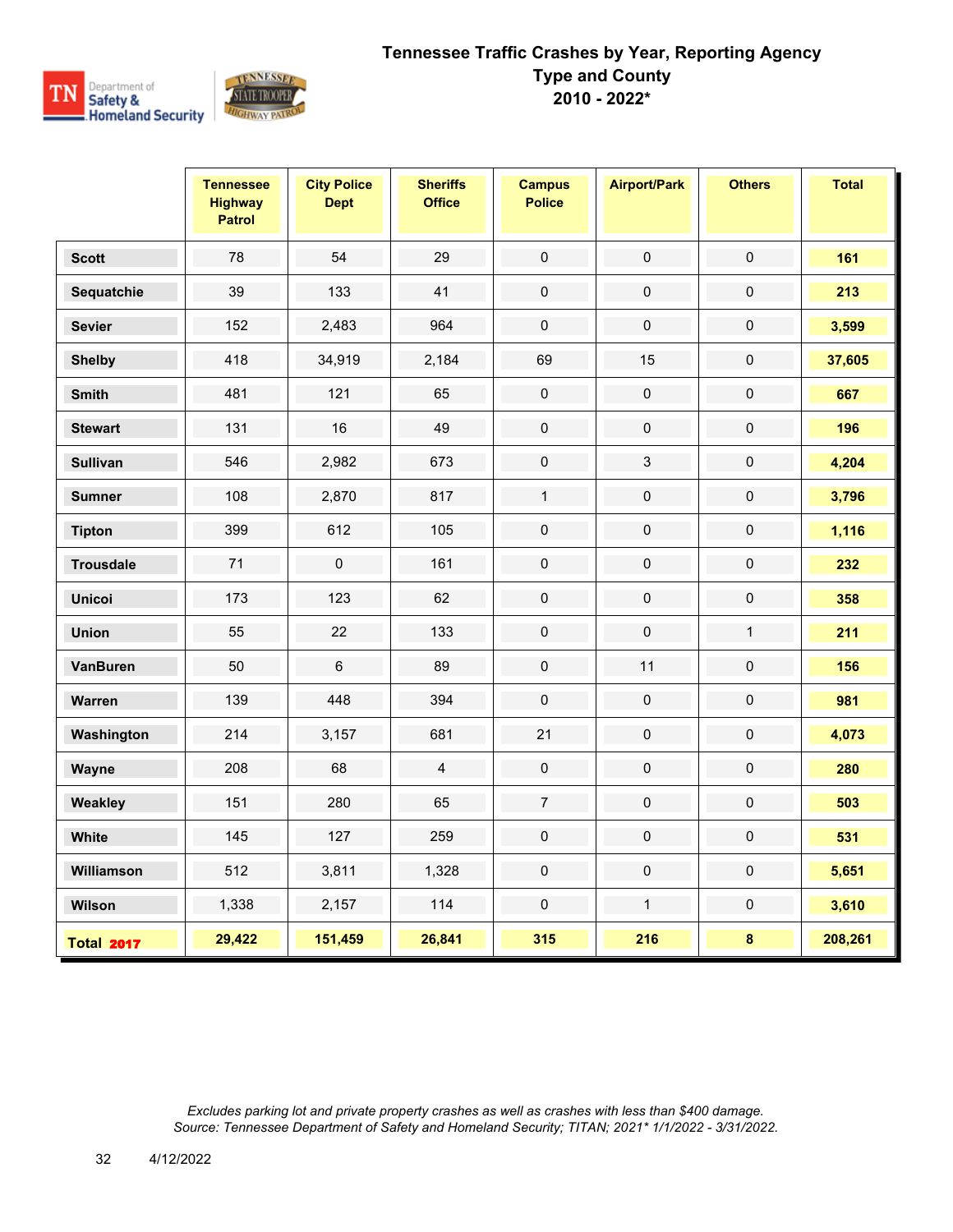# Tennessee Traffic Crashes by Year, Reporting Agency Type and County
## 2010 - 2022*

| | Tennessee Highway Patrol | City Police Dept | Sheriffs Office | Campus Police | Airport/Park | Others | Total |
|---|---|---|---|---|---|---|---|
| Scott | 78 | 54 | 29 | 0 | 0 | 0 | 161 |
| Sequatchie | 39 | 133 | 41 | 0 | 0 | 0 | 213 |
| Sevier | 152 | 2,483 | 964 | 0 | 0 | 0 | 3,599 |
| Shelby | 418 | 34,919 | 2,184 | 69 | 15 | 0 | 37,605 |
| Smith | 481 | 121 | 65 | 0 | 0 | 0 | 667 |
| Stewart | 131 | 16 | 49 | 0 | 0 | 0 | 196 |
| Sullivan | 546 | 2,982 | 673 | 0 | 3 | 0 | 4,204 |
| Sumner | 108 | 2,870 | 817 | 1 | 0 | 0 | 3,796 |
| Tipton | 399 | 612 | 105 | 0 | 0 | 0 | 1,116 |
| Trousdale | 71 | 0 | 161 | 0 | 0 | 0 | 232 |
| Unicoi | 173 | 123 | 62 | 0 | 0 | 0 | 358 |
| Union | 55 | 22 | 133 | 0 | 0 | 1 | 211 |
| VanBuren | 50 | 6 | 89 | 0 | 11 | 0 | 156 |
| Warren | 139 | 448 | 394 | 0 | 0 | 0 | 981 |
| Washington | 214 | 3,157 | 681 | 21 | 0 | 0 | 4,073 |
| Wayne | 208 | 68 | 4 | 0 | 0 | 0 | 280 |
| Weakley | 151 | 280 | 65 | 7 | 0 | 0 | 503 |
| White | 145 | 127 | 259 | 0 | 0 | 0 | 531 |
| Williamson | 512 | 3,811 | 1,328 | 0 | 0 | 0 | 5,651 |
| Wilson | 1,338 | 2,157 | 114 | 0 | 1 | 0 | 3,610 |
| **Total 2017** | **29,422** | **151,459** | **26,841** | **315** | **216** | **8** | **208,261** |

*Excludes parking lot and private property crashes as well as crashes with less than $400 damage.*
*Source: Tennessee Department of Safety and Homeland Security; TITAN; 2021* 1/1/2022 - 3/31/2022.*

4/12/2022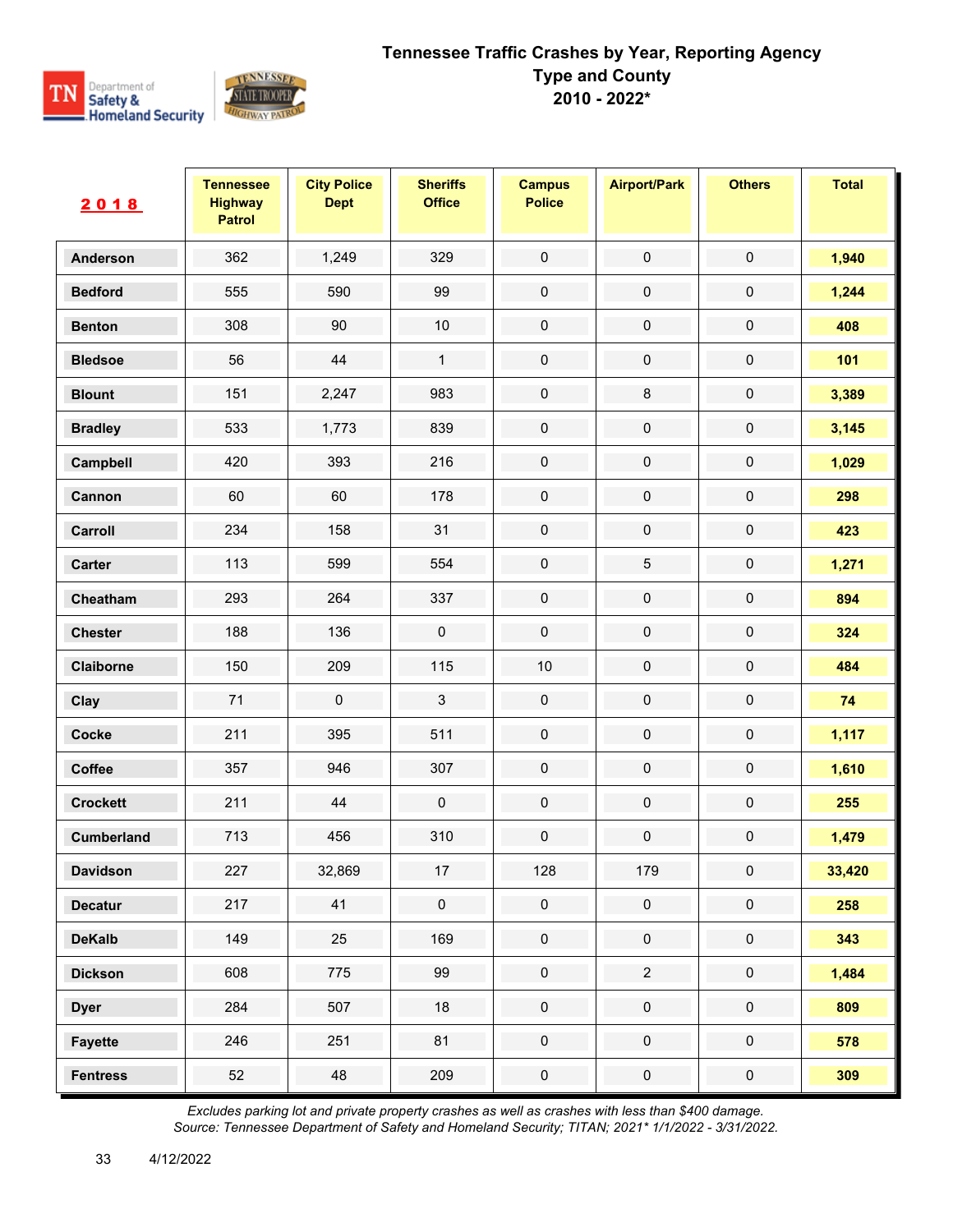# Tennessee Traffic Crashes by Year, Reporting Agency Type and County
## 2010 - 2022*

| 2018 | Tennessee Highway Patrol | City Police Dept | Sheriffs Office | Campus Police | Airport/Park | Others | Total |
|---|---|---|---|---|---|---|---|
| Anderson | 362 | 1,249 | 329 | 0 | 0 | 0 | **1,940** |
| Bedford | 555 | 590 | 99 | 0 | 0 | 0 | **1,244** |
| Benton | 308 | 90 | 10 | 0 | 0 | 0 | **408** |
| Bledsoe | 56 | 44 | 1 | 0 | 0 | 0 | **101** |
| Blount | 151 | 2,247 | 983 | 0 | 8 | 0 | **3,389** |
| Bradley | 533 | 1,773 | 839 | 0 | 0 | 0 | **3,145** |
| Campbell | 420 | 393 | 216 | 0 | 0 | 0 | **1,029** |
| Cannon | 60 | 60 | 178 | 0 | 0 | 0 | **298** |
| Carroll | 234 | 158 | 31 | 0 | 0 | 0 | **423** |
| Carter | 113 | 599 | 554 | 0 | 5 | 0 | **1,271** |
| Cheatham | 293 | 264 | 337 | 0 | 0 | 0 | **894** |
| Chester | 188 | 136 | 0 | 0 | 0 | 0 | **324** |
| Claiborne | 150 | 209 | 115 | 10 | 0 | 0 | **484** |
| Clay | 71 | 0 | 3 | 0 | 0 | 0 | **74** |
| Cocke | 211 | 395 | 511 | 0 | 0 | 0 | **1,117** |
| Coffee | 357 | 946 | 307 | 0 | 0 | 0 | **1,610** |
| Crockett | 211 | 44 | 0 | 0 | 0 | 0 | **255** |
| Cumberland | 713 | 456 | 310 | 0 | 0 | 0 | **1,479** |
| Davidson | 227 | 32,869 | 17 | 128 | 179 | 0 | **33,420** |
| Decatur | 217 | 41 | 0 | 0 | 0 | 0 | **258** |
| DeKalb | 149 | 25 | 169 | 0 | 0 | 0 | **343** |
| Dickson | 608 | 775 | 99 | 0 | 2 | 0 | **1,484** |
| Dyer | 284 | 507 | 18 | 0 | 0 | 0 | **809** |
| Fayette | 246 | 251 | 81 | 0 | 0 | 0 | **578** |
| Fentress | 52 | 48 | 209 | 0 | 0 | 0 | **309** |

*Excludes parking lot and private property crashes as well as crashes with less than $400 damage.*
*Source: Tennessee Department of Safety and Homeland Security; TITAN; 2021* 1/1/2022 - 3/31/2022.*

4/12/2022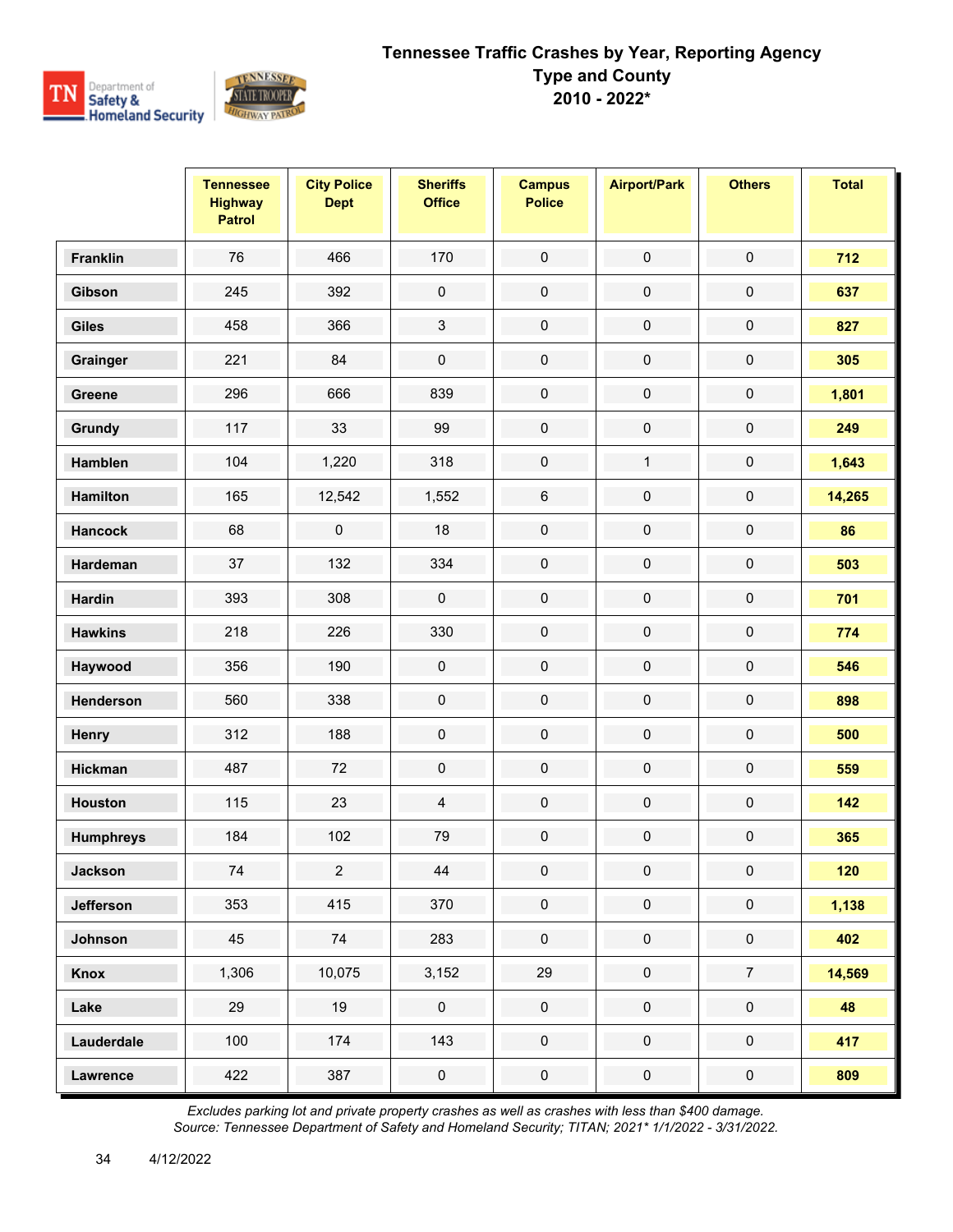# Tennessee Traffic Crashes by Year, Reporting Agency Type and County 2010 - 2022*

| | Tennessee Highway Patrol | City Police Dept | Sheriffs Office | Campus Police | Airport/Park | Others | Total |
|---|---|---|---|---|---|---|---|
| **Franklin** | 76 | 466 | 170 | 0 | 0 | 0 | **712** |
| **Gibson** | 245 | 392 | 0 | 0 | 0 | 0 | **637** |
| **Giles** | 458 | 366 | 3 | 0 | 0 | 0 | **827** |
| **Grainger** | 221 | 84 | 0 | 0 | 0 | 0 | **305** |
| **Greene** | 296 | 666 | 839 | 0 | 0 | 0 | **1,801** |
| **Grundy** | 117 | 33 | 99 | 0 | 0 | 0 | **249** |
| **Hamblen** | 104 | 1,220 | 318 | 0 | 1 | 0 | **1,643** |
| **Hamilton** | 165 | 12,542 | 1,552 | 6 | 0 | 0 | **14,265** |
| **Hancock** | 68 | 0 | 18 | 0 | 0 | 0 | **86** |
| **Hardeman** | 37 | 132 | 334 | 0 | 0 | 0 | **503** |
| **Hardin** | 393 | 308 | 0 | 0 | 0 | 0 | **701** |
| **Hawkins** | 218 | 226 | 330 | 0 | 0 | 0 | **774** |
| **Haywood** | 356 | 190 | 0 | 0 | 0 | 0 | **546** |
| **Henderson** | 560 | 338 | 0 | 0 | 0 | 0 | **898** |
| **Henry** | 312 | 188 | 0 | 0 | 0 | 0 | **500** |
| **Hickman** | 487 | 72 | 0 | 0 | 0 | 0 | **559** |
| **Houston** | 115 | 23 | 4 | 0 | 0 | 0 | **142** |
| **Humphreys** | 184 | 102 | 79 | 0 | 0 | 0 | **365** |
| **Jackson** | 74 | 2 | 44 | 0 | 0 | 0 | **120** |
| **Jefferson** | 353 | 415 | 370 | 0 | 0 | 0 | **1,138** |
| **Johnson** | 45 | 74 | 283 | 0 | 0 | 0 | **402** |
| **Knox** | 1,306 | 10,075 | 3,152 | 29 | 0 | 7 | **14,569** |
| **Lake** | 29 | 19 | 0 | 0 | 0 | 0 | **48** |
| **Lauderdale** | 100 | 174 | 143 | 0 | 0 | 0 | **417** |
| **Lawrence** | 422 | 387 | 0 | 0 | 0 | 0 | **809** |

*Excludes parking lot and private property crashes as well as crashes with less than $400 damage.*
*Source: Tennessee Department of Safety and Homeland Security; TITAN; 2021* 1/1/2022 - 3/31/2022.*

4/12/2022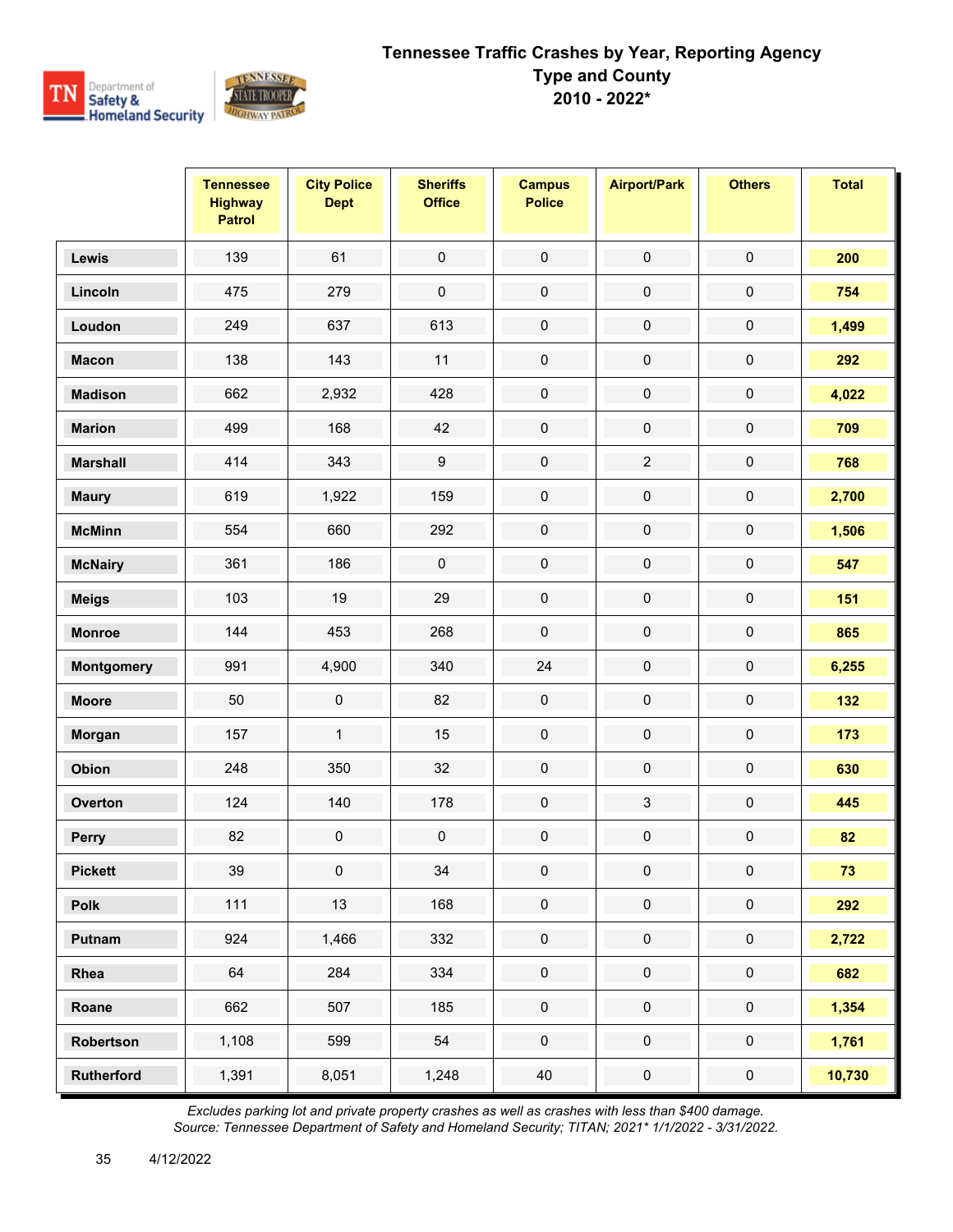# Tennessee Traffic Crashes by Year, Reporting Agency Type and County
## 2010 - 2022*

| | Tennessee Highway Patrol | City Police Dept | Sheriffs Office | Campus Police | Airport/Park | Others | Total |
|---|---|---|---|---|---|---|---|
| **Lewis** | 139 | 61 | 0 | 0 | 0 | 0 | **200** |
| **Lincoln** | 475 | 279 | 0 | 0 | 0 | 0 | **754** |
| **Loudon** | 249 | 637 | 613 | 0 | 0 | 0 | **1,499** |
| **Macon** | 138 | 143 | 11 | 0 | 0 | 0 | **292** |
| **Madison** | 662 | 2,932 | 428 | 0 | 0 | 0 | **4,022** |
| **Marion** | 499 | 168 | 42 | 0 | 0 | 0 | **709** |
| **Marshall** | 414 | 343 | 9 | 0 | 2 | 0 | **768** |
| **Maury** | 619 | 1,922 | 159 | 0 | 0 | 0 | **2,700** |
| **McMinn** | 554 | 660 | 292 | 0 | 0 | 0 | **1,506** |
| **McNairy** | 361 | 186 | 0 | 0 | 0 | 0 | **547** |
| **Meigs** | 103 | 19 | 29 | 0 | 0 | 0 | **151** |
| **Monroe** | 144 | 453 | 268 | 0 | 0 | 0 | **865** |
| **Montgomery** | 991 | 4,900 | 340 | 24 | 0 | 0 | **6,255** |
| **Moore** | 50 | 0 | 82 | 0 | 0 | 0 | **132** |
| **Morgan** | 157 | 1 | 15 | 0 | 0 | 0 | **173** |
| **Obion** | 248 | 350 | 32 | 0 | 0 | 0 | **630** |
| **Overton** | 124 | 140 | 178 | 0 | 3 | 0 | **445** |
| **Perry** | 82 | 0 | 0 | 0 | 0 | 0 | **82** |
| **Pickett** | 39 | 0 | 34 | 0 | 0 | 0 | **73** |
| **Polk** | 111 | 13 | 168 | 0 | 0 | 0 | **292** |
| **Putnam** | 924 | 1,466 | 332 | 0 | 0 | 0 | **2,722** |
| **Rhea** | 64 | 284 | 334 | 0 | 0 | 0 | **682** |
| **Roane** | 662 | 507 | 185 | 0 | 0 | 0 | **1,354** |
| **Robertson** | 1,108 | 599 | 54 | 0 | 0 | 0 | **1,761** |
| **Rutherford** | 1,391 | 8,051 | 1,248 | 40 | 0 | 0 | **10,730** |

*Excludes parking lot and private property crashes as well as crashes with less than $400 damage.*
*Source: Tennessee Department of Safety and Homeland Security; TITAN; 2021* 1/1/2022 - 3/31/2022.*

4/12/2022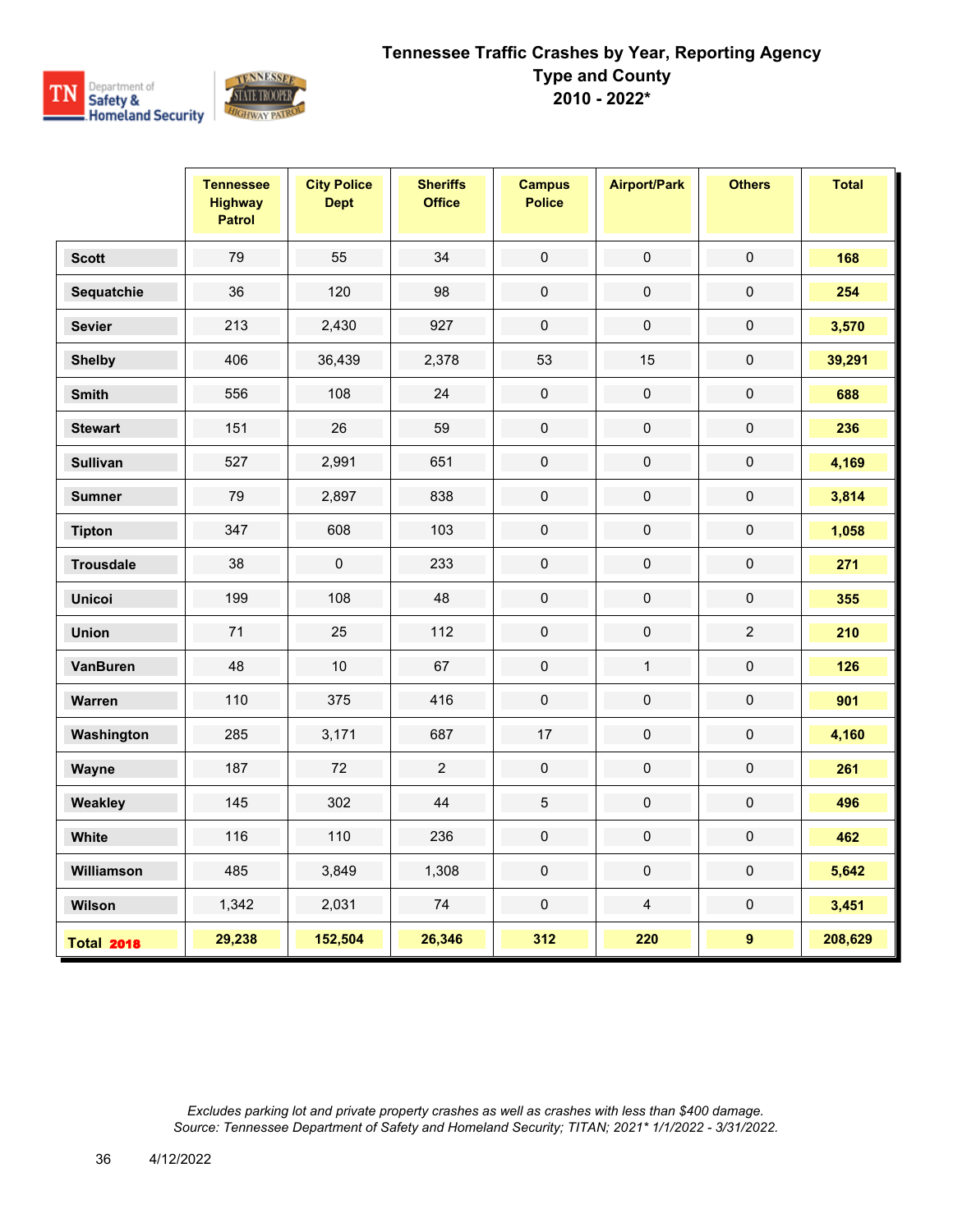# Tennessee Traffic Crashes by Year, Reporting Agency Type and County
## 2010 - 2022*

| | Tennessee Highway Patrol | City Police Dept | Sheriffs Office | Campus Police | Airport/Park | Others | Total |
|---|---|---|---|---|---|---|---|
| Scott | 79 | 55 | 34 | 0 | 0 | 0 | **168** |
| Sequatchie | 36 | 120 | 98 | 0 | 0 | 0 | **254** |
| Sevier | 213 | 2,430 | 927 | 0 | 0 | 0 | **3,570** |
| Shelby | 406 | 36,439 | 2,378 | 53 | 15 | 0 | **39,291** |
| Smith | 556 | 108 | 24 | 0 | 0 | 0 | **688** |
| Stewart | 151 | 26 | 59 | 0 | 0 | 0 | **236** |
| Sullivan | 527 | 2,991 | 651 | 0 | 0 | 0 | **4,169** |
| Sumner | 79 | 2,897 | 838 | 0 | 0 | 0 | **3,814** |
| Tipton | 347 | 608 | 103 | 0 | 0 | 0 | **1,058** |
| Trousdale | 38 | 0 | 233 | 0 | 0 | 0 | **271** |
| Unicoi | 199 | 108 | 48 | 0 | 0 | 0 | **355** |
| Union | 71 | 25 | 112 | 0 | 0 | 2 | **210** |
| VanBuren | 48 | 10 | 67 | 0 | 1 | 0 | **126** |
| Warren | 110 | 375 | 416 | 0 | 0 | 0 | **901** |
| Washington | 285 | 3,171 | 687 | 17 | 0 | 0 | **4,160** |
| Wayne | 187 | 72 | 2 | 0 | 0 | 0 | **261** |
| Weakley | 145 | 302 | 44 | 5 | 0 | 0 | **496** |
| White | 116 | 110 | 236 | 0 | 0 | 0 | **462** |
| Williamson | 485 | 3,849 | 1,308 | 0 | 0 | 0 | **5,642** |
| Wilson | 1,342 | 2,031 | 74 | 0 | 4 | 0 | **3,451** |
| **Total 2018** | **29,238** | **152,504** | **26,346** | **312** | **220** | **9** | **208,629** |

*Excludes parking lot and private property crashes as well as crashes with less than $400 damage.*
*Source: Tennessee Department of Safety and Homeland Security; TITAN; 2021* 1/1/2022 - 3/31/2022.*

4/12/2022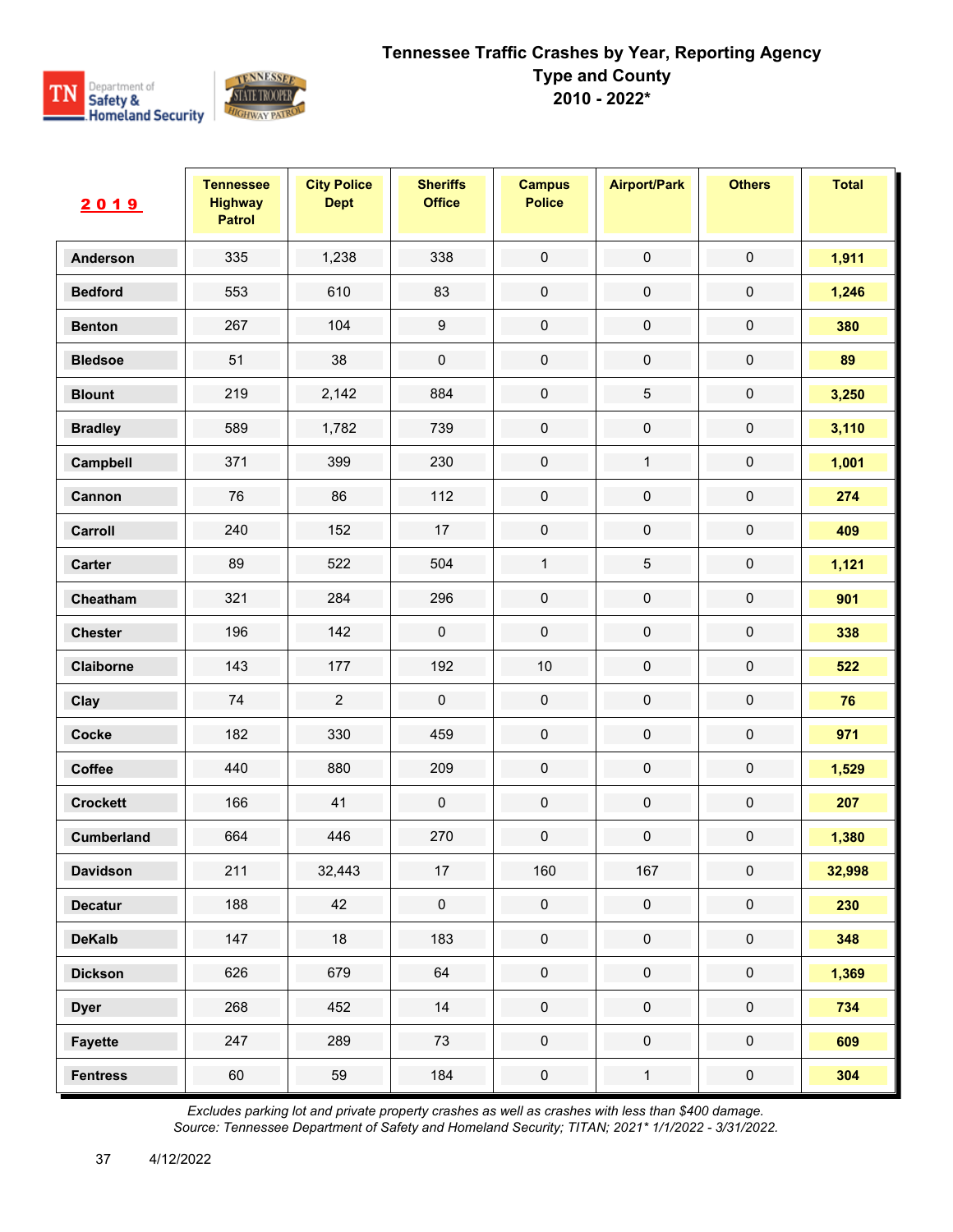# Tennessee Traffic Crashes by Year, Reporting Agency Type and County
## 2010 - 2022*

| 2019 | Tennessee Highway Patrol | City Police Dept | Sheriffs Office | Campus Police | Airport/Park | Others | Total |
|---|---|---|---|---|---|---|---|
| **Anderson** | 335 | 1,238 | 338 | 0 | 0 | 0 | **1,911** |
| **Bedford** | 553 | 610 | 83 | 0 | 0 | 0 | **1,246** |
| **Benton** | 267 | 104 | 9 | 0 | 0 | 0 | **380** |
| **Bledsoe** | 51 | 38 | 0 | 0 | 0 | 0 | **89** |
| **Blount** | 219 | 2,142 | 884 | 0 | 5 | 0 | **3,250** |
| **Bradley** | 589 | 1,782 | 739 | 0 | 0 | 0 | **3,110** |
| **Campbell** | 371 | 399 | 230 | 0 | 1 | 0 | **1,001** |
| **Cannon** | 76 | 86 | 112 | 0 | 0 | 0 | **274** |
| **Carroll** | 240 | 152 | 17 | 0 | 0 | 0 | **409** |
| **Carter** | 89 | 522 | 504 | 1 | 5 | 0 | **1,121** |
| **Cheatham** | 321 | 284 | 296 | 0 | 0 | 0 | **901** |
| **Chester** | 196 | 142 | 0 | 0 | 0 | 0 | **338** |
| **Claiborne** | 143 | 177 | 192 | 10 | 0 | 0 | **522** |
| **Clay** | 74 | 2 | 0 | 0 | 0 | 0 | **76** |
| **Cocke** | 182 | 330 | 459 | 0 | 0 | 0 | **971** |
| **Coffee** | 440 | 880 | 209 | 0 | 0 | 0 | **1,529** |
| **Crockett** | 166 | 41 | 0 | 0 | 0 | 0 | **207** |
| **Cumberland** | 664 | 446 | 270 | 0 | 0 | 0 | **1,380** |
| **Davidson** | 211 | 32,443 | 17 | 160 | 167 | 0 | **32,998** |
| **Decatur** | 188 | 42 | 0 | 0 | 0 | 0 | **230** |
| **DeKalb** | 147 | 18 | 183 | 0 | 0 | 0 | **348** |
| **Dickson** | 626 | 679 | 64 | 0 | 0 | 0 | **1,369** |
| **Dyer** | 268 | 452 | 14 | 0 | 0 | 0 | **734** |
| **Fayette** | 247 | 289 | 73 | 0 | 0 | 0 | **609** |
| **Fentress** | 60 | 59 | 184 | 0 | 1 | 0 | **304** |

*Excludes parking lot and private property crashes as well as crashes with less than $400 damage.*
*Source: Tennessee Department of Safety and Homeland Security; TITAN; 2021* 1/1/2022 - 3/31/2022.*

4/12/2022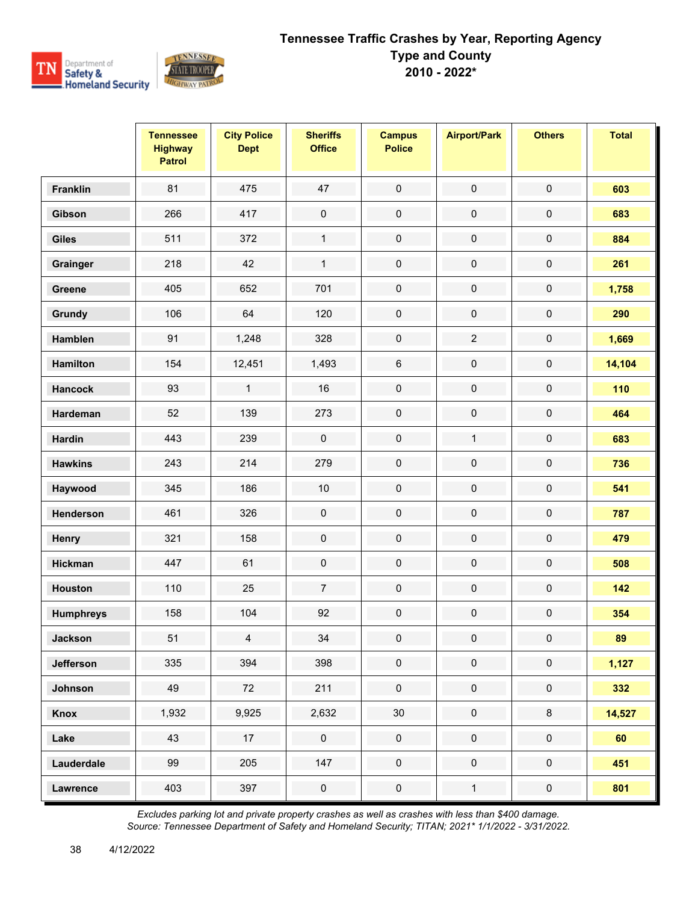# Tennessee Traffic Crashes by Year, Reporting Agency Type and County
## 2010 - 2022*

| | Tennessee Highway Patrol | City Police Dept | Sheriffs Office | Campus Police | Airport/Park | Others | Total |
|---|---|---|---|---|---|---|---|
| Franklin | 81 | 475 | 47 | 0 | 0 | 0 | 603 |
| Gibson | 266 | 417 | 0 | 0 | 0 | 0 | 683 |
| Giles | 511 | 372 | 1 | 0 | 0 | 0 | 884 |
| Grainger | 218 | 42 | 1 | 0 | 0 | 0 | 261 |
| Greene | 405 | 652 | 701 | 0 | 0 | 0 | 1,758 |
| Grundy | 106 | 64 | 120 | 0 | 0 | 0 | 290 |
| Hamblen | 91 | 1,248 | 328 | 0 | 2 | 0 | 1,669 |
| Hamilton | 154 | 12,451 | 1,493 | 6 | 0 | 0 | 14,104 |
| Hancock | 93 | 1 | 16 | 0 | 0 | 0 | 110 |
| Hardeman | 52 | 139 | 273 | 0 | 0 | 0 | 464 |
| Hardin | 443 | 239 | 0 | 0 | 1 | 0 | 683 |
| Hawkins | 243 | 214 | 279 | 0 | 0 | 0 | 736 |
| Haywood | 345 | 186 | 10 | 0 | 0 | 0 | 541 |
| Henderson | 461 | 326 | 0 | 0 | 0 | 0 | 787 |
| Henry | 321 | 158 | 0 | 0 | 0 | 0 | 479 |
| Hickman | 447 | 61 | 0 | 0 | 0 | 0 | 508 |
| Houston | 110 | 25 | 7 | 0 | 0 | 0 | 142 |
| Humphreys | 158 | 104 | 92 | 0 | 0 | 0 | 354 |
| Jackson | 51 | 4 | 34 | 0 | 0 | 0 | 89 |
| Jefferson | 335 | 394 | 398 | 0 | 0 | 0 | 1,127 |
| Johnson | 49 | 72 | 211 | 0 | 0 | 0 | 332 |
| Knox | 1,932 | 9,925 | 2,632 | 30 | 0 | 8 | 14,527 |
| Lake | 43 | 17 | 0 | 0 | 0 | 0 | 60 |
| Lauderdale | 99 | 205 | 147 | 0 | 0 | 0 | 451 |
| Lawrence | 403 | 397 | 0 | 0 | 1 | 0 | 801 |

*Excludes parking lot and private property crashes as well as crashes with less than $400 damage.*
*Source: Tennessee Department of Safety and Homeland Security; TITAN; 2021* 1/1/2022 - 3/31/2022.*

4/12/2022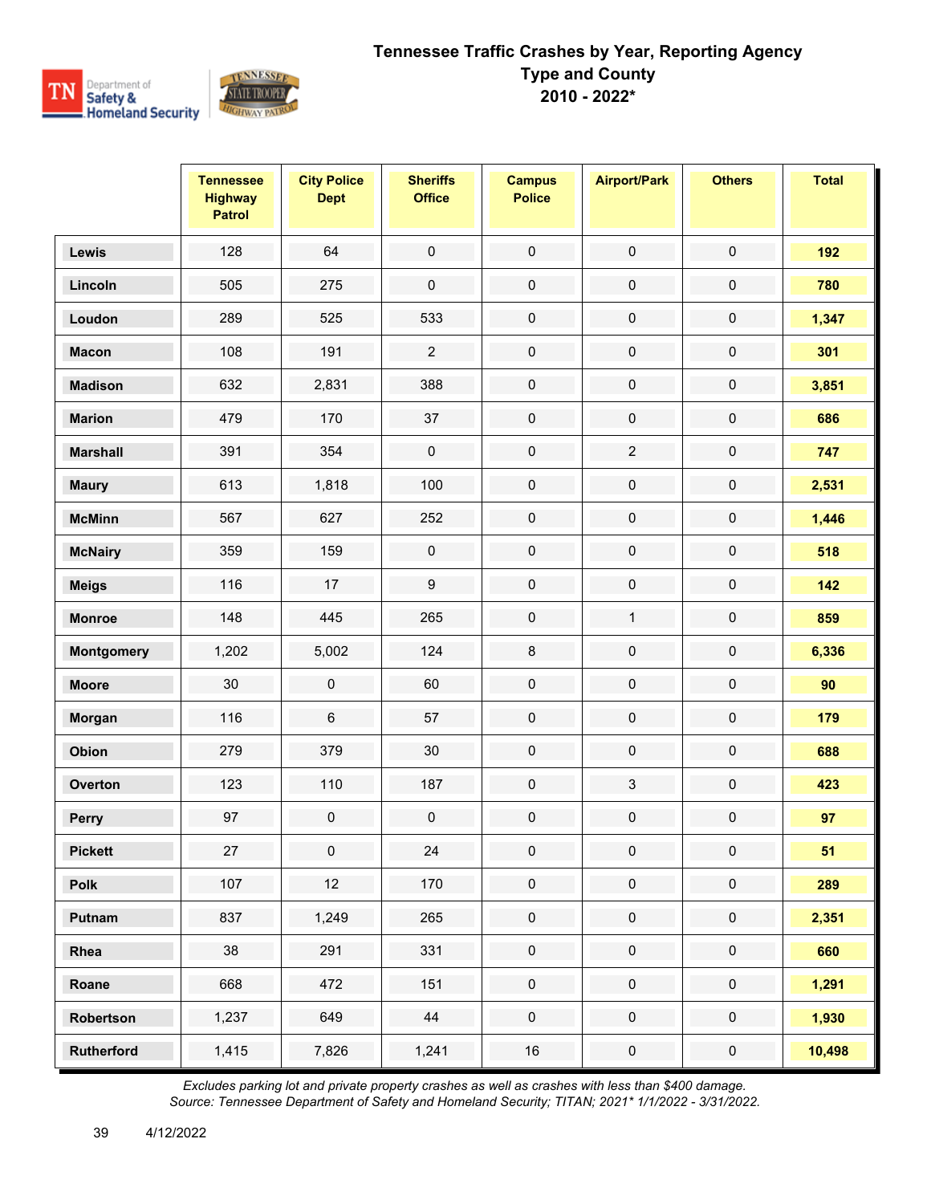# Tennessee Traffic Crashes by Year, Reporting Agency Type and County
## 2010 - 2022*

| | Tennessee Highway Patrol | City Police Dept | Sheriffs Office | Campus Police | Airport/Park | Others | Total |
|---|---|---|---|---|---|---|---|
| **Lewis** | 128 | 64 | 0 | 0 | 0 | 0 | **192** |
| **Lincoln** | 505 | 275 | 0 | 0 | 0 | 0 | **780** |
| **Loudon** | 289 | 525 | 533 | 0 | 0 | 0 | **1,347** |
| **Macon** | 108 | 191 | 2 | 0 | 0 | 0 | **301** |
| **Madison** | 632 | 2,831 | 388 | 0 | 0 | 0 | **3,851** |
| **Marion** | 479 | 170 | 37 | 0 | 0 | 0 | **686** |
| **Marshall** | 391 | 354 | 0 | 0 | 2 | 0 | **747** |
| **Maury** | 613 | 1,818 | 100 | 0 | 0 | 0 | **2,531** |
| **McMinn** | 567 | 627 | 252 | 0 | 0 | 0 | **1,446** |
| **McNairy** | 359 | 159 | 0 | 0 | 0 | 0 | **518** |
| **Meigs** | 116 | 17 | 9 | 0 | 0 | 0 | **142** |
| **Monroe** | 148 | 445 | 265 | 0 | 1 | 0 | **859** |
| **Montgomery** | 1,202 | 5,002 | 124 | 8 | 0 | 0 | **6,336** |
| **Moore** | 30 | 0 | 60 | 0 | 0 | 0 | **90** |
| **Morgan** | 116 | 6 | 57 | 0 | 0 | 0 | **179** |
| **Obion** | 279 | 379 | 30 | 0 | 0 | 0 | **688** |
| **Overton** | 123 | 110 | 187 | 0 | 3 | 0 | **423** |
| **Perry** | 97 | 0 | 0 | 0 | 0 | 0 | **97** |
| **Pickett** | 27 | 0 | 24 | 0 | 0 | 0 | **51** |
| **Polk** | 107 | 12 | 170 | 0 | 0 | 0 | **289** |
| **Putnam** | 837 | 1,249 | 265 | 0 | 0 | 0 | **2,351** |
| **Rhea** | 38 | 291 | 331 | 0 | 0 | 0 | **660** |
| **Roane** | 668 | 472 | 151 | 0 | 0 | 0 | **1,291** |
| **Robertson** | 1,237 | 649 | 44 | 0 | 0 | 0 | **1,930** |
| **Rutherford** | 1,415 | 7,826 | 1,241 | 16 | 0 | 0 | **10,498** |

*Excludes parking lot and private property crashes as well as crashes with less than $400 damage.*
*Source: Tennessee Department of Safety and Homeland Security; TITAN; 2021* 1/1/2022 - 3/31/2022.*

4/12/2022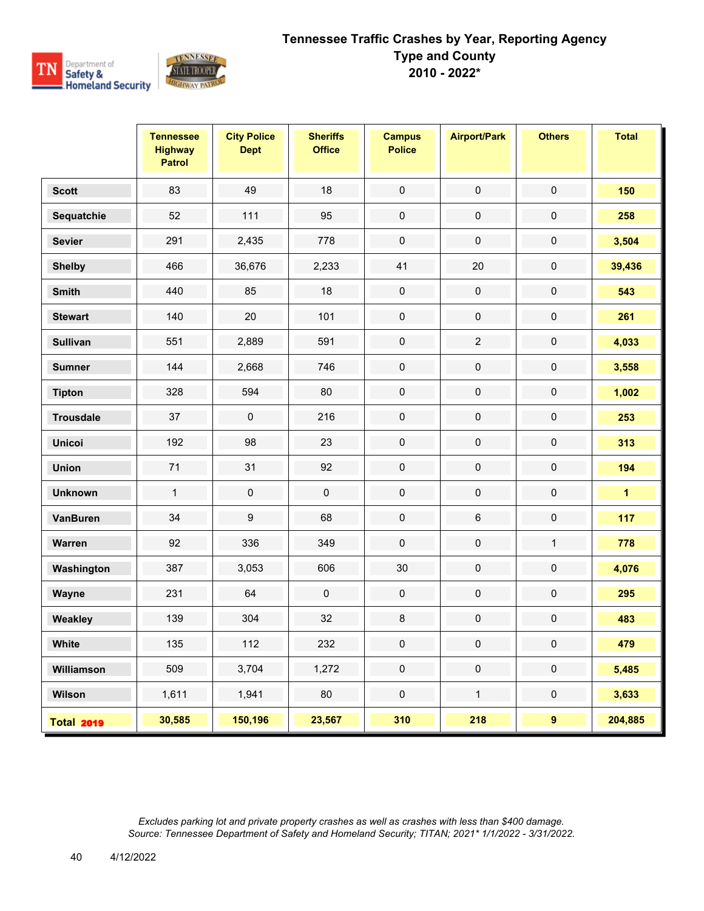# Tennessee Traffic Crashes by Year, Reporting Agency Type and County
## 2010 - 2022*

| | Tennessee Highway Patrol | City Police Dept | Sheriffs Office | Campus Police | Airport/Park | Others | Total |
|---|---|---|---|---|---|---|---|
| **Scott** | 83 | 49 | 18 | 0 | 0 | 0 | **150** |
| **Sequatchie** | 52 | 111 | 95 | 0 | 0 | 0 | **258** |
| **Sevier** | 291 | 2,435 | 778 | 0 | 0 | 0 | **3,504** |
| **Shelby** | 466 | 36,676 | 2,233 | 41 | 20 | 0 | **39,436** |
| **Smith** | 440 | 85 | 18 | 0 | 0 | 0 | **543** |
| **Stewart** | 140 | 20 | 101 | 0 | 0 | 0 | **261** |
| **Sullivan** | 551 | 2,889 | 591 | 0 | 2 | 0 | **4,033** |
| **Sumner** | 144 | 2,668 | 746 | 0 | 0 | 0 | **3,558** |
| **Tipton** | 328 | 594 | 80 | 0 | 0 | 0 | **1,002** |
| **Trousdale** | 37 | 0 | 216 | 0 | 0 | 0 | **253** |
| **Unicoi** | 192 | 98 | 23 | 0 | 0 | 0 | **313** |
| **Union** | 71 | 31 | 92 | 0 | 0 | 0 | **194** |
| **Unknown** | 1 | 0 | 0 | 0 | 0 | 0 | **1** |
| **VanBuren** | 34 | 9 | 68 | 0 | 6 | 0 | **117** |
| **Warren** | 92 | 336 | 349 | 0 | 0 | 1 | **778** |
| **Washington** | 387 | 3,053 | 606 | 30 | 0 | 0 | **4,076** |
| **Wayne** | 231 | 64 | 0 | 0 | 0 | 0 | **295** |
| **Weakley** | 139 | 304 | 32 | 8 | 0 | 0 | **483** |
| **White** | 135 | 112 | 232 | 0 | 0 | 0 | **479** |
| **Williamson** | 509 | 3,704 | 1,272 | 0 | 0 | 0 | **5,485** |
| **Wilson** | 1,611 | 1,941 | 80 | 0 | 1 | 0 | **3,633** |
| **Total 2019** | **30,585** | **150,196** | **23,567** | **310** | **218** | **9** | **204,885** |

*Excludes parking lot and private property crashes as well as crashes with less than $400 damage.*
*Source: Tennessee Department of Safety and Homeland Security; TITAN; 2021* 1/1/2022 - 3/31/2022.*

4/12/2022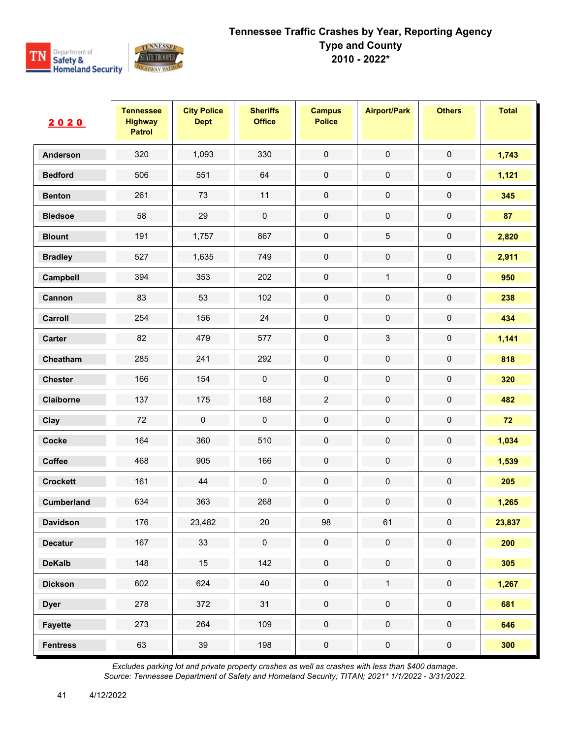# Tennessee Traffic Crashes by Year, Reporting Agency Type and County
## 2010 - 2022*

| 2020 | Tennessee Highway Patrol | City Police Dept | Sheriffs Office | Campus Police | Airport/Park | Others | Total |
|---|---|---|---|---|---|---|---|
| Anderson | 320 | 1,093 | 330 | 0 | 0 | 0 | 1,743 |
| Bedford | 506 | 551 | 64 | 0 | 0 | 0 | 1,121 |
| Benton | 261 | 73 | 11 | 0 | 0 | 0 | 345 |
| Bledsoe | 58 | 29 | 0 | 0 | 0 | 0 | 87 |
| Blount | 191 | 1,757 | 867 | 0 | 5 | 0 | 2,820 |
| Bradley | 527 | 1,635 | 749 | 0 | 0 | 0 | 2,911 |
| Campbell | 394 | 353 | 202 | 0 | 1 | 0 | 950 |
| Cannon | 83 | 53 | 102 | 0 | 0 | 0 | 238 |
| Carroll | 254 | 156 | 24 | 0 | 0 | 0 | 434 |
| Carter | 82 | 479 | 577 | 0 | 3 | 0 | 1,141 |
| Cheatham | 285 | 241 | 292 | 0 | 0 | 0 | 818 |
| Chester | 166 | 154 | 0 | 0 | 0 | 0 | 320 |
| Claiborne | 137 | 175 | 168 | 2 | 0 | 0 | 482 |
| Clay | 72 | 0 | 0 | 0 | 0 | 0 | 72 |
| Cocke | 164 | 360 | 510 | 0 | 0 | 0 | 1,034 |
| Coffee | 468 | 905 | 166 | 0 | 0 | 0 | 1,539 |
| Crockett | 161 | 44 | 0 | 0 | 0 | 0 | 205 |
| Cumberland | 634 | 363 | 268 | 0 | 0 | 0 | 1,265 |
| Davidson | 176 | 23,482 | 20 | 98 | 61 | 0 | 23,837 |
| Decatur | 167 | 33 | 0 | 0 | 0 | 0 | 200 |
| DeKalb | 148 | 15 | 142 | 0 | 0 | 0 | 305 |
| Dickson | 602 | 624 | 40 | 0 | 1 | 0 | 1,267 |
| Dyer | 278 | 372 | 31 | 0 | 0 | 0 | 681 |
| Fayette | 273 | 264 | 109 | 0 | 0 | 0 | 646 |
| Fentress | 63 | 39 | 198 | 0 | 0 | 0 | 300 |

*Excludes parking lot and private property crashes as well as crashes with less than $400 damage.*
*Source: Tennessee Department of Safety and Homeland Security; TITAN; 2021* 1/1/2022 - 3/31/2022.*

4/12/2022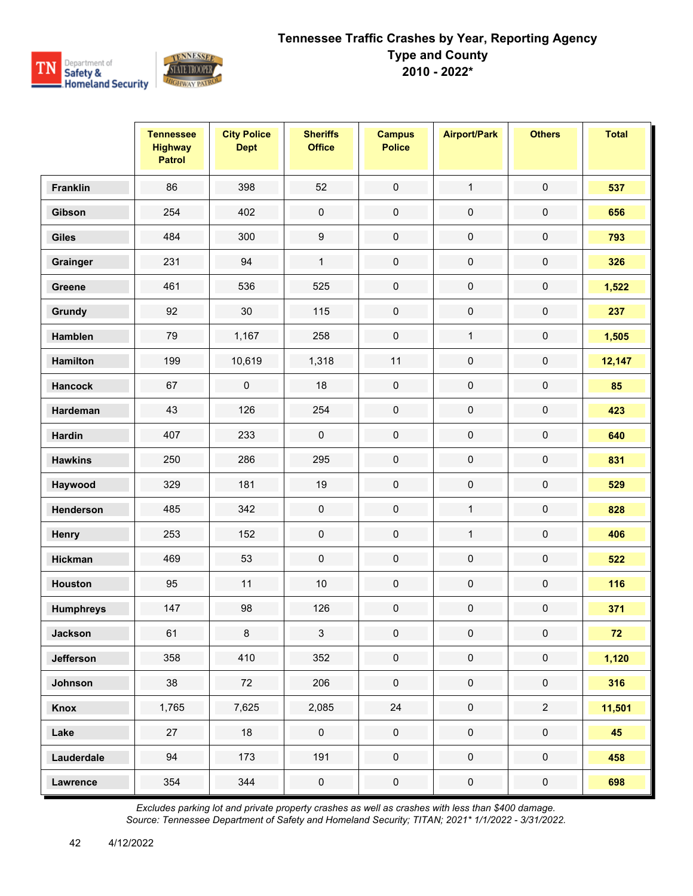# Tennessee Traffic Crashes by Year, Reporting Agency Type and County 2010 - 2022*

| | Tennessee Highway Patrol | City Police Dept | Sheriffs Office | Campus Police | Airport/Park | Others | Total |
|---|---|---|---|---|---|---|---|
| **Franklin** | 86 | 398 | 52 | 0 | 1 | 0 | **537** |
| **Gibson** | 254 | 402 | 0 | 0 | 0 | 0 | **656** |
| **Giles** | 484 | 300 | 9 | 0 | 0 | 0 | **793** |
| **Grainger** | 231 | 94 | 1 | 0 | 0 | 0 | **326** |
| **Greene** | 461 | 536 | 525 | 0 | 0 | 0 | **1,522** |
| **Grundy** | 92 | 30 | 115 | 0 | 0 | 0 | **237** |
| **Hamblen** | 79 | 1,167 | 258 | 0 | 1 | 0 | **1,505** |
| **Hamilton** | 199 | 10,619 | 1,318 | 11 | 0 | 0 | **12,147** |
| **Hancock** | 67 | 0 | 18 | 0 | 0 | 0 | **85** |
| **Hardeman** | 43 | 126 | 254 | 0 | 0 | 0 | **423** |
| **Hardin** | 407 | 233 | 0 | 0 | 0 | 0 | **640** |
| **Hawkins** | 250 | 286 | 295 | 0 | 0 | 0 | **831** |
| **Haywood** | 329 | 181 | 19 | 0 | 0 | 0 | **529** |
| **Henderson** | 485 | 342 | 0 | 0 | 1 | 0 | **828** |
| **Henry** | 253 | 152 | 0 | 0 | 1 | 0 | **406** |
| **Hickman** | 469 | 53 | 0 | 0 | 0 | 0 | **522** |
| **Houston** | 95 | 11 | 10 | 0 | 0 | 0 | **116** |
| **Humphreys** | 147 | 98 | 126 | 0 | 0 | 0 | **371** |
| **Jackson** | 61 | 8 | 3 | 0 | 0 | 0 | **72** |
| **Jefferson** | 358 | 410 | 352 | 0 | 0 | 0 | **1,120** |
| **Johnson** | 38 | 72 | 206 | 0 | 0 | 0 | **316** |
| **Knox** | 1,765 | 7,625 | 2,085 | 24 | 0 | 2 | **11,501** |
| **Lake** | 27 | 18 | 0 | 0 | 0 | 0 | **45** |
| **Lauderdale** | 94 | 173 | 191 | 0 | 0 | 0 | **458** |
| **Lawrence** | 354 | 344 | 0 | 0 | 0 | 0 | **698** |

*Excludes parking lot and private property crashes as well as crashes with less than $400 damage.*
*Source: Tennessee Department of Safety and Homeland Security; TITAN; 2021* 1/1/2022 - 3/31/2022.*

4/12/2022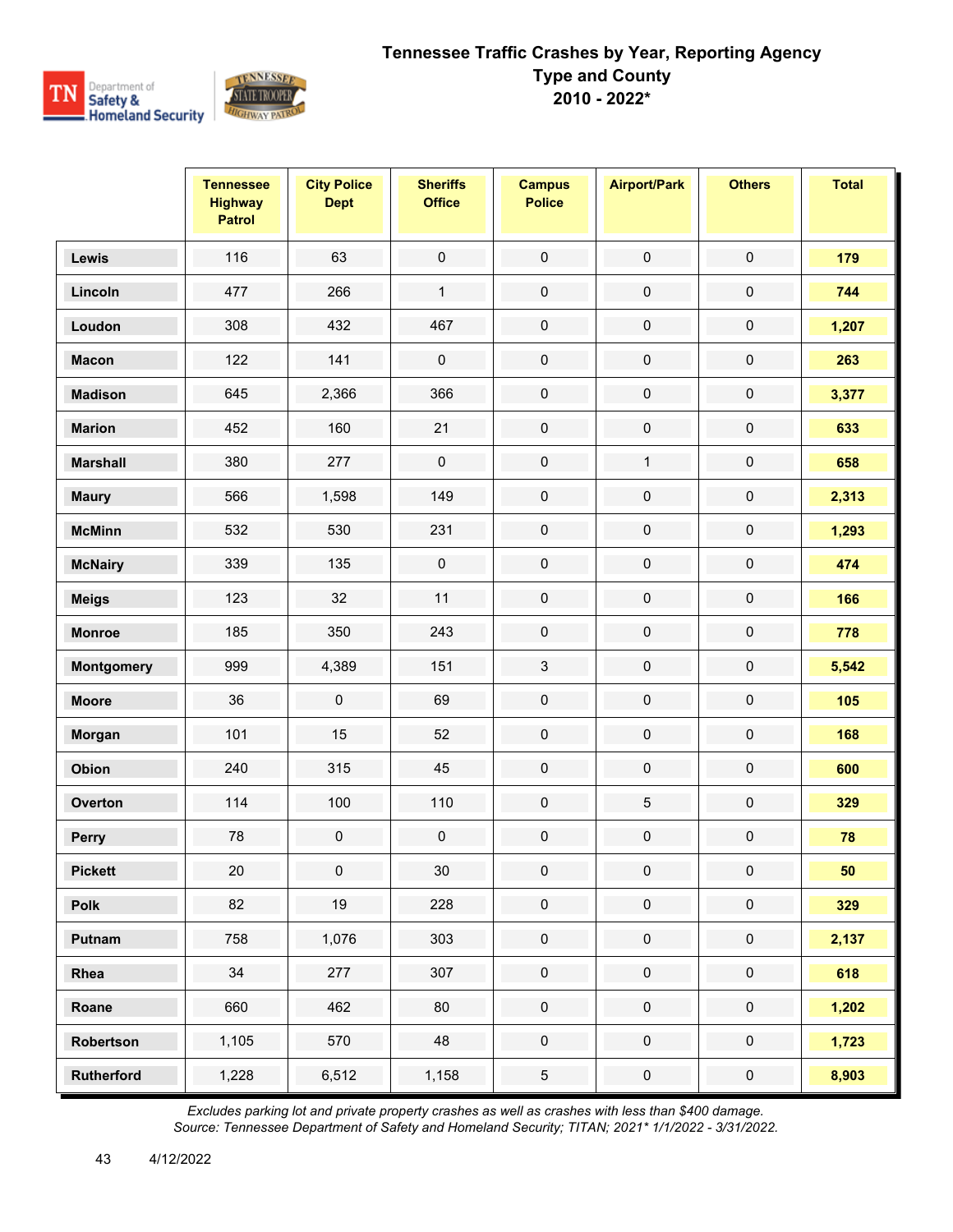# Tennessee Traffic Crashes by Year, Reporting Agency Type and County
## 2010 - 2022*

| | Tennessee Highway Patrol | City Police Dept | Sheriffs Office | Campus Police | Airport/Park | Others | Total |
|---|---|---|---|---|---|---|---|
| **Lewis** | 116 | 63 | 0 | 0 | 0 | 0 | **179** |
| **Lincoln** | 477 | 266 | 1 | 0 | 0 | 0 | **744** |
| **Loudon** | 308 | 432 | 467 | 0 | 0 | 0 | **1,207** |
| **Macon** | 122 | 141 | 0 | 0 | 0 | 0 | **263** |
| **Madison** | 645 | 2,366 | 366 | 0 | 0 | 0 | **3,377** |
| **Marion** | 452 | 160 | 21 | 0 | 0 | 0 | **633** |
| **Marshall** | 380 | 277 | 0 | 0 | 1 | 0 | **658** |
| **Maury** | 566 | 1,598 | 149 | 0 | 0 | 0 | **2,313** |
| **McMinn** | 532 | 530 | 231 | 0 | 0 | 0 | **1,293** |
| **McNairy** | 339 | 135 | 0 | 0 | 0 | 0 | **474** |
| **Meigs** | 123 | 32 | 11 | 0 | 0 | 0 | **166** |
| **Monroe** | 185 | 350 | 243 | 0 | 0 | 0 | **778** |
| **Montgomery** | 999 | 4,389 | 151 | 3 | 0 | 0 | **5,542** |
| **Moore** | 36 | 0 | 69 | 0 | 0 | 0 | **105** |
| **Morgan** | 101 | 15 | 52 | 0 | 0 | 0 | **168** |
| **Obion** | 240 | 315 | 45 | 0 | 0 | 0 | **600** |
| **Overton** | 114 | 100 | 110 | 0 | 5 | 0 | **329** |
| **Perry** | 78 | 0 | 0 | 0 | 0 | 0 | **78** |
| **Pickett** | 20 | 0 | 30 | 0 | 0 | 0 | **50** |
| **Polk** | 82 | 19 | 228 | 0 | 0 | 0 | **329** |
| **Putnam** | 758 | 1,076 | 303 | 0 | 0 | 0 | **2,137** |
| **Rhea** | 34 | 277 | 307 | 0 | 0 | 0 | **618** |
| **Roane** | 660 | 462 | 80 | 0 | 0 | 0 | **1,202** |
| **Robertson** | 1,105 | 570 | 48 | 0 | 0 | 0 | **1,723** |
| **Rutherford** | 1,228 | 6,512 | 1,158 | 5 | 0 | 0 | **8,903** |

*Excludes parking lot and private property crashes as well as crashes with less than $400 damage.*
*Source: Tennessee Department of Safety and Homeland Security; TITAN; 2021* 1/1/2022 - 3/31/2022.*

4/12/2022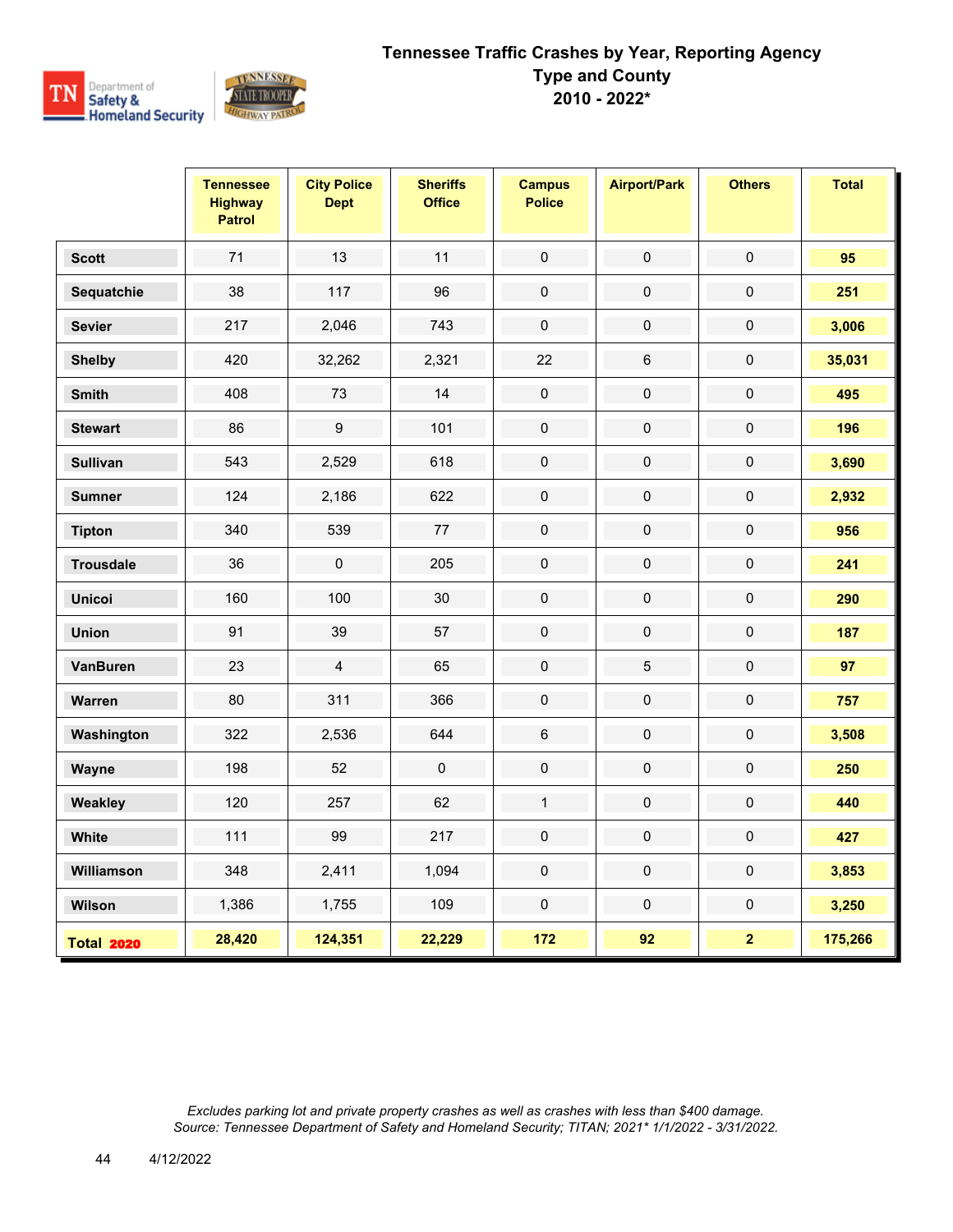# Tennessee Traffic Crashes by Year, Reporting Agency Type and County
## 2010 - 2022*

| | Tennessee Highway Patrol | City Police Dept | Sheriffs Office | Campus Police | Airport/Park | Others | Total |
|---|---|---|---|---|---|---|---|
| **Scott** | 71 | 13 | 11 | 0 | 0 | 0 | **95** |
| **Sequatchie** | 38 | 117 | 96 | 0 | 0 | 0 | **251** |
| **Sevier** | 217 | 2,046 | 743 | 0 | 0 | 0 | **3,006** |
| **Shelby** | 420 | 32,262 | 2,321 | 22 | 6 | 0 | **35,031** |
| **Smith** | 408 | 73 | 14 | 0 | 0 | 0 | **495** |
| **Stewart** | 86 | 9 | 101 | 0 | 0 | 0 | **196** |
| **Sullivan** | 543 | 2,529 | 618 | 0 | 0 | 0 | **3,690** |
| **Sumner** | 124 | 2,186 | 622 | 0 | 0 | 0 | **2,932** |
| **Tipton** | 340 | 539 | 77 | 0 | 0 | 0 | **956** |
| **Trousdale** | 36 | 0 | 205 | 0 | 0 | 0 | **241** |
| **Unicoi** | 160 | 100 | 30 | 0 | 0 | 0 | **290** |
| **Union** | 91 | 39 | 57 | 0 | 0 | 0 | **187** |
| **VanBuren** | 23 | 4 | 65 | 0 | 5 | 0 | **97** |
| **Warren** | 80 | 311 | 366 | 0 | 0 | 0 | **757** |
| **Washington** | 322 | 2,536 | 644 | 6 | 0 | 0 | **3,508** |
| **Wayne** | 198 | 52 | 0 | 0 | 0 | 0 | **250** |
| **Weakley** | 120 | 257 | 62 | 1 | 0 | 0 | **440** |
| **White** | 111 | 99 | 217 | 0 | 0 | 0 | **427** |
| **Williamson** | 348 | 2,411 | 1,094 | 0 | 0 | 0 | **3,853** |
| **Wilson** | 1,386 | 1,755 | 109 | 0 | 0 | 0 | **3,250** |
| **Total 2020** | **28,420** | **124,351** | **22,229** | **172** | **92** | **2** | **175,266** |

*Excludes parking lot and private property crashes as well as crashes with less than $400 damage.*
*Source: Tennessee Department of Safety and Homeland Security; TITAN; 2021* 1/1/2022 - 3/31/2022.*

4/12/2022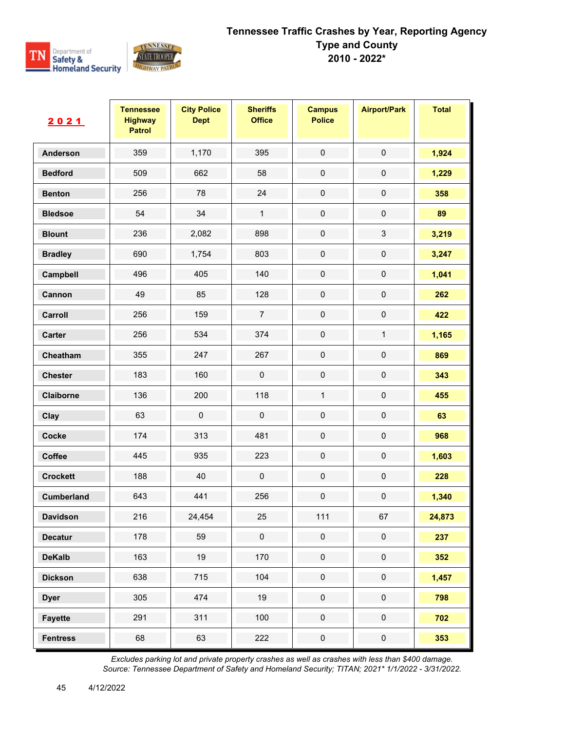# Tennessee Traffic Crashes by Year, Reporting Agency Type and County 2010 - 2022*

| 2021 | Tennessee Highway Patrol | City Police Dept | Sheriffs Office | Campus Police | Airport/Park | Total |
|---|---|---|---|---|---|---|
| Anderson | 359 | 1,170 | 395 | 0 | 0 | 1,924 |
| Bedford | 509 | 662 | 58 | 0 | 0 | 1,229 |
| Benton | 256 | 78 | 24 | 0 | 0 | 358 |
| Bledsoe | 54 | 34 | 1 | 0 | 0 | 89 |
| Blount | 236 | 2,082 | 898 | 0 | 3 | 3,219 |
| Bradley | 690 | 1,754 | 803 | 0 | 0 | 3,247 |
| Campbell | 496 | 405 | 140 | 0 | 0 | 1,041 |
| Cannon | 49 | 85 | 128 | 0 | 0 | 262 |
| Carroll | 256 | 159 | 7 | 0 | 0 | 422 |
| Carter | 256 | 534 | 374 | 0 | 1 | 1,165 |
| Cheatham | 355 | 247 | 267 | 0 | 0 | 869 |
| Chester | 183 | 160 | 0 | 0 | 0 | 343 |
| Claiborne | 136 | 200 | 118 | 1 | 0 | 455 |
| Clay | 63 | 0 | 0 | 0 | 0 | 63 |
| Cocke | 174 | 313 | 481 | 0 | 0 | 968 |
| Coffee | 445 | 935 | 223 | 0 | 0 | 1,603 |
| Crockett | 188 | 40 | 0 | 0 | 0 | 228 |
| Cumberland | 643 | 441 | 256 | 0 | 0 | 1,340 |
| Davidson | 216 | 24,454 | 25 | 111 | 67 | 24,873 |
| Decatur | 178 | 59 | 0 | 0 | 0 | 237 |
| DeKalb | 163 | 19 | 170 | 0 | 0 | 352 |
| Dickson | 638 | 715 | 104 | 0 | 0 | 1,457 |
| Dyer | 305 | 474 | 19 | 0 | 0 | 798 |
| Fayette | 291 | 311 | 100 | 0 | 0 | 702 |
| Fentress | 68 | 63 | 222 | 0 | 0 | 353 |

*Excludes parking lot and private property crashes as well as crashes with less than $400 damage.*
*Source: Tennessee Department of Safety and Homeland Security; TITAN; 2021* 1/1/2022 - 3/31/2022.*

4/12/2022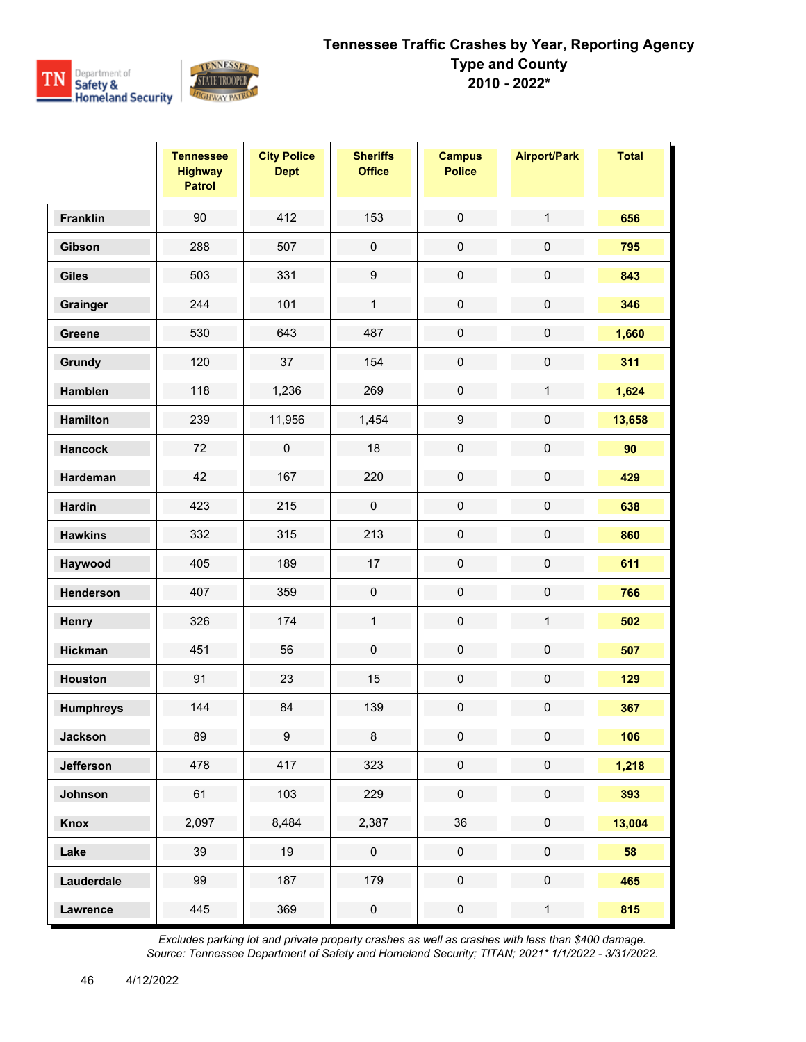# Tennessee Traffic Crashes by Year, Reporting Agency Type and County
## 2010 - 2022*

| | Tennessee Highway Patrol | City Police Dept | Sheriffs Office | Campus Police | Airport/Park | Total |
|---|---|---|---|---|---|---|
| **Franklin** | 90 | 412 | 153 | 0 | 1 | **656** |
| **Gibson** | 288 | 507 | 0 | 0 | 0 | **795** |
| **Giles** | 503 | 331 | 9 | 0 | 0 | **843** |
| **Grainger** | 244 | 101 | 1 | 0 | 0 | **346** |
| **Greene** | 530 | 643 | 487 | 0 | 0 | **1,660** |
| **Grundy** | 120 | 37 | 154 | 0 | 0 | **311** |
| **Hamblen** | 118 | 1,236 | 269 | 0 | 1 | **1,624** |
| **Hamilton** | 239 | 11,956 | 1,454 | 9 | 0 | **13,658** |
| **Hancock** | 72 | 0 | 18 | 0 | 0 | **90** |
| **Hardeman** | 42 | 167 | 220 | 0 | 0 | **429** |
| **Hardin** | 423 | 215 | 0 | 0 | 0 | **638** |
| **Hawkins** | 332 | 315 | 213 | 0 | 0 | **860** |
| **Haywood** | 405 | 189 | 17 | 0 | 0 | **611** |
| **Henderson** | 407 | 359 | 0 | 0 | 0 | **766** |
| **Henry** | 326 | 174 | 1 | 0 | 1 | **502** |
| **Hickman** | 451 | 56 | 0 | 0 | 0 | **507** |
| **Houston** | 91 | 23 | 15 | 0 | 0 | **129** |
| **Humphreys** | 144 | 84 | 139 | 0 | 0 | **367** |
| **Jackson** | 89 | 9 | 8 | 0 | 0 | **106** |
| **Jefferson** | 478 | 417 | 323 | 0 | 0 | **1,218** |
| **Johnson** | 61 | 103 | 229 | 0 | 0 | **393** |
| **Knox** | 2,097 | 8,484 | 2,387 | 36 | 0 | **13,004** |
| **Lake** | 39 | 19 | 0 | 0 | 0 | **58** |
| **Lauderdale** | 99 | 187 | 179 | 0 | 0 | **465** |
| **Lawrence** | 445 | 369 | 0 | 0 | 1 | **815** |

*Excludes parking lot and private property crashes as well as crashes with less than $400 damage.*
*Source: Tennessee Department of Safety and Homeland Security; TITAN; 2021* 1/1/2022 - 3/31/2022.*

4/12/2022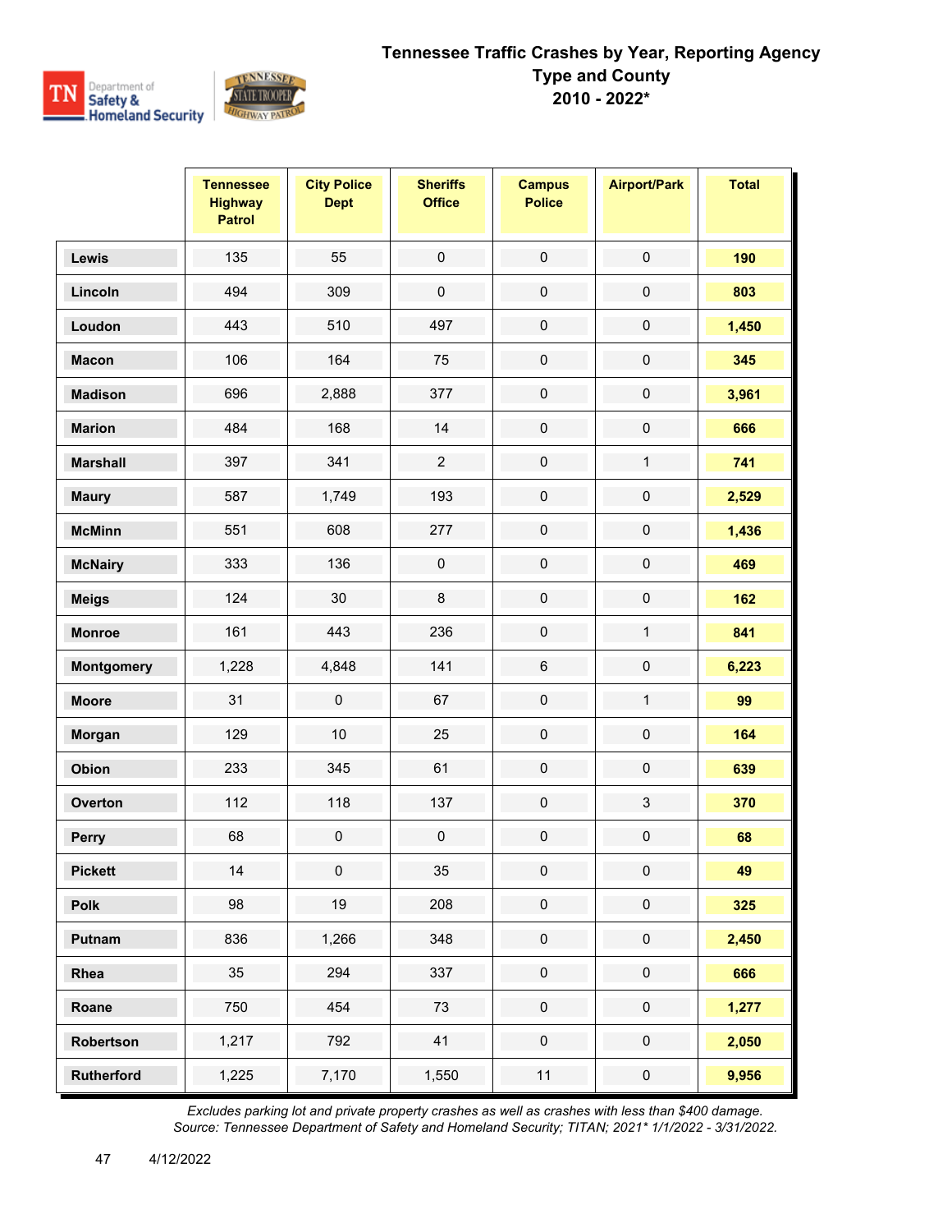# Tennessee Traffic Crashes by Year, Reporting Agency Type and County
## 2010 - 2022*

| | Tennessee Highway Patrol | City Police Dept | Sheriffs Office | Campus Police | Airport/Park | Total |
|---|---|---|---|---|---|---|
| **Lewis** | 135 | 55 | 0 | 0 | 0 | **190** |
| **Lincoln** | 494 | 309 | 0 | 0 | 0 | **803** |
| **Loudon** | 443 | 510 | 497 | 0 | 0 | **1,450** |
| **Macon** | 106 | 164 | 75 | 0 | 0 | **345** |
| **Madison** | 696 | 2,888 | 377 | 0 | 0 | **3,961** |
| **Marion** | 484 | 168 | 14 | 0 | 0 | **666** |
| **Marshall** | 397 | 341 | 2 | 0 | 1 | **741** |
| **Maury** | 587 | 1,749 | 193 | 0 | 0 | **2,529** |
| **McMinn** | 551 | 608 | 277 | 0 | 0 | **1,436** |
| **McNairy** | 333 | 136 | 0 | 0 | 0 | **469** |
| **Meigs** | 124 | 30 | 8 | 0 | 0 | **162** |
| **Monroe** | 161 | 443 | 236 | 0 | 1 | **841** |
| **Montgomery** | 1,228 | 4,848 | 141 | 6 | 0 | **6,223** |
| **Moore** | 31 | 0 | 67 | 0 | 1 | **99** |
| **Morgan** | 129 | 10 | 25 | 0 | 0 | **164** |
| **Obion** | 233 | 345 | 61 | 0 | 0 | **639** |
| **Overton** | 112 | 118 | 137 | 0 | 3 | **370** |
| **Perry** | 68 | 0 | 0 | 0 | 0 | **68** |
| **Pickett** | 14 | 0 | 35 | 0 | 0 | **49** |
| **Polk** | 98 | 19 | 208 | 0 | 0 | **325** |
| **Putnam** | 836 | 1,266 | 348 | 0 | 0 | **2,450** |
| **Rhea** | 35 | 294 | 337 | 0 | 0 | **666** |
| **Roane** | 750 | 454 | 73 | 0 | 0 | **1,277** |
| **Robertson** | 1,217 | 792 | 41 | 0 | 0 | **2,050** |
| **Rutherford** | 1,225 | 7,170 | 1,550 | 11 | 0 | **9,956** |

*Excludes parking lot and private property crashes as well as crashes with less than $400 damage.*
*Source: Tennessee Department of Safety and Homeland Security; TITAN; 2021* 1/1/2022 - 3/31/2022.*

4/12/2022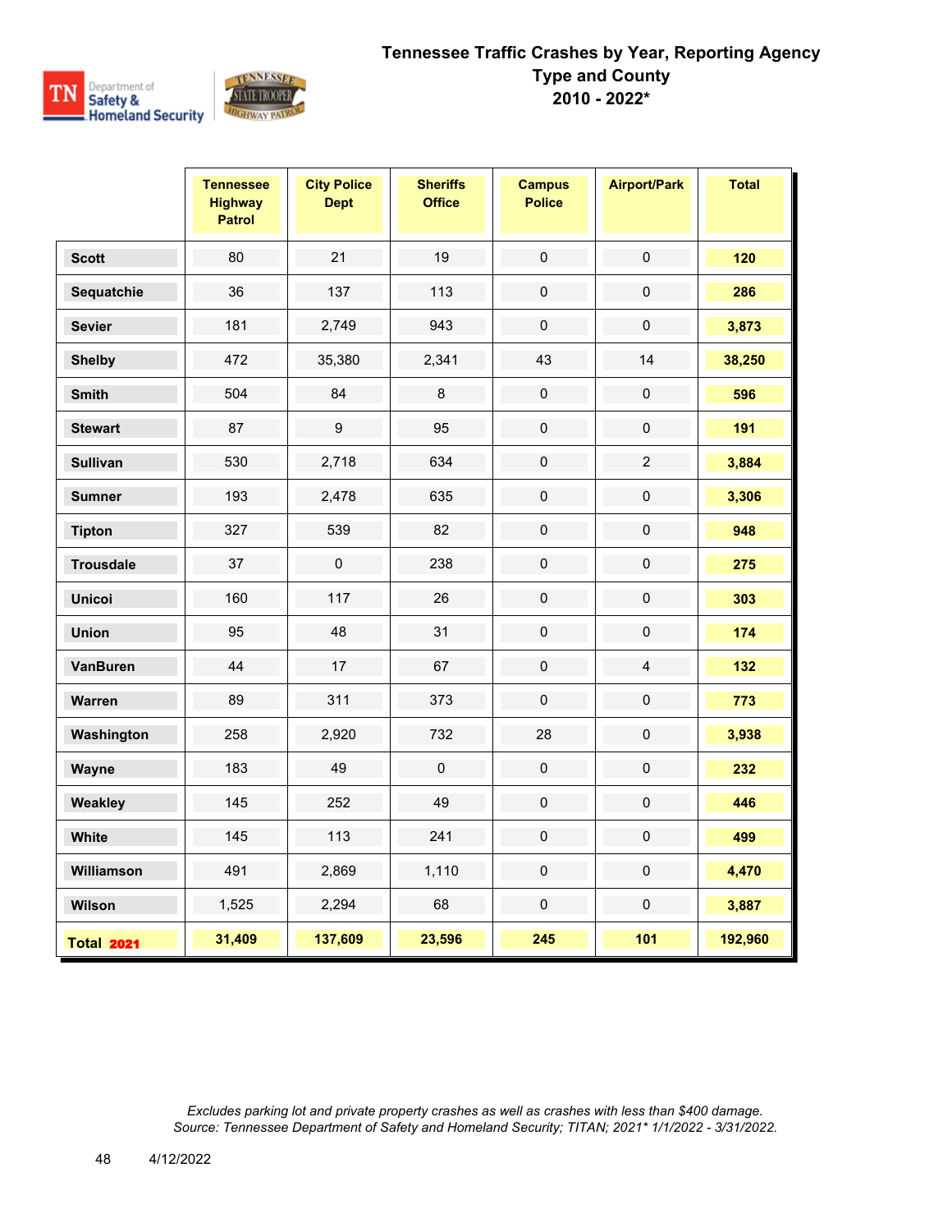# Tennessee Traffic Crashes by Year, Reporting Agency Type and County 2010 - 2022*

| | Tennessee Highway Patrol | City Police Dept | Sheriffs Office | Campus Police | Airport/Park | Total |
|---|---|---|---|---|---|---|
| **Scott** | 80 | 21 | 19 | 0 | 0 | **120** |
| **Sequatchie** | 36 | 137 | 113 | 0 | 0 | **286** |
| **Sevier** | 181 | 2,749 | 943 | 0 | 0 | **3,873** |
| **Shelby** | 472 | 35,380 | 2,341 | 43 | 14 | **38,250** |
| **Smith** | 504 | 84 | 8 | 0 | 0 | **596** |
| **Stewart** | 87 | 9 | 95 | 0 | 0 | **191** |
| **Sullivan** | 530 | 2,718 | 634 | 0 | 2 | **3,884** |
| **Sumner** | 193 | 2,478 | 635 | 0 | 0 | **3,306** |
| **Tipton** | 327 | 539 | 82 | 0 | 0 | **948** |
| **Trousdale** | 37 | 0 | 238 | 0 | 0 | **275** |
| **Unicoi** | 160 | 117 | 26 | 0 | 0 | **303** |
| **Union** | 95 | 48 | 31 | 0 | 0 | **174** |
| **VanBuren** | 44 | 17 | 67 | 0 | 4 | **132** |
| **Warren** | 89 | 311 | 373 | 0 | 0 | **773** |
| **Washington** | 258 | 2,920 | 732 | 28 | 0 | **3,938** |
| **Wayne** | 183 | 49 | 0 | 0 | 0 | **232** |
| **Weakley** | 145 | 252 | 49 | 0 | 0 | **446** |
| **White** | 145 | 113 | 241 | 0 | 0 | **499** |
| **Williamson** | 491 | 2,869 | 1,110 | 0 | 0 | **4,470** |
| **Wilson** | 1,525 | 2,294 | 68 | 0 | 0 | **3,887** |
| **Total 2021** | **31,409** | **137,609** | **23,596** | **245** | **101** | **192,960** |

*Excludes parking lot and private property crashes as well as crashes with less than $400 damage.*
*Source: Tennessee Department of Safety and Homeland Security; TITAN; 2021* 1/1/2022 - 3/31/2022.*

4/12/2022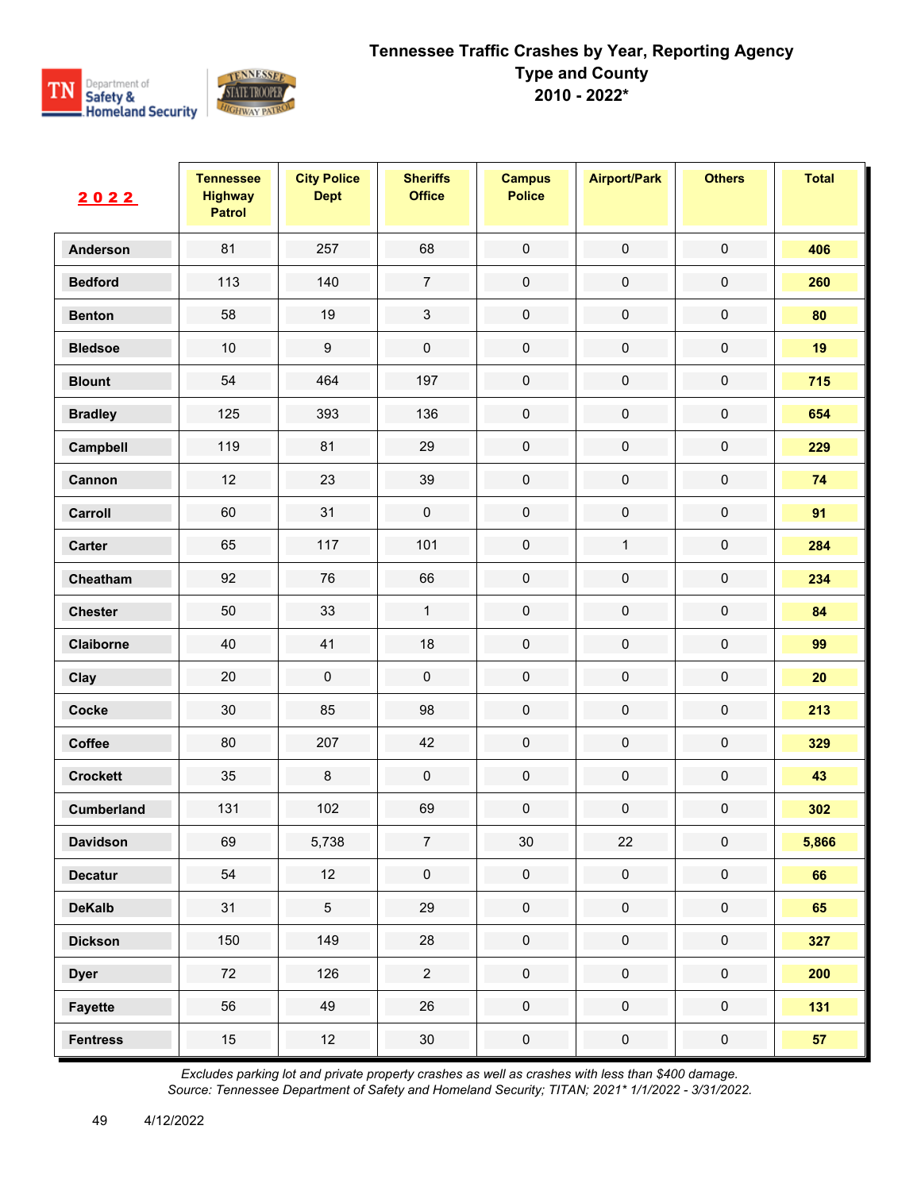# Tennessee Traffic Crashes by Year, Reporting Agency Type and County
## 2010 - 2022*

| 2022 | Tennessee Highway Patrol | City Police Dept | Sheriffs Office | Campus Police | Airport/Park | Others | Total |
|---|---|---|---|---|---|---|---|
| Anderson | 81 | 257 | 68 | 0 | 0 | 0 | 406 |
| Bedford | 113 | 140 | 7 | 0 | 0 | 0 | 260 |
| Benton | 58 | 19 | 3 | 0 | 0 | 0 | 80 |
| Bledsoe | 10 | 9 | 0 | 0 | 0 | 0 | 19 |
| Blount | 54 | 464 | 197 | 0 | 0 | 0 | 715 |
| Bradley | 125 | 393 | 136 | 0 | 0 | 0 | 654 |
| Campbell | 119 | 81 | 29 | 0 | 0 | 0 | 229 |
| Cannon | 12 | 23 | 39 | 0 | 0 | 0 | 74 |
| Carroll | 60 | 31 | 0 | 0 | 0 | 0 | 91 |
| Carter | 65 | 117 | 101 | 0 | 1 | 0 | 284 |
| Cheatham | 92 | 76 | 66 | 0 | 0 | 0 | 234 |
| Chester | 50 | 33 | 1 | 0 | 0 | 0 | 84 |
| Claiborne | 40 | 41 | 18 | 0 | 0 | 0 | 99 |
| Clay | 20 | 0 | 0 | 0 | 0 | 0 | 20 |
| Cocke | 30 | 85 | 98 | 0 | 0 | 0 | 213 |
| Coffee | 80 | 207 | 42 | 0 | 0 | 0 | 329 |
| Crockett | 35 | 8 | 0 | 0 | 0 | 0 | 43 |
| Cumberland | 131 | 102 | 69 | 0 | 0 | 0 | 302 |
| Davidson | 69 | 5,738 | 7 | 30 | 22 | 0 | 5,866 |
| Decatur | 54 | 12 | 0 | 0 | 0 | 0 | 66 |
| DeKalb | 31 | 5 | 29 | 0 | 0 | 0 | 65 |
| Dickson | 150 | 149 | 28 | 0 | 0 | 0 | 327 |
| Dyer | 72 | 126 | 2 | 0 | 0 | 0 | 200 |
| Fayette | 56 | 49 | 26 | 0 | 0 | 0 | 131 |
| Fentress | 15 | 12 | 30 | 0 | 0 | 0 | 57 |

*Excludes parking lot and private property crashes as well as crashes with less than $400 damage.*
*Source: Tennessee Department of Safety and Homeland Security; TITAN; 2021* 1/1/2022 - 3/31/2022.*

4/12/2022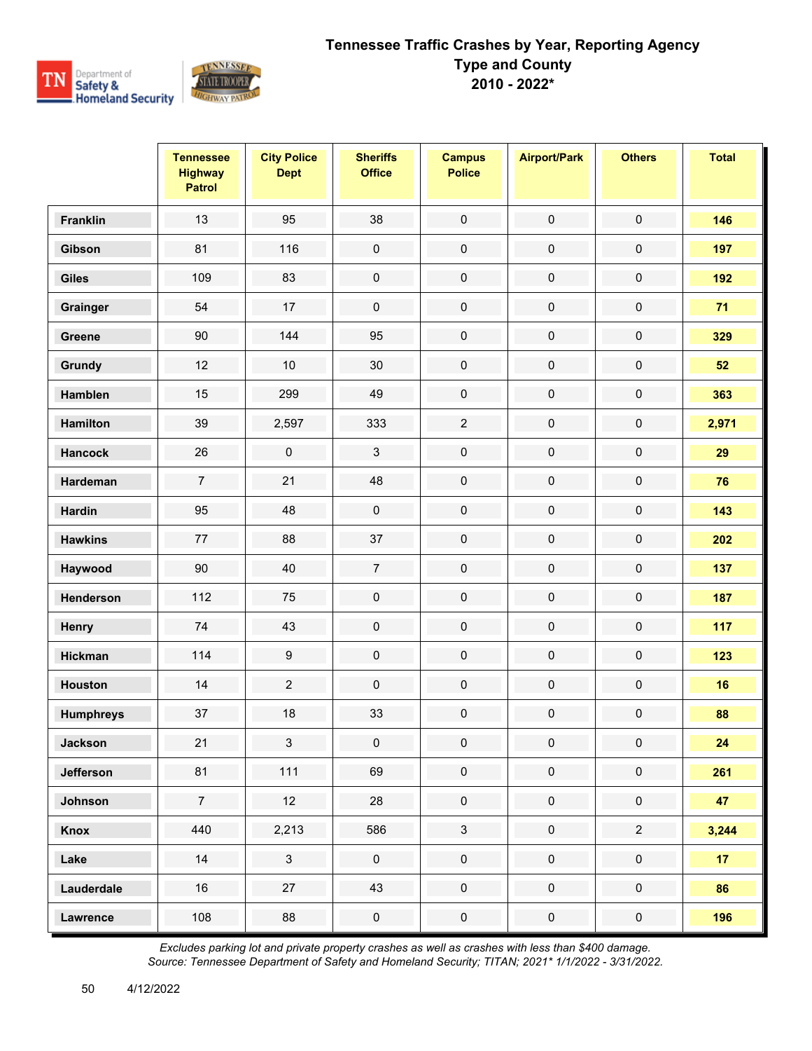# Tennessee Traffic Crashes by Year, Reporting Agency Type and County 2010 - 2022*

| | Tennessee Highway Patrol | City Police Dept | Sheriffs Office | Campus Police | Airport/Park | Others | Total |
|---|---|---|---|---|---|---|---|
| **Franklin** | 13 | 95 | 38 | 0 | 0 | 0 | **146** |
| **Gibson** | 81 | 116 | 0 | 0 | 0 | 0 | **197** |
| **Giles** | 109 | 83 | 0 | 0 | 0 | 0 | **192** |
| **Grainger** | 54 | 17 | 0 | 0 | 0 | 0 | **71** |
| **Greene** | 90 | 144 | 95 | 0 | 0 | 0 | **329** |
| **Grundy** | 12 | 10 | 30 | 0 | 0 | 0 | **52** |
| **Hamblen** | 15 | 299 | 49 | 0 | 0 | 0 | **363** |
| **Hamilton** | 39 | 2,597 | 333 | 2 | 0 | 0 | **2,971** |
| **Hancock** | 26 | 0 | 3 | 0 | 0 | 0 | **29** |
| **Hardeman** | 7 | 21 | 48 | 0 | 0 | 0 | **76** |
| **Hardin** | 95 | 48 | 0 | 0 | 0 | 0 | **143** |
| **Hawkins** | 77 | 88 | 37 | 0 | 0 | 0 | **202** |
| **Haywood** | 90 | 40 | 7 | 0 | 0 | 0 | **137** |
| **Henderson** | 112 | 75 | 0 | 0 | 0 | 0 | **187** |
| **Henry** | 74 | 43 | 0 | 0 | 0 | 0 | **117** |
| **Hickman** | 114 | 9 | 0 | 0 | 0 | 0 | **123** |
| **Houston** | 14 | 2 | 0 | 0 | 0 | 0 | **16** |
| **Humphreys** | 37 | 18 | 33 | 0 | 0 | 0 | **88** |
| **Jackson** | 21 | 3 | 0 | 0 | 0 | 0 | **24** |
| **Jefferson** | 81 | 111 | 69 | 0 | 0 | 0 | **261** |
| **Johnson** | 7 | 12 | 28 | 0 | 0 | 0 | **47** |
| **Knox** | 440 | 2,213 | 586 | 3 | 0 | 2 | **3,244** |
| **Lake** | 14 | 3 | 0 | 0 | 0 | 0 | **17** |
| **Lauderdale** | 16 | 27 | 43 | 0 | 0 | 0 | **86** |
| **Lawrence** | 108 | 88 | 0 | 0 | 0 | 0 | **196** |

*Excludes parking lot and private property crashes as well as crashes with less than $400 damage.*
*Source: Tennessee Department of Safety and Homeland Security; TITAN; 2021* 1/1/2022 - 3/31/2022.*

4/12/2022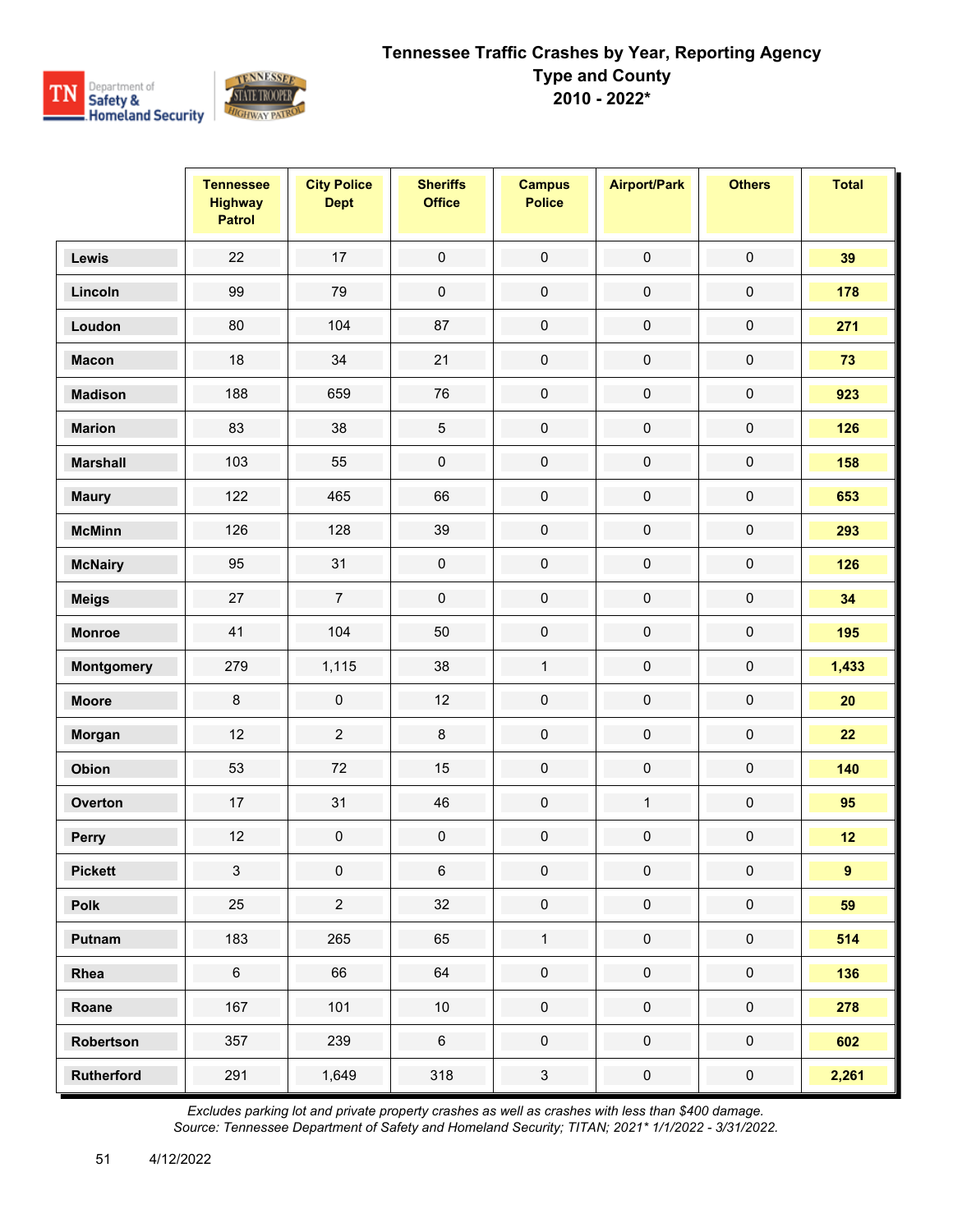# Tennessee Traffic Crashes by Year, Reporting Agency Type and County 2010 - 2022*

| | Tennessee Highway Patrol | City Police Dept | Sheriffs Office | Campus Police | Airport/Park | Others | Total |
|---|---|---|---|---|---|---|---|
| **Lewis** | 22 | 17 | 0 | 0 | 0 | 0 | **39** |
| **Lincoln** | 99 | 79 | 0 | 0 | 0 | 0 | **178** |
| **Loudon** | 80 | 104 | 87 | 0 | 0 | 0 | **271** |
| **Macon** | 18 | 34 | 21 | 0 | 0 | 0 | **73** |
| **Madison** | 188 | 659 | 76 | 0 | 0 | 0 | **923** |
| **Marion** | 83 | 38 | 5 | 0 | 0 | 0 | **126** |
| **Marshall** | 103 | 55 | 0 | 0 | 0 | 0 | **158** |
| **Maury** | 122 | 465 | 66 | 0 | 0 | 0 | **653** |
| **McMinn** | 126 | 128 | 39 | 0 | 0 | 0 | **293** |
| **McNairy** | 95 | 31 | 0 | 0 | 0 | 0 | **126** |
| **Meigs** | 27 | 7 | 0 | 0 | 0 | 0 | **34** |
| **Monroe** | 41 | 104 | 50 | 0 | 0 | 0 | **195** |
| **Montgomery** | 279 | 1,115 | 38 | 1 | 0 | 0 | **1,433** |
| **Moore** | 8 | 0 | 12 | 0 | 0 | 0 | **20** |
| **Morgan** | 12 | 2 | 8 | 0 | 0 | 0 | **22** |
| **Obion** | 53 | 72 | 15 | 0 | 0 | 0 | **140** |
| **Overton** | 17 | 31 | 46 | 0 | 1 | 0 | **95** |
| **Perry** | 12 | 0 | 0 | 0 | 0 | 0 | **12** |
| **Pickett** | 3 | 0 | 6 | 0 | 0 | 0 | **9** |
| **Polk** | 25 | 2 | 32 | 0 | 0 | 0 | **59** |
| **Putnam** | 183 | 265 | 65 | 1 | 0 | 0 | **514** |
| **Rhea** | 6 | 66 | 64 | 0 | 0 | 0 | **136** |
| **Roane** | 167 | 101 | 10 | 0 | 0 | 0 | **278** |
| **Robertson** | 357 | 239 | 6 | 0 | 0 | 0 | **602** |
| **Rutherford** | 291 | 1,649 | 318 | 3 | 0 | 0 | **2,261** |

*Excludes parking lot and private property crashes as well as crashes with less than $400 damage.*
*Source: Tennessee Department of Safety and Homeland Security; TITAN; 2021* 1/1/2022 - 3/31/2022.*

4/12/2022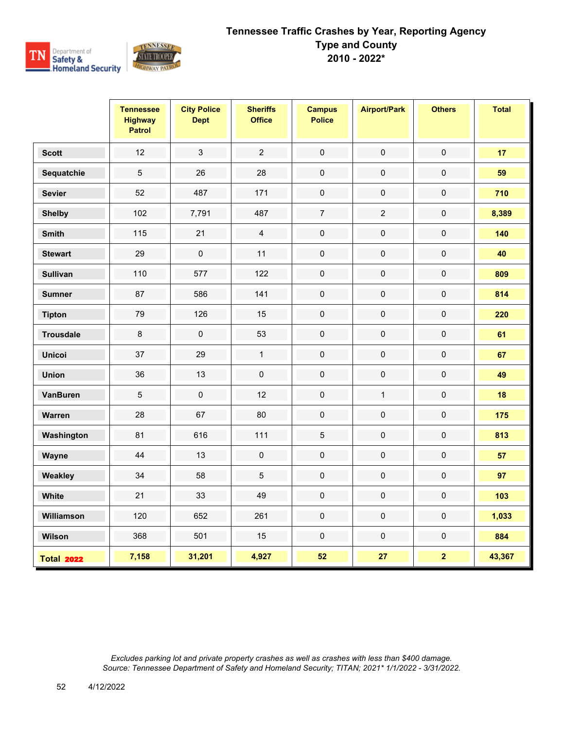# Tennessee Traffic Crashes by Year, Reporting Agency Type and County
## 2010 - 2022*

| | Tennessee Highway Patrol | City Police Dept | Sheriffs Office | Campus Police | Airport/Park | Others | Total |
|---|---|---|---|---|---|---|---|
| **Scott** | 12 | 3 | 2 | 0 | 0 | 0 | **17** |
| **Sequatchie** | 5 | 26 | 28 | 0 | 0 | 0 | **59** |
| **Sevier** | 52 | 487 | 171 | 0 | 0 | 0 | **710** |
| **Shelby** | 102 | 7,791 | 487 | 7 | 2 | 0 | **8,389** |
| **Smith** | 115 | 21 | 4 | 0 | 0 | 0 | **140** |
| **Stewart** | 29 | 0 | 11 | 0 | 0 | 0 | **40** |
| **Sullivan** | 110 | 577 | 122 | 0 | 0 | 0 | **809** |
| **Sumner** | 87 | 586 | 141 | 0 | 0 | 0 | **814** |
| **Tipton** | 79 | 126 | 15 | 0 | 0 | 0 | **220** |
| **Trousdale** | 8 | 0 | 53 | 0 | 0 | 0 | **61** |
| **Unicoi** | 37 | 29 | 1 | 0 | 0 | 0 | **67** |
| **Union** | 36 | 13 | 0 | 0 | 0 | 0 | **49** |
| **VanBuren** | 5 | 0 | 12 | 0 | 1 | 0 | **18** |
| **Warren** | 28 | 67 | 80 | 0 | 0 | 0 | **175** |
| **Washington** | 81 | 616 | 111 | 5 | 0 | 0 | **813** |
| **Wayne** | 44 | 13 | 0 | 0 | 0 | 0 | **57** |
| **Weakley** | 34 | 58 | 5 | 0 | 0 | 0 | **97** |
| **White** | 21 | 33 | 49 | 0 | 0 | 0 | **103** |
| **Williamson** | 120 | 652 | 261 | 0 | 0 | 0 | **1,033** |
| **Wilson** | 368 | 501 | 15 | 0 | 0 | 0 | **884** |
| **Total 2022** | **7,158** | **31,201** | **4,927** | **52** | **27** | **2** | **43,367** |

*Excludes parking lot and private property crashes as well as crashes with less than $400 damage.*
*Source: Tennessee Department of Safety and Homeland Security; TITAN; 2021* 1/1/2022 - 3/31/2022.*

4/12/2022